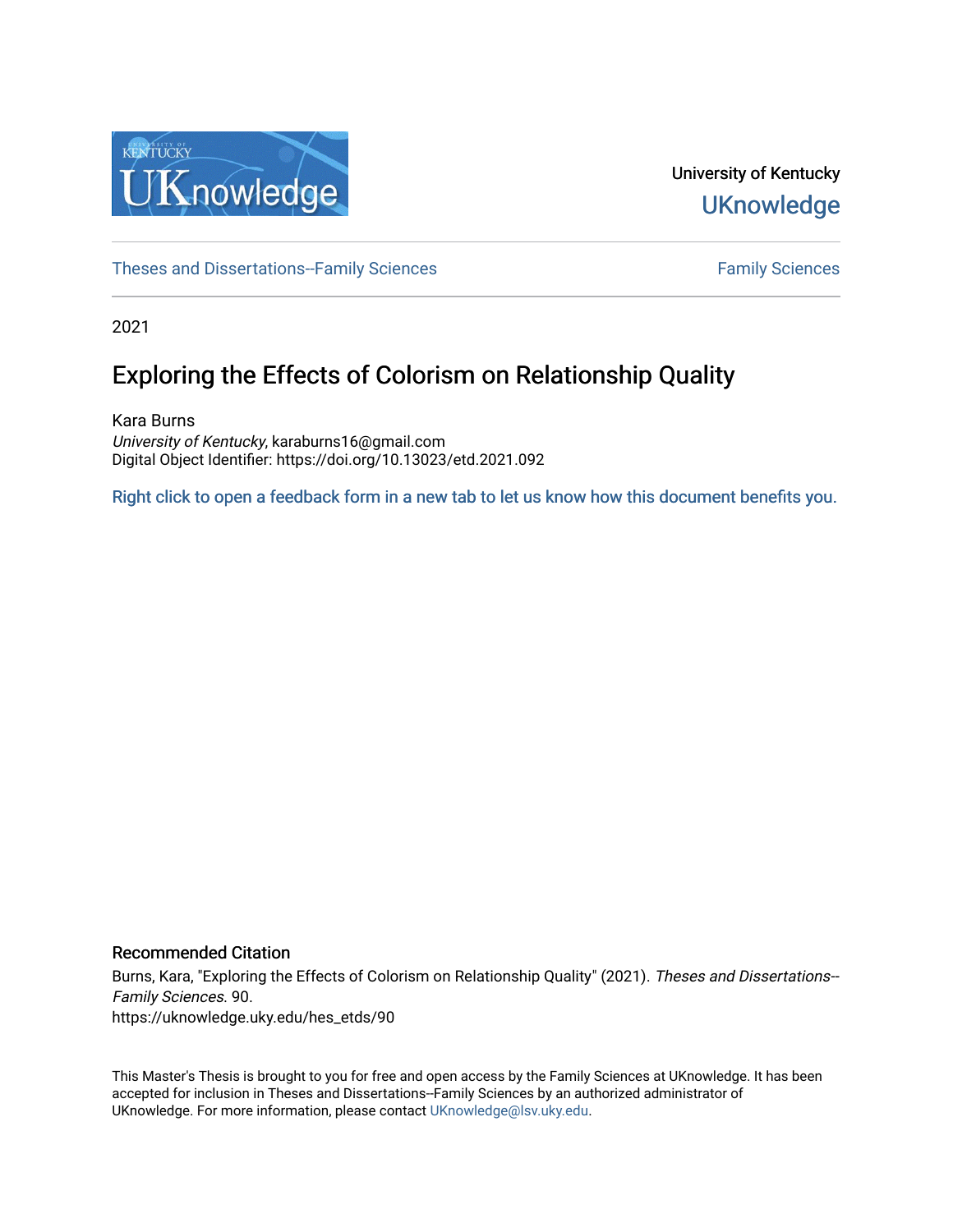University of Kentucky

UKnowledge

Theses and Dissertations--Family Sciences

Family Sciences

2021

# Exploring the Effects of Colorism on Relationship Quality

Kara Burns
*University of Kentucky*, karaburns16@gmail.com
Digital Object Identifier: https://doi.org/10.13023/etd.2021.092

Right click to open a feedback form in a new tab to let us know how this document benefits you.

## Recommended Citation

Burns, Kara, "Exploring the Effects of Colorism on Relationship Quality" (2021). *Theses and Dissertations--Family Sciences*. 90.
https://uknowledge.uky.edu/hes_etds/90

This Master's Thesis is brought to you for free and open access by the Family Sciences at UKnowledge. It has been accepted for inclusion in Theses and Dissertations--Family Sciences by an authorized administrator of UKnowledge. For more information, please contact UKnowledge@lsv.uky.edu.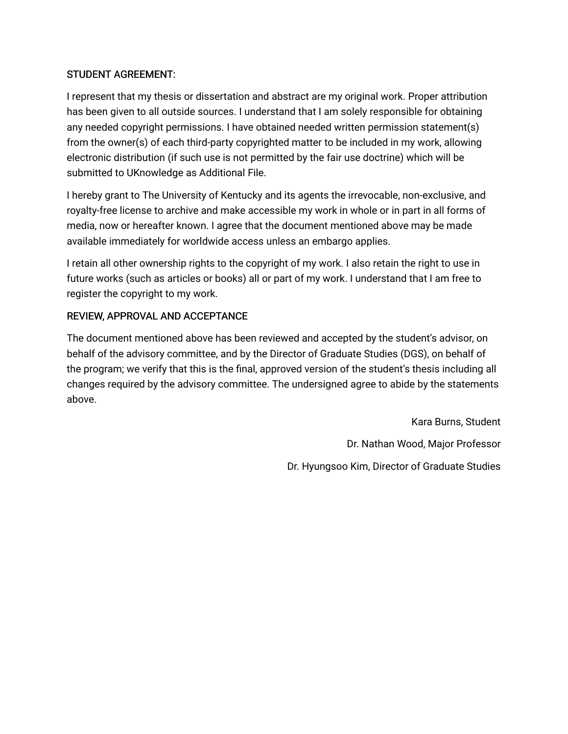STUDENT AGREEMENT:

I represent that my thesis or dissertation and abstract are my original work. Proper attribution has been given to all outside sources. I understand that I am solely responsible for obtaining any needed copyright permissions. I have obtained needed written permission statement(s) from the owner(s) of each third-party copyrighted matter to be included in my work, allowing electronic distribution (if such use is not permitted by the fair use doctrine) which will be submitted to UKnowledge as Additional File.

I hereby grant to The University of Kentucky and its agents the irrevocable, non-exclusive, and royalty-free license to archive and make accessible my work in whole or in part in all forms of media, now or hereafter known. I agree that the document mentioned above may be made available immediately for worldwide access unless an embargo applies.

I retain all other ownership rights to the copyright of my work. I also retain the right to use in future works (such as articles or books) all or part of my work. I understand that I am free to register the copyright to my work.

REVIEW, APPROVAL AND ACCEPTANCE

The document mentioned above has been reviewed and accepted by the student's advisor, on behalf of the advisory committee, and by the Director of Graduate Studies (DGS), on behalf of the program; we verify that this is the final, approved version of the student's thesis including all changes required by the advisory committee. The undersigned agree to abide by the statements above.

Kara Burns, Student

Dr. Nathan Wood, Major Professor

Dr. Hyungsoo Kim, Director of Graduate Studies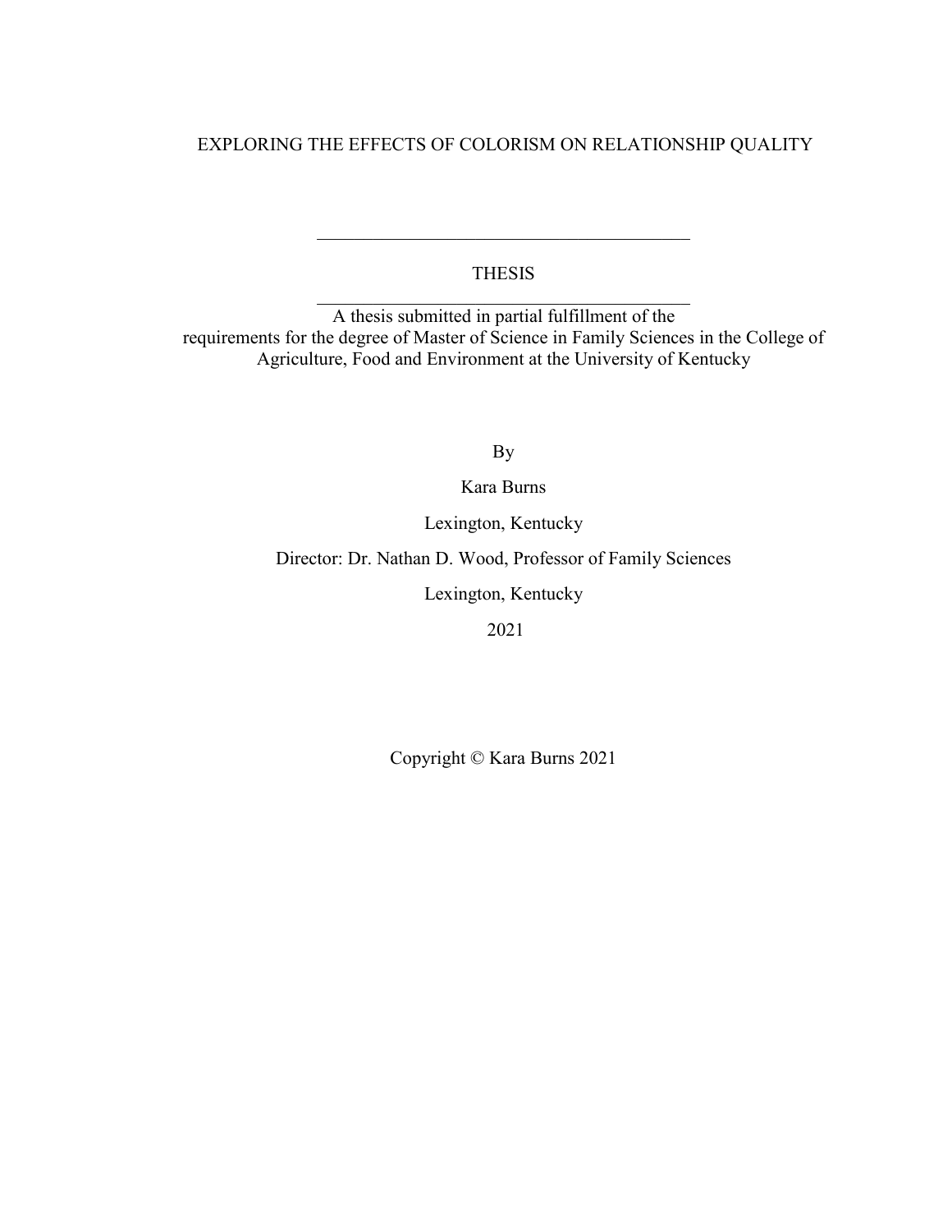# EXPLORING THE EFFECTS OF COLORISM ON RELATIONSHIP QUALITY

---

THESIS

---

A thesis submitted in partial fulfillment of the requirements for the degree of Master of Science in Family Sciences in the College of Agriculture, Food and Environment at the University of Kentucky

By

Kara Burns

Lexington, Kentucky

Director: Dr. Nathan D. Wood, Professor of Family Sciences

Lexington, Kentucky

2021

Copyright © Kara Burns 2021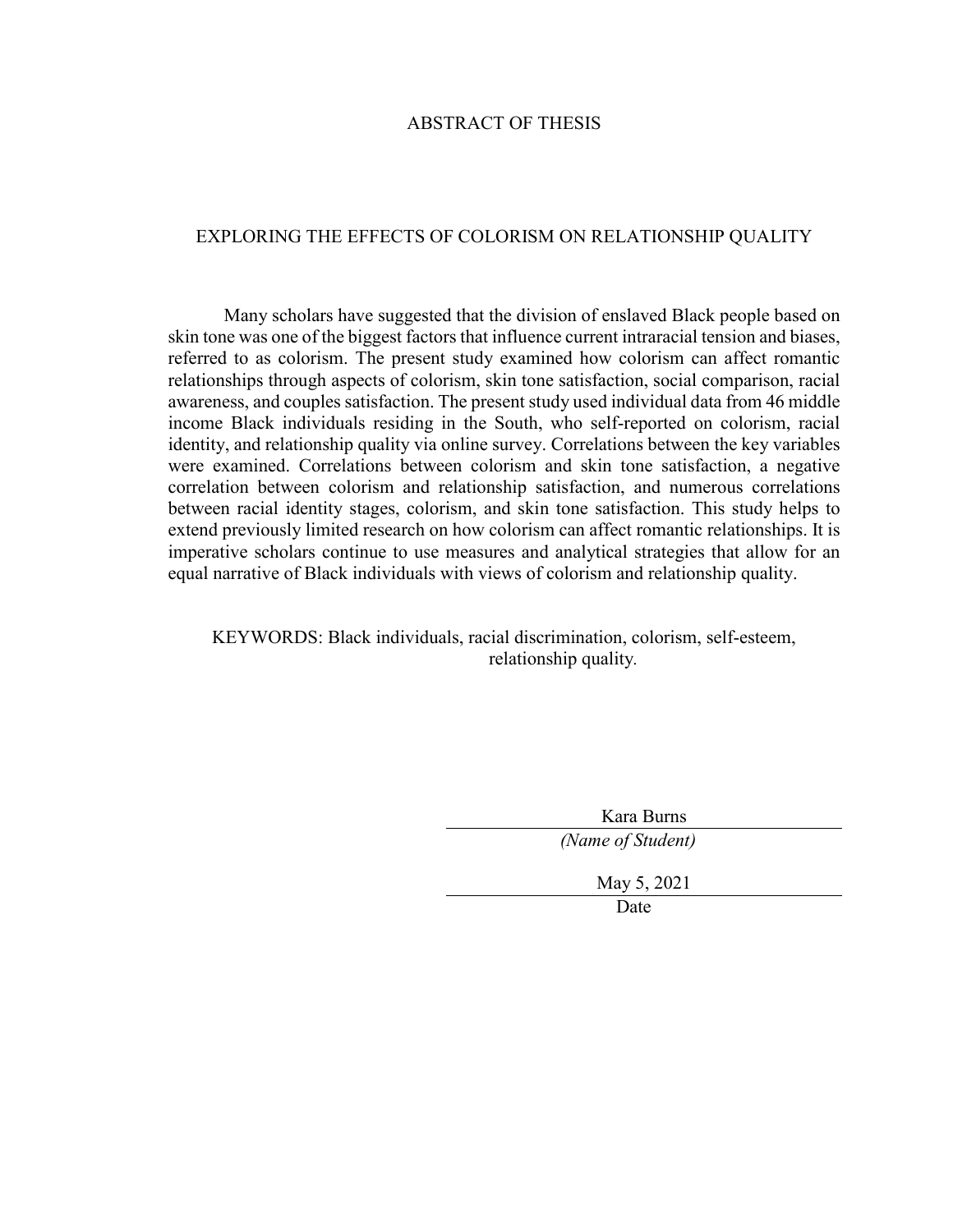# ABSTRACT OF THESIS

## EXPLORING THE EFFECTS OF COLORISM ON RELATIONSHIP QUALITY

Many scholars have suggested that the division of enslaved Black people based on skin tone was one of the biggest factors that influence current intraracial tension and biases, referred to as colorism. The present study examined how colorism can affect romantic relationships through aspects of colorism, skin tone satisfaction, social comparison, racial awareness, and couples satisfaction. The present study used individual data from 46 middle income Black individuals residing in the South, who self-reported on colorism, racial identity, and relationship quality via online survey. Correlations between the key variables were examined. Correlations between colorism and skin tone satisfaction, a negative correlation between colorism and relationship satisfaction, and numerous correlations between racial identity stages, colorism, and skin tone satisfaction. This study helps to extend previously limited research on how colorism can affect romantic relationships. It is imperative scholars continue to use measures and analytical strategies that allow for an equal narrative of Black individuals with views of colorism and relationship quality.

KEYWORDS: Black individuals, racial discrimination, colorism, self-esteem, relationship quality.

Kara Burns
*(Name of Student)*

May 5, 2021
Date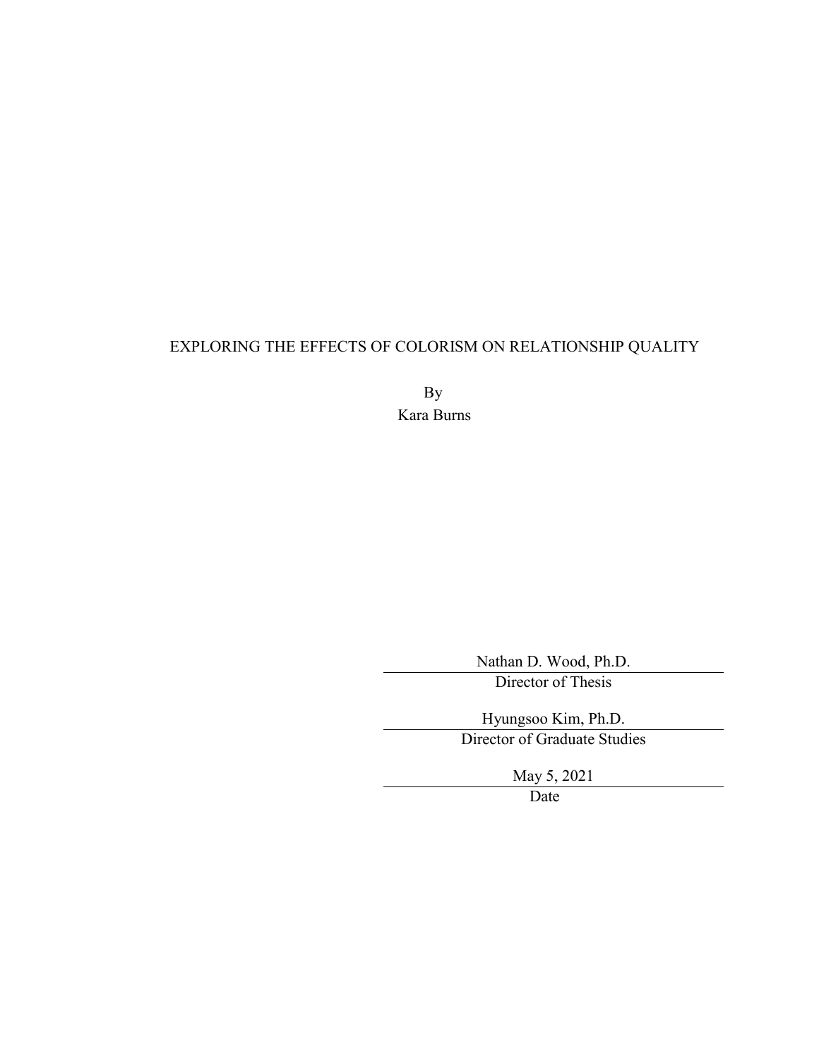EXPLORING THE EFFECTS OF COLORISM ON RELATIONSHIP QUALITY

By

Kara Burns

Nathan D. Wood, Ph.D.
Director of Thesis

Hyungsoo Kim, Ph.D.
Director of Graduate Studies

May 5, 2021
Date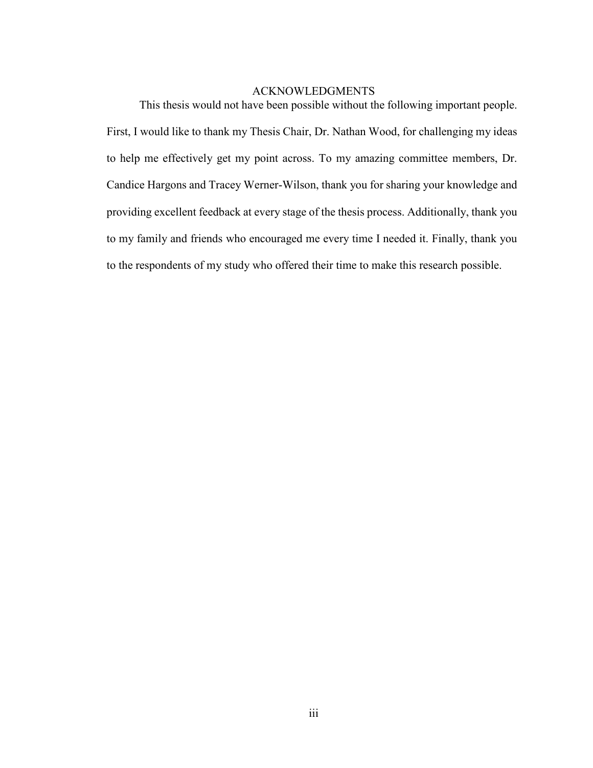## ACKNOWLEDGMENTS

This thesis would not have been possible without the following important people. First, I would like to thank my Thesis Chair, Dr. Nathan Wood, for challenging my ideas to help me effectively get my point across. To my amazing committee members, Dr. Candice Hargons and Tracey Werner-Wilson, thank you for sharing your knowledge and providing excellent feedback at every stage of the thesis process. Additionally, thank you to my family and friends who encouraged me every time I needed it. Finally, thank you to the respondents of my study who offered their time to make this research possible.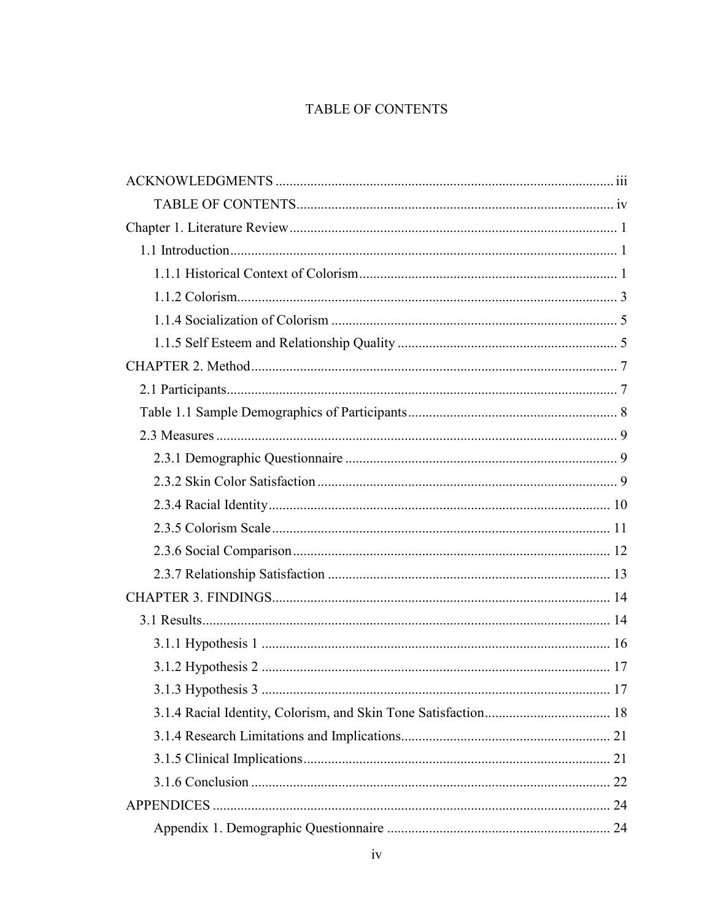# TABLE OF CONTENTS

ACKNOWLEDGMENTS ................................................................................................ iii

TABLE OF CONTENTS.......................................................................................... iv

Chapter 1. Literature Review ............................................................................................. 1

1.1 Introduction ............................................................................................................... 1

1.1.1 Historical Context of Colorism ........................................................................... 1

1.1.2 Colorism ............................................................................................................. 3

1.1.4 Socialization of Colorism ................................................................................... 5

1.1.5 Self Esteem and Relationship Quality ................................................................ 5

CHAPTER 2. Method ........................................................................................................ 7

2.1 Participants ................................................................................................................ 7

Table 1.1 Sample Demographics of Participants ............................................................ 8

2.3 Measures .................................................................................................................. 9

2.3.1 Demographic Questionnaire .............................................................................. 9

2.3.2 Skin Color Satisfaction ...................................................................................... 9

2.3.4 Racial Identity .................................................................................................. 10

2.3.5 Colorism Scale .................................................................................................. 11

2.3.6 Social Comparison ............................................................................................ 12

2.3.7 Relationship Satisfaction .................................................................................. 13

CHAPTER 3. FINDINGS ................................................................................................. 14

3.1 Results ..................................................................................................................... 14

3.1.1 Hypothesis 1 .................................................................................................... 16

3.1.2 Hypothesis 2 .................................................................................................... 17

3.1.3 Hypothesis 3 .................................................................................................... 17

3.1.4 Racial Identity, Colorism, and Skin Tone Satisfaction .................................... 18

3.1.4 Research Limitations and Implications ............................................................ 21

3.1.5 Clinical Implications ........................................................................................ 21

3.1.6 Conclusion ....................................................................................................... 22

APPENDICES .................................................................................................................. 24

Appendix 1. Demographic Questionnaire ................................................................ 24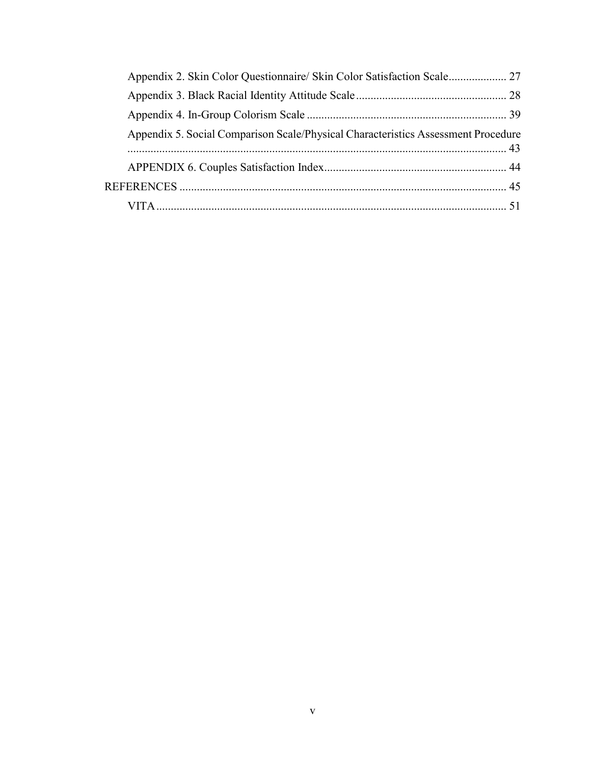Appendix 2. Skin Color Questionnaire/ Skin Color Satisfaction Scale .................... 27

Appendix 3. Black Racial Identity Attitude Scale .................................................... 28

Appendix 4. In-Group Colorism Scale ..................................................................... 39

Appendix 5. Social Comparison Scale/Physical Characteristics Assessment Procedure .................................................................................................................... 43

APPENDIX 6. Couples Satisfaction Index ............................................................... 44

REFERENCES .................................................................................................................. 45

VITA .......................................................................................................................... 51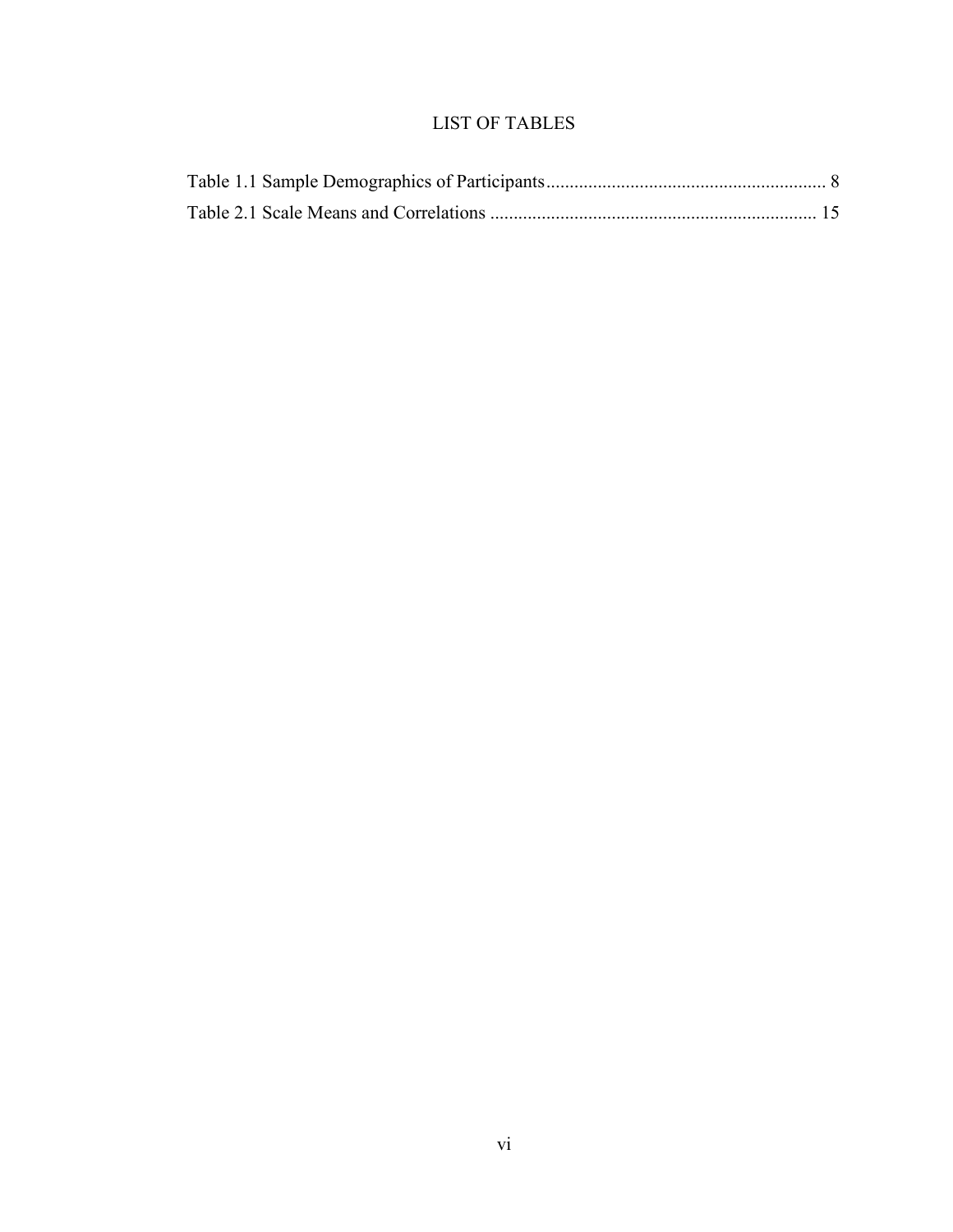# LIST OF TABLES

Table 1.1 Sample Demographics of Participants........................................................... 8
Table 2.1 Scale Means and Correlations ..................................................................... 15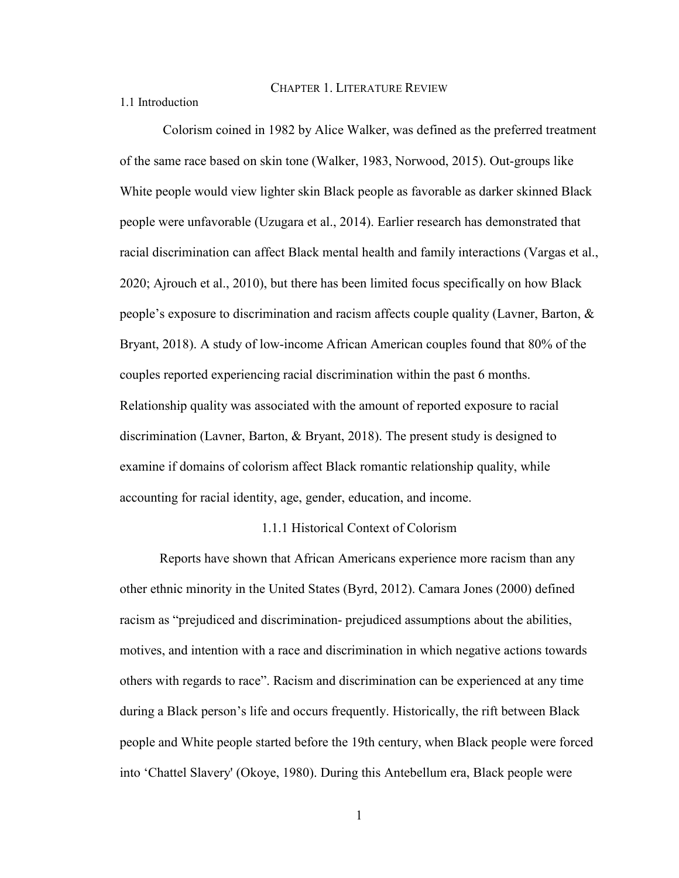# CHAPTER 1. LITERATURE REVIEW

## 1.1 Introduction

Colorism coined in 1982 by Alice Walker, was defined as the preferred treatment of the same race based on skin tone (Walker, 1983, Norwood, 2015). Out-groups like White people would view lighter skin Black people as favorable as darker skinned Black people were unfavorable (Uzugara et al., 2014). Earlier research has demonstrated that racial discrimination can affect Black mental health and family interactions (Vargas et al., 2020; Ajrouch et al., 2010), but there has been limited focus specifically on how Black people's exposure to discrimination and racism affects couple quality (Lavner, Barton, & Bryant, 2018). A study of low-income African American couples found that 80% of the couples reported experiencing racial discrimination within the past 6 months. Relationship quality was associated with the amount of reported exposure to racial discrimination (Lavner, Barton, & Bryant, 2018). The present study is designed to examine if domains of colorism affect Black romantic relationship quality, while accounting for racial identity, age, gender, education, and income.

### 1.1.1 Historical Context of Colorism

Reports have shown that African Americans experience more racism than any other ethnic minority in the United States (Byrd, 2012). Camara Jones (2000) defined racism as "prejudiced and discrimination- prejudiced assumptions about the abilities, motives, and intention with a race and discrimination in which negative actions towards others with regards to race". Racism and discrimination can be experienced at any time during a Black person's life and occurs frequently. Historically, the rift between Black people and White people started before the 19th century, when Black people were forced into 'Chattel Slavery' (Okoye, 1980). During this Antebellum era, Black people were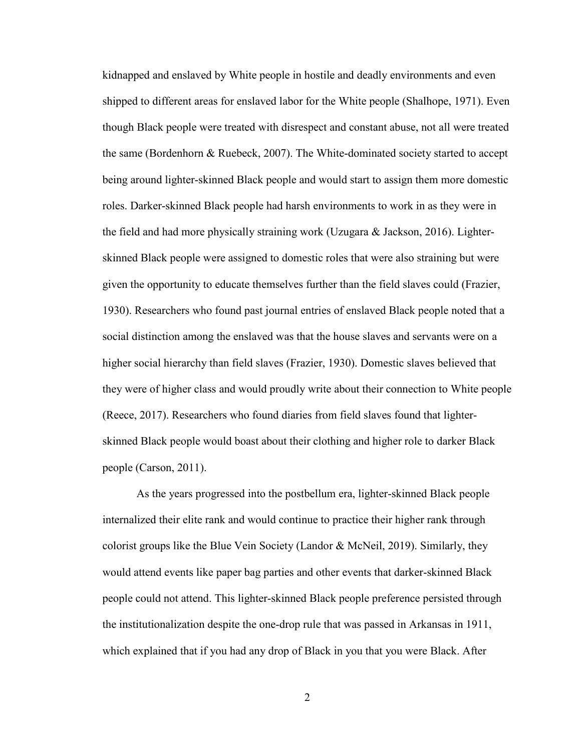kidnapped and enslaved by White people in hostile and deadly environments and even shipped to different areas for enslaved labor for the White people (Shalhope, 1971). Even though Black people were treated with disrespect and constant abuse, not all were treated the same (Bordenhorn & Ruebeck, 2007). The White-dominated society started to accept being around lighter-skinned Black people and would start to assign them more domestic roles. Darker-skinned Black people had harsh environments to work in as they were in the field and had more physically straining work (Uzugara & Jackson, 2016). Lighter-skinned Black people were assigned to domestic roles that were also straining but were given the opportunity to educate themselves further than the field slaves could (Frazier, 1930). Researchers who found past journal entries of enslaved Black people noted that a social distinction among the enslaved was that the house slaves and servants were on a higher social hierarchy than field slaves (Frazier, 1930). Domestic slaves believed that they were of higher class and would proudly write about their connection to White people (Reece, 2017). Researchers who found diaries from field slaves found that lighter-skinned Black people would boast about their clothing and higher role to darker Black people (Carson, 2011).

As the years progressed into the postbellum era, lighter-skinned Black people internalized their elite rank and would continue to practice their higher rank through colorist groups like the Blue Vein Society (Landor & McNeil, 2019). Similarly, they would attend events like paper bag parties and other events that darker-skinned Black people could not attend. This lighter-skinned Black people preference persisted through the institutionalization despite the one-drop rule that was passed in Arkansas in 1911, which explained that if you had any drop of Black in you that you were Black. After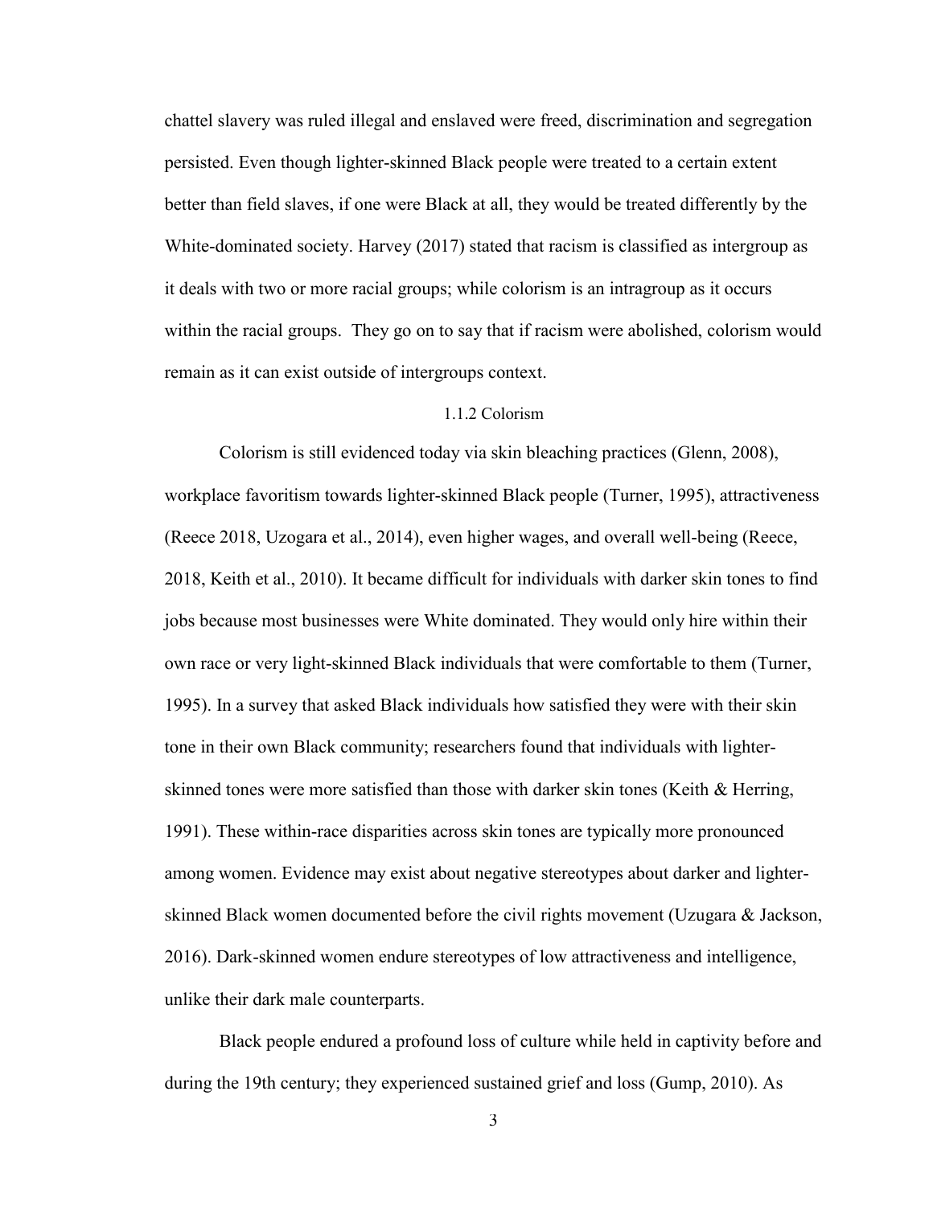chattel slavery was ruled illegal and enslaved were freed, discrimination and segregation persisted. Even though lighter-skinned Black people were treated to a certain extent better than field slaves, if one were Black at all, they would be treated differently by the White-dominated society. Harvey (2017) stated that racism is classified as intergroup as it deals with two or more racial groups; while colorism is an intragroup as it occurs within the racial groups. They go on to say that if racism were abolished, colorism would remain as it can exist outside of intergroups context.

### 1.1.2 Colorism

Colorism is still evidenced today via skin bleaching practices (Glenn, 2008), workplace favoritism towards lighter-skinned Black people (Turner, 1995), attractiveness (Reece 2018, Uzogara et al., 2014), even higher wages, and overall well-being (Reece, 2018, Keith et al., 2010). It became difficult for individuals with darker skin tones to find jobs because most businesses were White dominated. They would only hire within their own race or very light-skinned Black individuals that were comfortable to them (Turner, 1995). In a survey that asked Black individuals how satisfied they were with their skin tone in their own Black community; researchers found that individuals with lighter-skinned tones were more satisfied than those with darker skin tones (Keith & Herring, 1991). These within-race disparities across skin tones are typically more pronounced among women. Evidence may exist about negative stereotypes about darker and lighter-skinned Black women documented before the civil rights movement (Uzugara & Jackson, 2016). Dark-skinned women endure stereotypes of low attractiveness and intelligence, unlike their dark male counterparts.

Black people endured a profound loss of culture while held in captivity before and during the 19th century; they experienced sustained grief and loss (Gump, 2010). As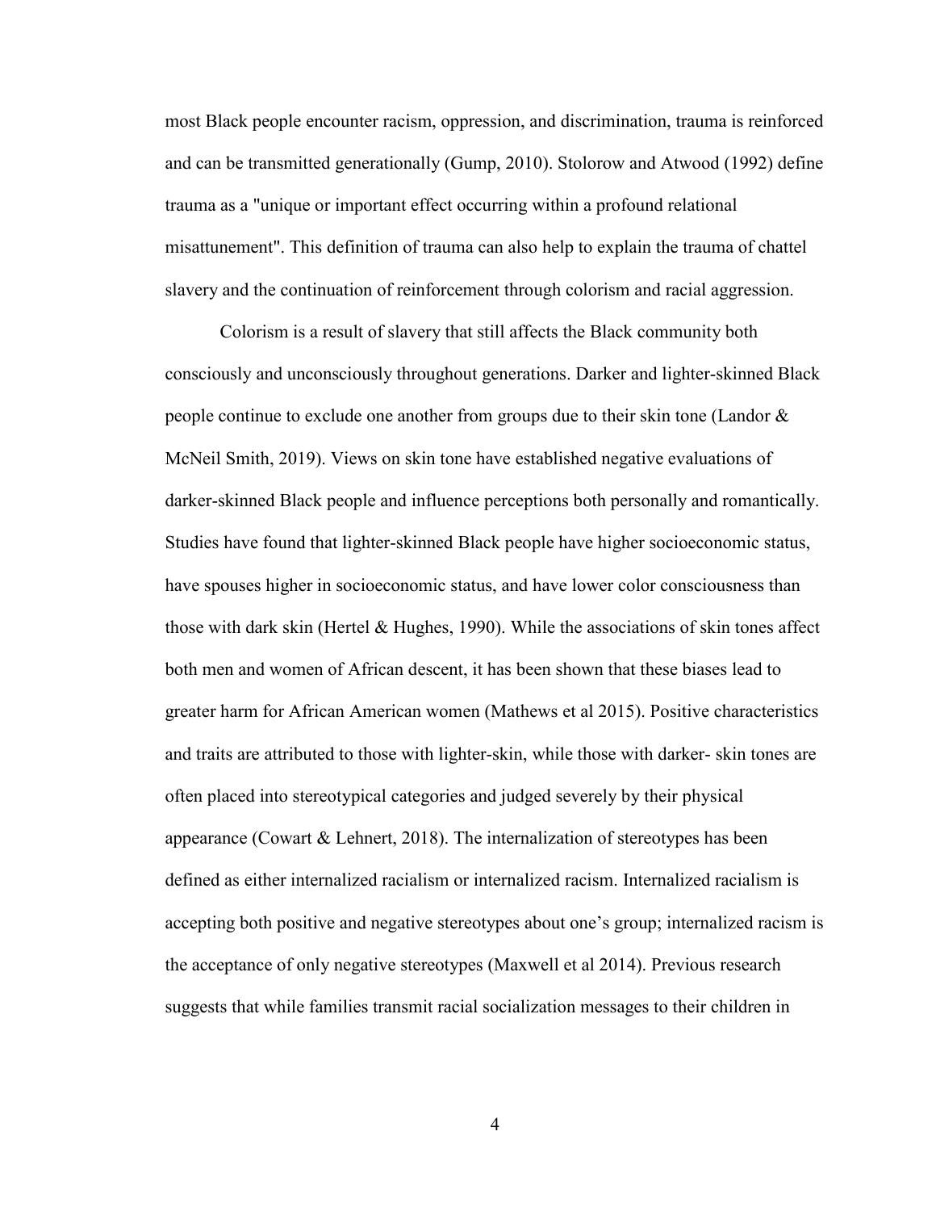most Black people encounter racism, oppression, and discrimination, trauma is reinforced and can be transmitted generationally (Gump, 2010). Stolorow and Atwood (1992) define trauma as a "unique or important effect occurring within a profound relational misattunement". This definition of trauma can also help to explain the trauma of chattel slavery and the continuation of reinforcement through colorism and racial aggression.

Colorism is a result of slavery that still affects the Black community both consciously and unconsciously throughout generations. Darker and lighter-skinned Black people continue to exclude one another from groups due to their skin tone (Landor & McNeil Smith, 2019). Views on skin tone have established negative evaluations of darker-skinned Black people and influence perceptions both personally and romantically. Studies have found that lighter-skinned Black people have higher socioeconomic status, have spouses higher in socioeconomic status, and have lower color consciousness than those with dark skin (Hertel & Hughes, 1990). While the associations of skin tones affect both men and women of African descent, it has been shown that these biases lead to greater harm for African American women (Mathews et al 2015). Positive characteristics and traits are attributed to those with lighter-skin, while those with darker- skin tones are often placed into stereotypical categories and judged severely by their physical appearance (Cowart & Lehnert, 2018). The internalization of stereotypes has been defined as either internalized racialism or internalized racism. Internalized racialism is accepting both positive and negative stereotypes about one's group; internalized racism is the acceptance of only negative stereotypes (Maxwell et al 2014). Previous research suggests that while families transmit racial socialization messages to their children in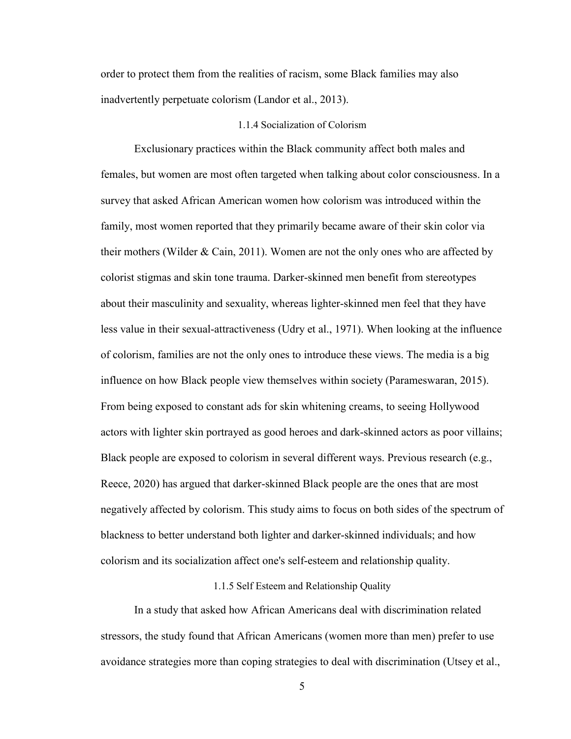order to protect them from the realities of racism, some Black families may also inadvertently perpetuate colorism (Landor et al., 2013).

### 1.1.4 Socialization of Colorism

Exclusionary practices within the Black community affect both males and females, but women are most often targeted when talking about color consciousness. In a survey that asked African American women how colorism was introduced within the family, most women reported that they primarily became aware of their skin color via their mothers (Wilder & Cain, 2011). Women are not the only ones who are affected by colorist stigmas and skin tone trauma. Darker-skinned men benefit from stereotypes about their masculinity and sexuality, whereas lighter-skinned men feel that they have less value in their sexual-attractiveness (Udry et al., 1971). When looking at the influence of colorism, families are not the only ones to introduce these views. The media is a big influence on how Black people view themselves within society (Parameswaran, 2015). From being exposed to constant ads for skin whitening creams, to seeing Hollywood actors with lighter skin portrayed as good heroes and dark-skinned actors as poor villains; Black people are exposed to colorism in several different ways. Previous research (e.g., Reece, 2020) has argued that darker-skinned Black people are the ones that are most negatively affected by colorism. This study aims to focus on both sides of the spectrum of blackness to better understand both lighter and darker-skinned individuals; and how colorism and its socialization affect one's self-esteem and relationship quality.

### 1.1.5 Self Esteem and Relationship Quality

In a study that asked how African Americans deal with discrimination related stressors, the study found that African Americans (women more than men) prefer to use avoidance strategies more than coping strategies to deal with discrimination (Utsey et al.,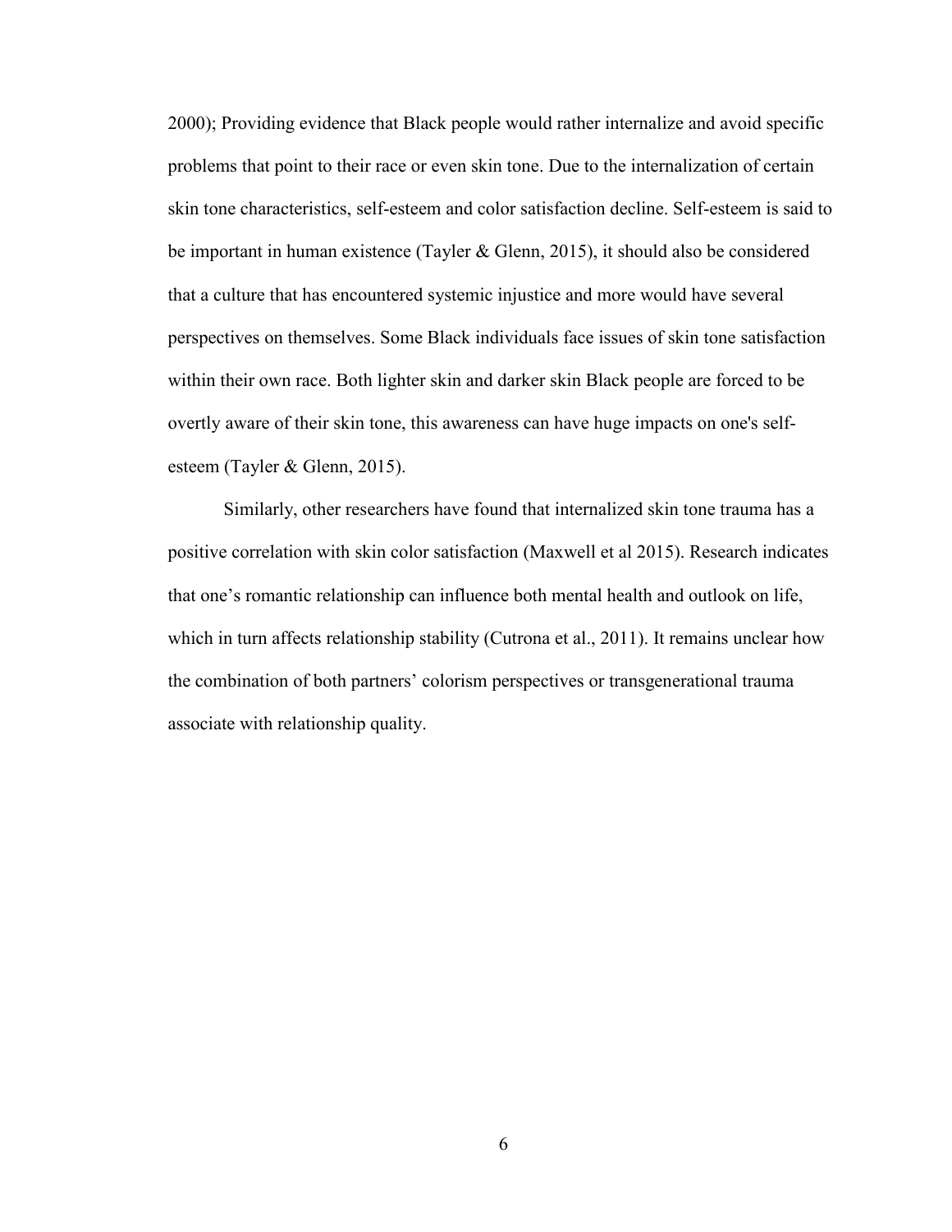2000); Providing evidence that Black people would rather internalize and avoid specific problems that point to their race or even skin tone. Due to the internalization of certain skin tone characteristics, self-esteem and color satisfaction decline. Self-esteem is said to be important in human existence (Tayler & Glenn, 2015), it should also be considered that a culture that has encountered systemic injustice and more would have several perspectives on themselves. Some Black individuals face issues of skin tone satisfaction within their own race. Both lighter skin and darker skin Black people are forced to be overtly aware of their skin tone, this awareness can have huge impacts on one's self-esteem (Tayler & Glenn, 2015).

Similarly, other researchers have found that internalized skin tone trauma has a positive correlation with skin color satisfaction (Maxwell et al 2015). Research indicates that one's romantic relationship can influence both mental health and outlook on life, which in turn affects relationship stability (Cutrona et al., 2011). It remains unclear how the combination of both partners' colorism perspectives or transgenerational trauma associate with relationship quality.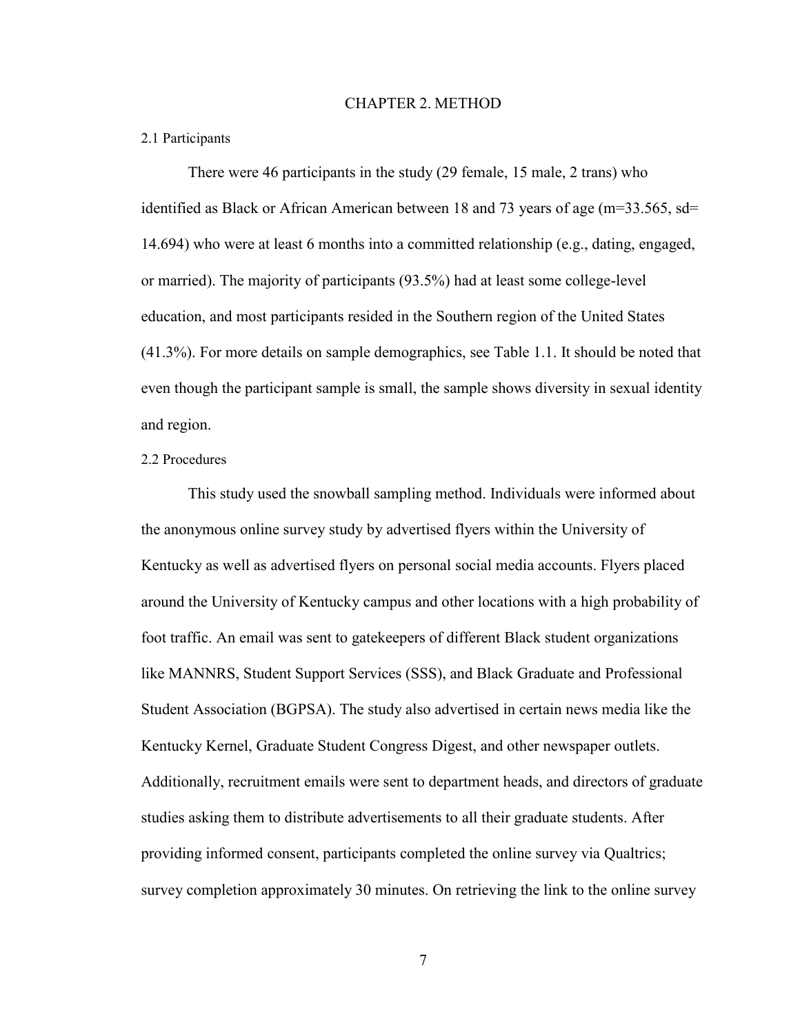# CHAPTER 2. METHOD

## 2.1 Participants

There were 46 participants in the study (29 female, 15 male, 2 trans) who identified as Black or African American between 18 and 73 years of age (m=33.565, sd= 14.694) who were at least 6 months into a committed relationship (e.g., dating, engaged, or married). The majority of participants (93.5%) had at least some college-level education, and most participants resided in the Southern region of the United States (41.3%). For more details on sample demographics, see Table 1.1. It should be noted that even though the participant sample is small, the sample shows diversity in sexual identity and region.

## 2.2 Procedures

This study used the snowball sampling method. Individuals were informed about the anonymous online survey study by advertised flyers within the University of Kentucky as well as advertised flyers on personal social media accounts. Flyers placed around the University of Kentucky campus and other locations with a high probability of foot traffic. An email was sent to gatekeepers of different Black student organizations like MANNRS, Student Support Services (SSS), and Black Graduate and Professional Student Association (BGPSA). The study also advertised in certain news media like the Kentucky Kernel, Graduate Student Congress Digest, and other newspaper outlets. Additionally, recruitment emails were sent to department heads, and directors of graduate studies asking them to distribute advertisements to all their graduate students. After providing informed consent, participants completed the online survey via Qualtrics; survey completion approximately 30 minutes. On retrieving the link to the online survey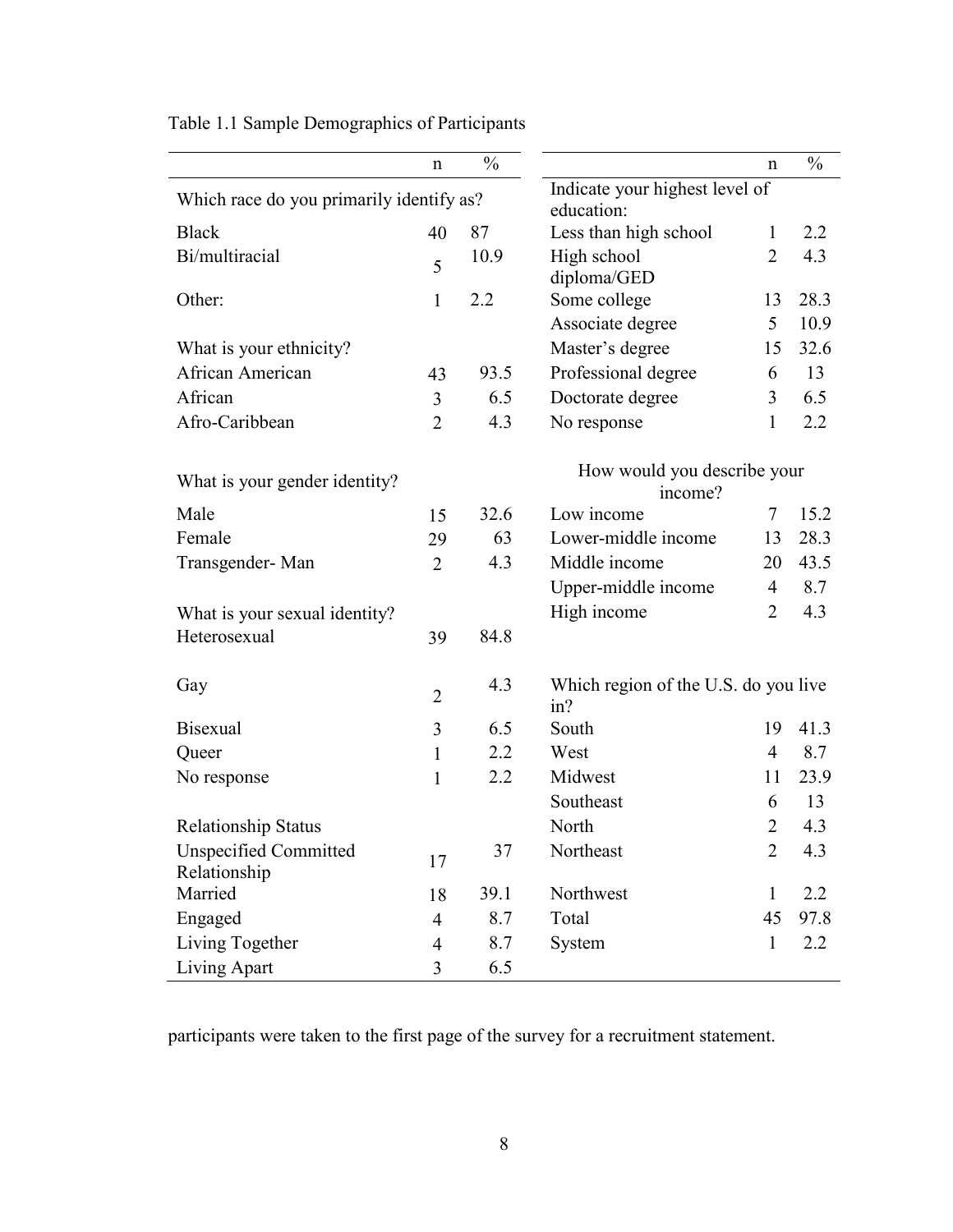Table 1.1 Sample Demographics of Participants

| | n | % | | n | % |
|---|---|---|---|---|---|
| Which race do you primarily identify as? | | | Indicate your highest level of education: | | |
| Black | 40 | 87 | Less than high school | 1 | 2.2 |
| Bi/multiracial | 5 | 10.9 | High school diploma/GED | 2 | 4.3 |
| Other: | 1 | 2.2 | Some college | 13 | 28.3 |
| | | | Associate degree | 5 | 10.9 |
| What is your ethnicity? | | | Master's degree | 15 | 32.6 |
| African American | 43 | 93.5 | Professional degree | 6 | 13 |
| African | 3 | 6.5 | Doctorate degree | 3 | 6.5 |
| Afro-Caribbean | 2 | 4.3 | No response | 1 | 2.2 |
| What is your gender identity? | | | How would you describe your income? | | |
| Male | 15 | 32.6 | Low income | 7 | 15.2 |
| Female | 29 | 63 | Lower-middle income | 13 | 28.3 |
| Transgender- Man | 2 | 4.3 | Middle income | 20 | 43.5 |
| | | | Upper-middle income | 4 | 8.7 |
| What is your sexual identity? | | | High income | 2 | 4.3 |
| Heterosexual | 39 | 84.8 | | | |
| Gay | 2 | 4.3 | Which region of the U.S. do you live in? | | |
| Bisexual | 3 | 6.5 | South | 19 | 41.3 |
| Queer | 1 | 2.2 | West | 4 | 8.7 |
| No response | 1 | 2.2 | Midwest | 11 | 23.9 |
| | | | Southeast | 6 | 13 |
| Relationship Status | | | North | 2 | 4.3 |
| Unspecified Committed Relationship | 17 | 37 | Northeast | 2 | 4.3 |
| Married | 18 | 39.1 | Northwest | 1 | 2.2 |
| Engaged | 4 | 8.7 | Total | 45 | 97.8 |
| Living Together | 4 | 8.7 | System | 1 | 2.2 |
| Living Apart | 3 | 6.5 | | | |

participants were taken to the first page of the survey for a recruitment statement.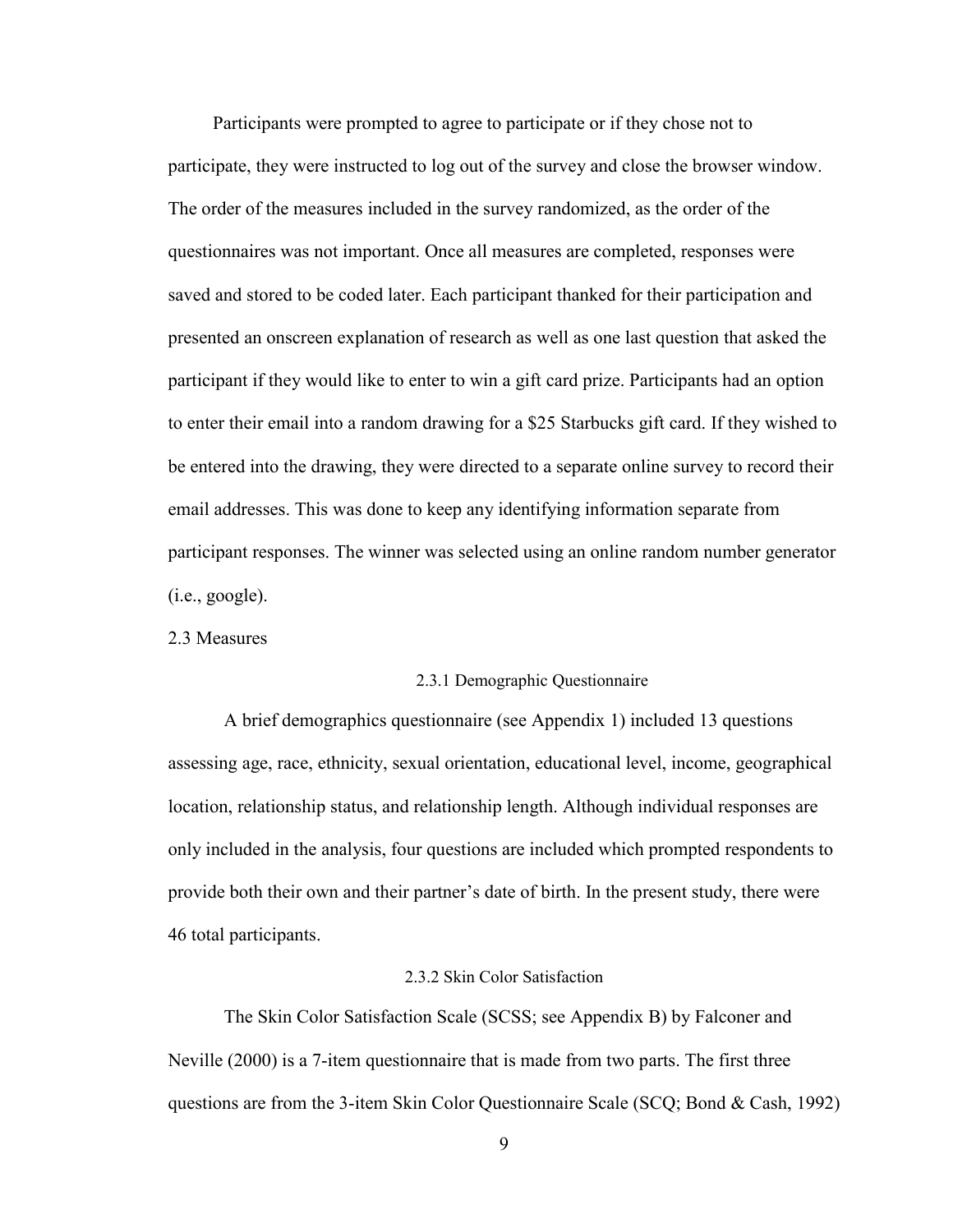Participants were prompted to agree to participate or if they chose not to participate, they were instructed to log out of the survey and close the browser window. The order of the measures included in the survey randomized, as the order of the questionnaires was not important. Once all measures are completed, responses were saved and stored to be coded later. Each participant thanked for their participation and presented an onscreen explanation of research as well as one last question that asked the participant if they would like to enter to win a gift card prize. Participants had an option to enter their email into a random drawing for a $25 Starbucks gift card. If they wished to be entered into the drawing, they were directed to a separate online survey to record their email addresses. This was done to keep any identifying information separate from participant responses. The winner was selected using an online random number generator (i.e., google).

## 2.3 Measures

### 2.3.1 Demographic Questionnaire

A brief demographics questionnaire (see Appendix 1) included 13 questions assessing age, race, ethnicity, sexual orientation, educational level, income, geographical location, relationship status, and relationship length. Although individual responses are only included in the analysis, four questions are included which prompted respondents to provide both their own and their partner's date of birth. In the present study, there were 46 total participants.

### 2.3.2 Skin Color Satisfaction

The Skin Color Satisfaction Scale (SCSS; see Appendix B) by Falconer and Neville (2000) is a 7-item questionnaire that is made from two parts. The first three questions are from the 3-item Skin Color Questionnaire Scale (SCQ; Bond & Cash, 1992)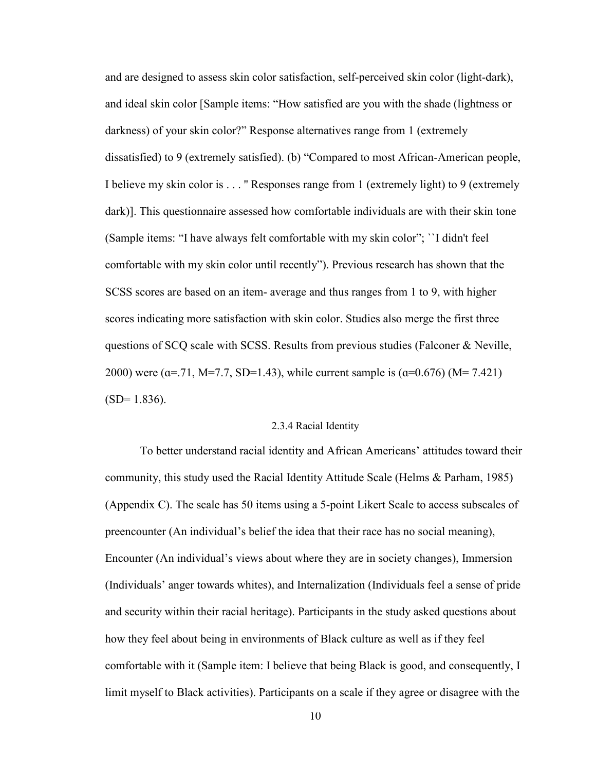and are designed to assess skin color satisfaction, self-perceived skin color (light-dark), and ideal skin color [Sample items: "How satisfied are you with the shade (lightness or darkness) of your skin color?" Response alternatives range from 1 (extremely dissatisfied) to 9 (extremely satisfied). (b) "Compared to most African-American people, I believe my skin color is . . . " Responses range from 1 (extremely light) to 9 (extremely dark)]. This questionnaire assessed how comfortable individuals are with their skin tone (Sample items: "I have always felt comfortable with my skin color"; ``I didn't feel comfortable with my skin color until recently"). Previous research has shown that the SCSS scores are based on an item- average and thus ranges from 1 to 9, with higher scores indicating more satisfaction with skin color. Studies also merge the first three questions of SCQ scale with SCSS. Results from previous studies (Falconer & Neville, 2000) were (α=.71, M=7.7, SD=1.43), while current sample is (α=0.676) (M= 7.421) (SD= 1.836).

### 2.3.4 Racial Identity

To better understand racial identity and African Americans' attitudes toward their community, this study used the Racial Identity Attitude Scale (Helms & Parham, 1985) (Appendix C). The scale has 50 items using a 5-point Likert Scale to access subscales of preencounter (An individual's belief the idea that their race has no social meaning), Encounter (An individual's views about where they are in society changes), Immersion (Individuals' anger towards whites), and Internalization (Individuals feel a sense of pride and security within their racial heritage). Participants in the study asked questions about how they feel about being in environments of Black culture as well as if they feel comfortable with it (Sample item: I believe that being Black is good, and consequently, I limit myself to Black activities). Participants on a scale if they agree or disagree with the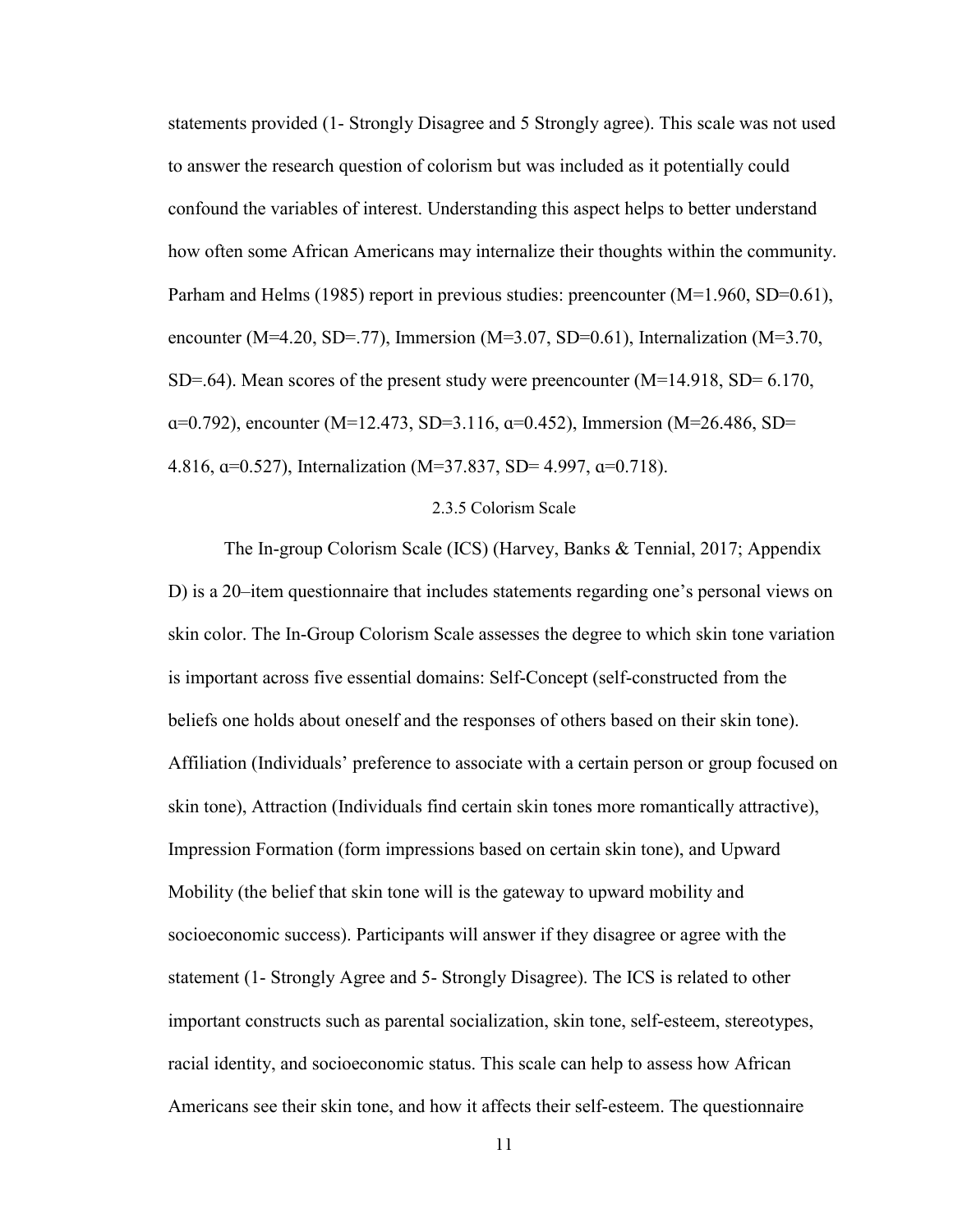statements provided (1- Strongly Disagree and 5 Strongly agree). This scale was not used to answer the research question of colorism but was included as it potentially could confound the variables of interest. Understanding this aspect helps to better understand how often some African Americans may internalize their thoughts within the community. Parham and Helms (1985) report in previous studies: preencounter ($M=1.960$, $SD=0.61$), encounter ($M=4.20$, $SD=.77$), Immersion ($M=3.07$, $SD=0.61$), Internalization ($M=3.70$, $SD=.64$). Mean scores of the present study were preencounter ($M=14.918$, $SD= 6.170$, $\alpha=0.792$), encounter ($M=12.473$, $SD=3.116$, $\alpha=0.452$), Immersion ($M=26.486$, $SD= 4.816$, $\alpha=0.527$), Internalization ($M=37.837$, $SD= 4.997$, $\alpha=0.718$).

### 2.3.5 Colorism Scale

The In-group Colorism Scale (ICS) (Harvey, Banks & Tennial, 2017; Appendix D) is a 20–item questionnaire that includes statements regarding one's personal views on skin color. The In-Group Colorism Scale assesses the degree to which skin tone variation is important across five essential domains: Self-Concept (self-constructed from the beliefs one holds about oneself and the responses of others based on their skin tone). Affiliation (Individuals' preference to associate with a certain person or group focused on skin tone), Attraction (Individuals find certain skin tones more romantically attractive), Impression Formation (form impressions based on certain skin tone), and Upward Mobility (the belief that skin tone will is the gateway to upward mobility and socioeconomic success). Participants will answer if they disagree or agree with the statement (1- Strongly Agree and 5- Strongly Disagree). The ICS is related to other important constructs such as parental socialization, skin tone, self-esteem, stereotypes, racial identity, and socioeconomic status. This scale can help to assess how African Americans see their skin tone, and how it affects their self-esteem. The questionnaire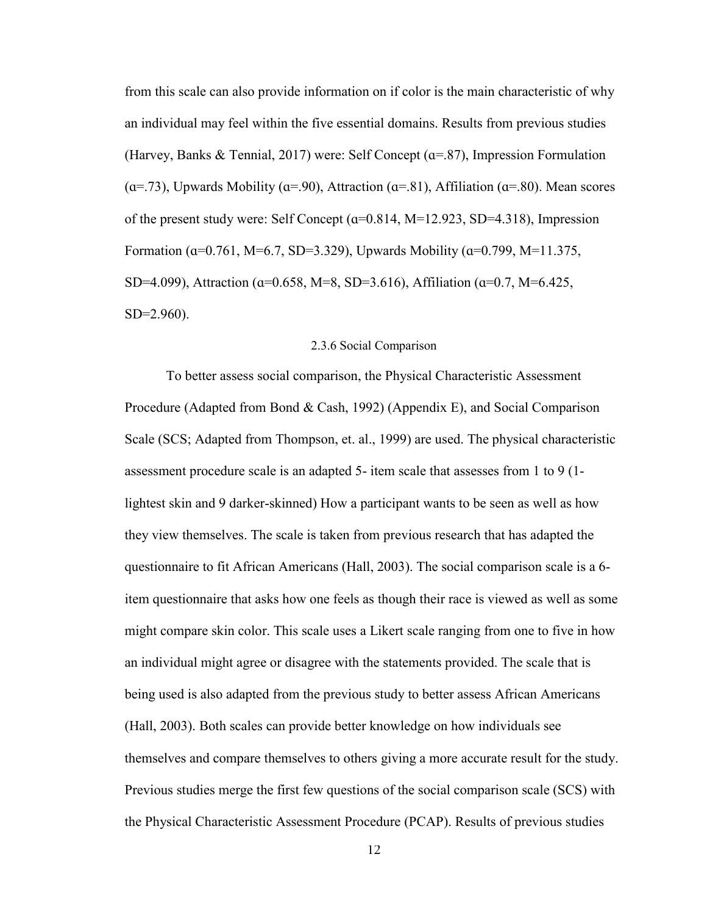from this scale can also provide information on if color is the main characteristic of why an individual may feel within the five essential domains. Results from previous studies (Harvey, Banks & Tennial, 2017) were: Self Concept ($\alpha$=.87), Impression Formulation ($\alpha$=.73), Upwards Mobility ($\alpha$=.90), Attraction ($\alpha$=.81), Affiliation ($\alpha$=.80). Mean scores of the present study were: Self Concept ($\alpha$=0.814, M=12.923, SD=4.318), Impression Formation ($\alpha$=0.761, M=6.7, SD=3.329), Upwards Mobility ($\alpha$=0.799, M=11.375, SD=4.099), Attraction ($\alpha$=0.658, M=8, SD=3.616), Affiliation ($\alpha$=0.7, M=6.425, SD=2.960).

### 2.3.6 Social Comparison

To better assess social comparison, the Physical Characteristic Assessment Procedure (Adapted from Bond & Cash, 1992) (Appendix E), and Social Comparison Scale (SCS; Adapted from Thompson, et. al., 1999) are used. The physical characteristic assessment procedure scale is an adapted 5- item scale that assesses from 1 to 9 (1-lightest skin and 9 darker-skinned) How a participant wants to be seen as well as how they view themselves. The scale is taken from previous research that has adapted the questionnaire to fit African Americans (Hall, 2003). The social comparison scale is a 6-item questionnaire that asks how one feels as though their race is viewed as well as some might compare skin color. This scale uses a Likert scale ranging from one to five in how an individual might agree or disagree with the statements provided. The scale that is being used is also adapted from the previous study to better assess African Americans (Hall, 2003). Both scales can provide better knowledge on how individuals see themselves and compare themselves to others giving a more accurate result for the study. Previous studies merge the first few questions of the social comparison scale (SCS) with the Physical Characteristic Assessment Procedure (PCAP). Results of previous studies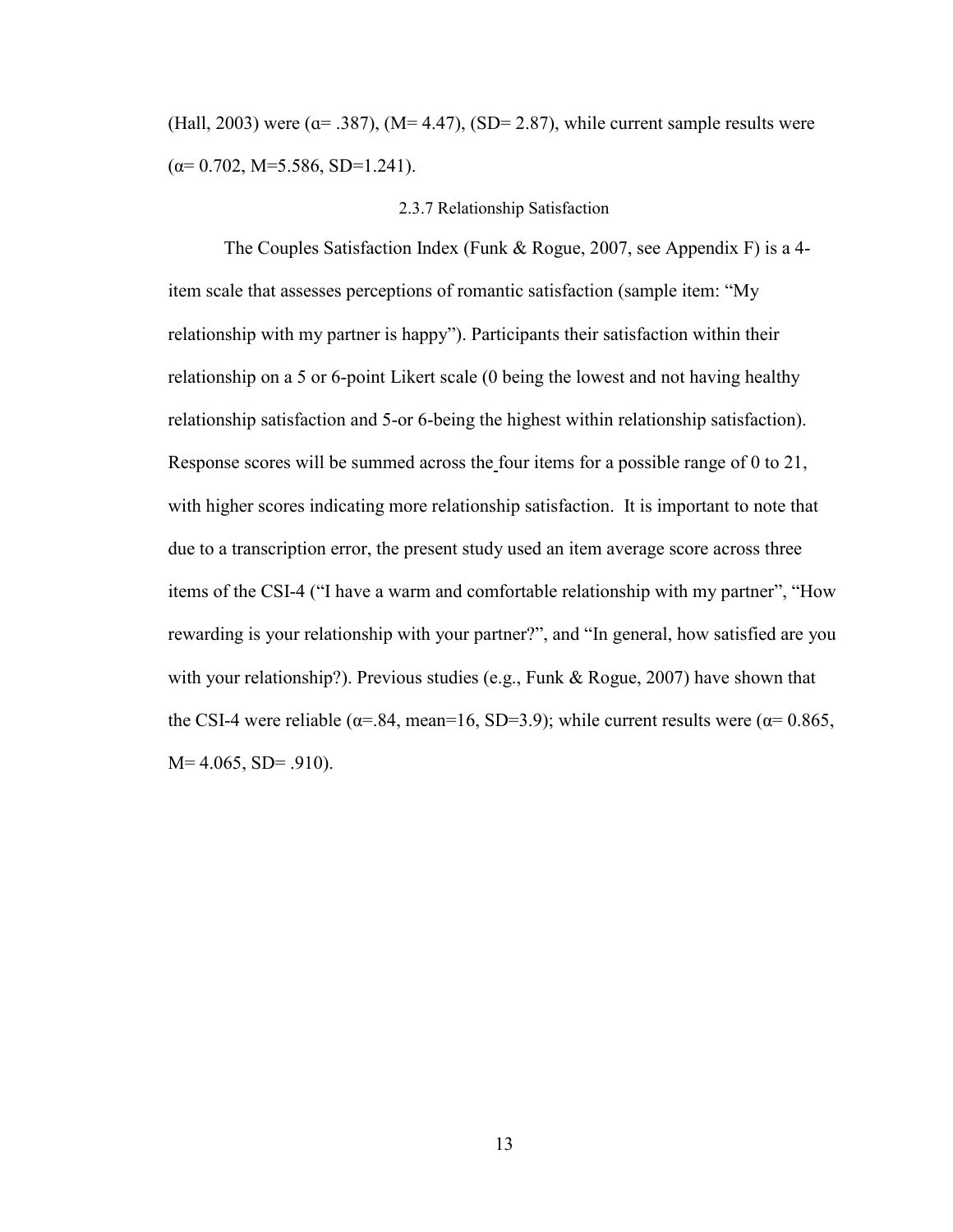(Hall, 2003) were (α= .387), (M= 4.47), (SD= 2.87), while current sample results were (α= 0.702, M=5.586, SD=1.241).

### 2.3.7 Relationship Satisfaction

The Couples Satisfaction Index (Funk & Rogue, 2007, see Appendix F) is a 4-item scale that assesses perceptions of romantic satisfaction (sample item: "My relationship with my partner is happy"). Participants their satisfaction within their relationship on a 5 or 6-point Likert scale (0 being the lowest and not having healthy relationship satisfaction and 5-or 6-being the highest within relationship satisfaction). Response scores will be summed across the four items for a possible range of 0 to 21, with higher scores indicating more relationship satisfaction. It is important to note that due to a transcription error, the present study used an item average score across three items of the CSI-4 ("I have a warm and comfortable relationship with my partner", "How rewarding is your relationship with your partner?", and "In general, how satisfied are you with your relationship?). Previous studies (e.g., Funk & Rogue, 2007) have shown that the CSI-4 were reliable (α=.84, mean=16, SD=3.9); while current results were (α= 0.865, M= 4.065, SD= .910).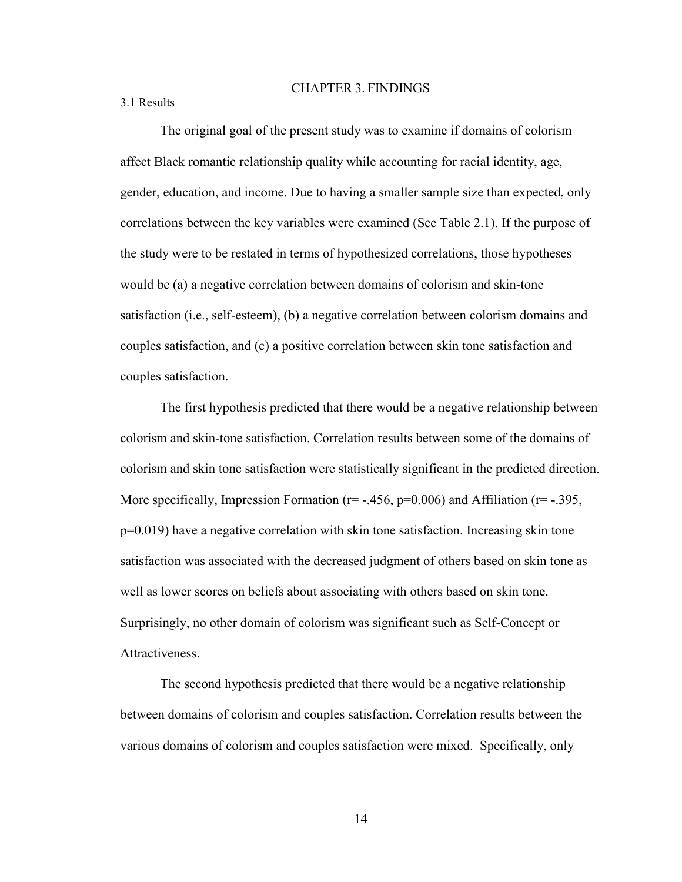# CHAPTER 3. FINDINGS

## 3.1 Results

The original goal of the present study was to examine if domains of colorism affect Black romantic relationship quality while accounting for racial identity, age, gender, education, and income. Due to having a smaller sample size than expected, only correlations between the key variables were examined (See Table 2.1). If the purpose of the study were to be restated in terms of hypothesized correlations, those hypotheses would be (a) a negative correlation between domains of colorism and skin-tone satisfaction (i.e., self-esteem), (b) a negative correlation between colorism domains and couples satisfaction, and (c) a positive correlation between skin tone satisfaction and couples satisfaction.

The first hypothesis predicted that there would be a negative relationship between colorism and skin-tone satisfaction. Correlation results between some of the domains of colorism and skin tone satisfaction were statistically significant in the predicted direction. More specifically, Impression Formation ($r= -.456$, $p=0.006$) and Affiliation ($r= -.395$, $p=0.019$) have a negative correlation with skin tone satisfaction. Increasing skin tone satisfaction was associated with the decreased judgment of others based on skin tone as well as lower scores on beliefs about associating with others based on skin tone. Surprisingly, no other domain of colorism was significant such as Self-Concept or Attractiveness.

The second hypothesis predicted that there would be a negative relationship between domains of colorism and couples satisfaction. Correlation results between the various domains of colorism and couples satisfaction were mixed. Specifically, only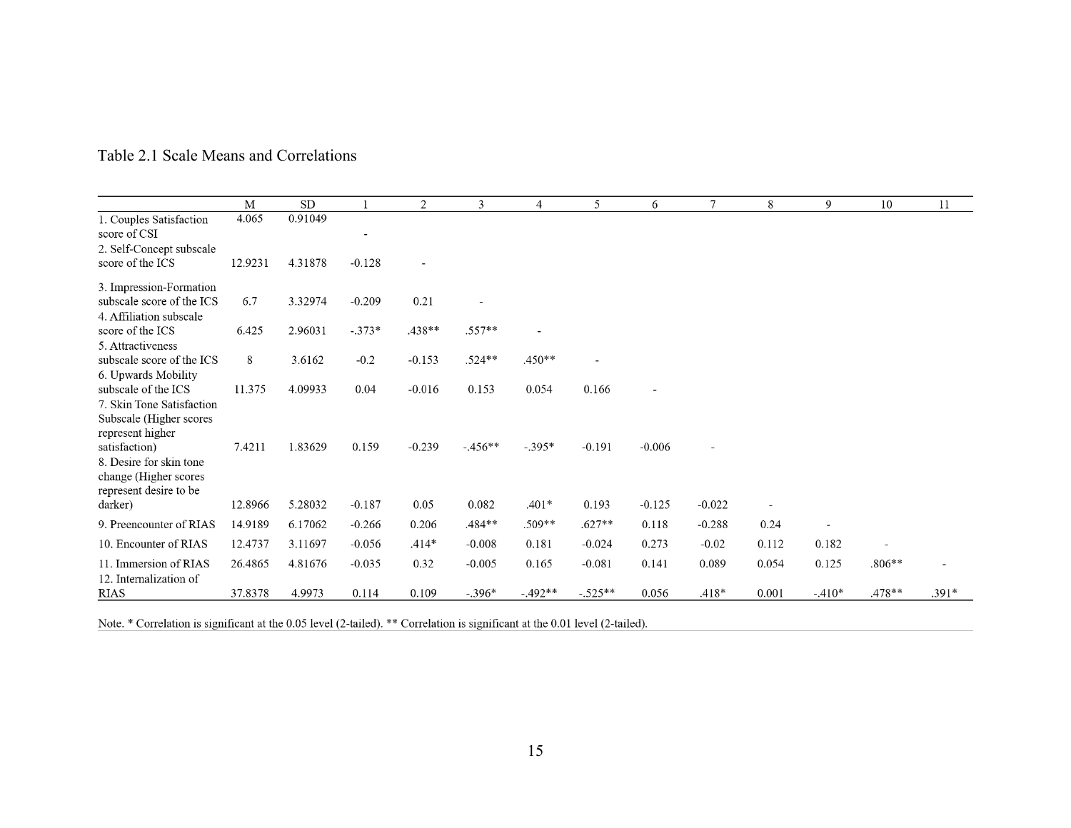Table 2.1 Scale Means and Correlations

| | M | SD | 1 | 2 | 3 | 4 | 5 | 6 | 7 | 8 | 9 | 10 | 11 |
|---|---|---|---|---|---|---|---|---|---|---|---|---|---|
| 1. Couples Satisfaction score of CSI | 4.065 | 0.91049 | - | | | | | | | | | | |
| 2. Self-Concept subscale score of the ICS | 12.9231 | 4.31878 | -0.128 | - | | | | | | | | | |
| 3. Impression-Formation subscale score of the ICS | 6.7 | 3.32974 | -0.209 | 0.21 | - | | | | | | | | |
| 4. Affiliation subscale score of the ICS | 6.425 | 2.96031 | -.373* | .438** | .557** | - | | | | | | | |
| 5. Attractiveness subscale score of the ICS | 8 | 3.6162 | -0.2 | -0.153 | .524** | .450** | - | | | | | | |
| 6. Upwards Mobility subscale of the ICS | 11.375 | 4.09933 | 0.04 | -0.016 | 0.153 | 0.054 | 0.166 | - | | | | | |
| 7. Skin Tone Satisfaction Subscale (Higher scores represent higher satisfaction) | 7.4211 | 1.83629 | 0.159 | -0.239 | -.456** | -.395* | -0.191 | -0.006 | - | | | | |
| 8. Desire for skin tone change (Higher scores represent desire to be darker) | 12.8966 | 5.28032 | -0.187 | 0.05 | 0.082 | .401* | 0.193 | -0.125 | -0.022 | - | | | |
| 9. Preencounter of RIAS | 14.9189 | 6.17062 | -0.266 | 0.206 | .484** | .509** | .627** | 0.118 | -0.288 | 0.24 | - | | |
| 10. Encounter of RIAS | 12.4737 | 3.11697 | -0.056 | .414* | -0.008 | 0.181 | -0.024 | 0.273 | -0.02 | 0.112 | 0.182 | - | |
| 11. Immersion of RIAS | 26.4865 | 4.81676 | -0.035 | 0.32 | -0.005 | 0.165 | -0.081 | 0.141 | 0.089 | 0.054 | 0.125 | .806** | - |
| 12. Internalization of RIAS | 37.8378 | 4.9973 | 0.114 | 0.109 | -.396* | -.492** | -.525** | 0.056 | .418* | 0.001 | -.410* | .478** | .391* |

Note. * Correlation is significant at the 0.05 level (2-tailed). ** Correlation is significant at the 0.01 level (2-tailed).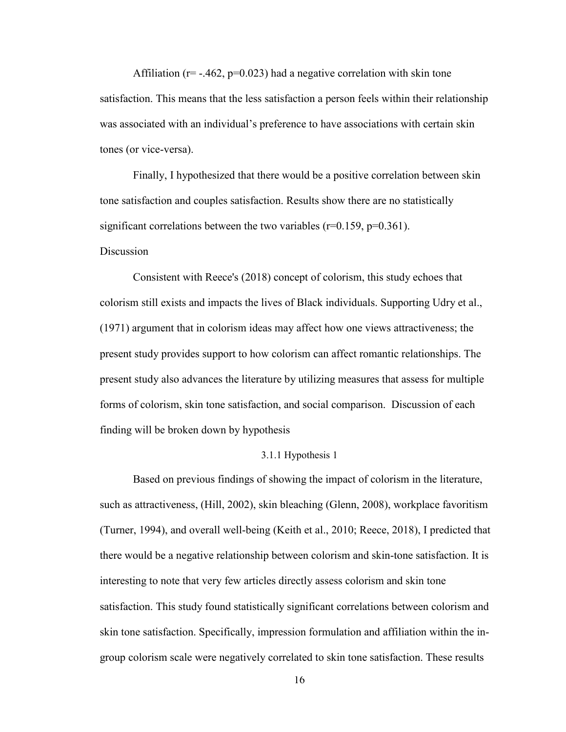Affiliation ($r= -.462$, $p=0.023$) had a negative correlation with skin tone satisfaction. This means that the less satisfaction a person feels within their relationship was associated with an individual's preference to have associations with certain skin tones (or vice-versa).

Finally, I hypothesized that there would be a positive correlation between skin tone satisfaction and couples satisfaction. Results show there are no statistically significant correlations between the two variables ($r=0.159$, $p=0.361$).

## Discussion

Consistent with Reece's (2018) concept of colorism, this study echoes that colorism still exists and impacts the lives of Black individuals. Supporting Udry et al., (1971) argument that in colorism ideas may affect how one views attractiveness; the present study provides support to how colorism can affect romantic relationships. The present study also advances the literature by utilizing measures that assess for multiple forms of colorism, skin tone satisfaction, and social comparison. Discussion of each finding will be broken down by hypothesis

### 3.1.1 Hypothesis 1

Based on previous findings of showing the impact of colorism in the literature, such as attractiveness, (Hill, 2002), skin bleaching (Glenn, 2008), workplace favoritism (Turner, 1994), and overall well-being (Keith et al., 2010; Reece, 2018), I predicted that there would be a negative relationship between colorism and skin-tone satisfaction. It is interesting to note that very few articles directly assess colorism and skin tone satisfaction. This study found statistically significant correlations between colorism and skin tone satisfaction. Specifically, impression formulation and affiliation within the in-group colorism scale were negatively correlated to skin tone satisfaction. These results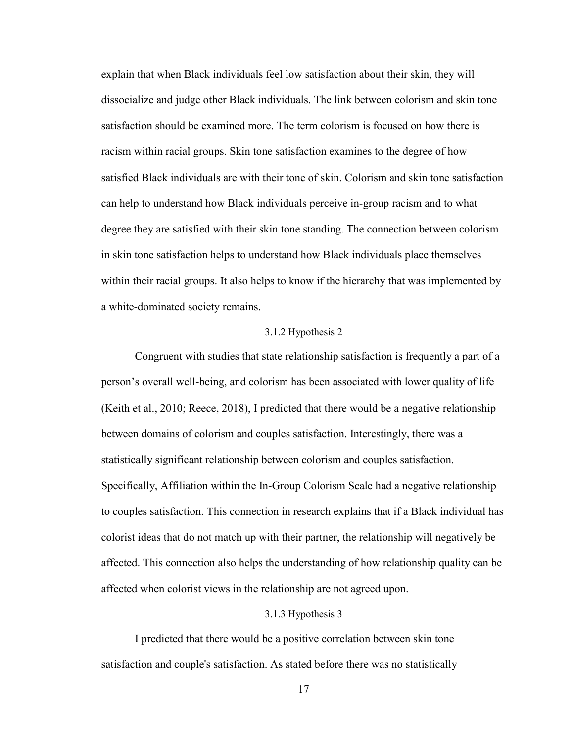explain that when Black individuals feel low satisfaction about their skin, they will dissocialize and judge other Black individuals. The link between colorism and skin tone satisfaction should be examined more. The term colorism is focused on how there is racism within racial groups. Skin tone satisfaction examines to the degree of how satisfied Black individuals are with their tone of skin. Colorism and skin tone satisfaction can help to understand how Black individuals perceive in-group racism and to what degree they are satisfied with their skin tone standing. The connection between colorism in skin tone satisfaction helps to understand how Black individuals place themselves within their racial groups. It also helps to know if the hierarchy that was implemented by a white-dominated society remains.

### 3.1.2 Hypothesis 2

Congruent with studies that state relationship satisfaction is frequently a part of a person's overall well-being, and colorism has been associated with lower quality of life (Keith et al., 2010; Reece, 2018), I predicted that there would be a negative relationship between domains of colorism and couples satisfaction. Interestingly, there was a statistically significant relationship between colorism and couples satisfaction. Specifically, Affiliation within the In-Group Colorism Scale had a negative relationship to couples satisfaction. This connection in research explains that if a Black individual has colorist ideas that do not match up with their partner, the relationship will negatively be affected. This connection also helps the understanding of how relationship quality can be affected when colorist views in the relationship are not agreed upon.

### 3.1.3 Hypothesis 3

I predicted that there would be a positive correlation between skin tone satisfaction and couple's satisfaction. As stated before there was no statistically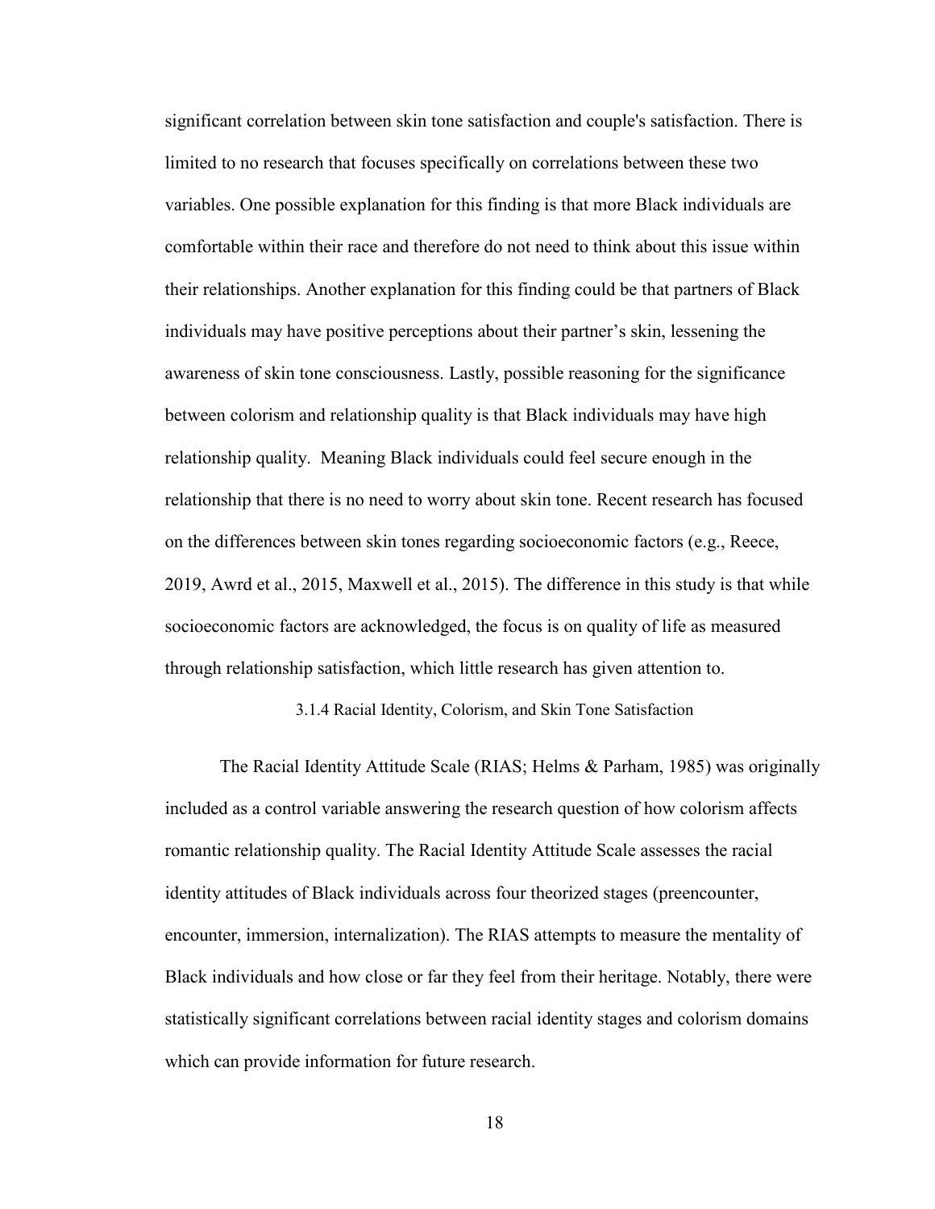significant correlation between skin tone satisfaction and couple's satisfaction. There is limited to no research that focuses specifically on correlations between these two variables. One possible explanation for this finding is that more Black individuals are comfortable within their race and therefore do not need to think about this issue within their relationships. Another explanation for this finding could be that partners of Black individuals may have positive perceptions about their partner's skin, lessening the awareness of skin tone consciousness. Lastly, possible reasoning for the significance between colorism and relationship quality is that Black individuals may have high relationship quality. Meaning Black individuals could feel secure enough in the relationship that there is no need to worry about skin tone. Recent research has focused on the differences between skin tones regarding socioeconomic factors (e.g., Reece, 2019, Awrd et al., 2015, Maxwell et al., 2015). The difference in this study is that while socioeconomic factors are acknowledged, the focus is on quality of life as measured through relationship satisfaction, which little research has given attention to.

### 3.1.4 Racial Identity, Colorism, and Skin Tone Satisfaction

The Racial Identity Attitude Scale (RIAS; Helms & Parham, 1985) was originally included as a control variable answering the research question of how colorism affects romantic relationship quality. The Racial Identity Attitude Scale assesses the racial identity attitudes of Black individuals across four theorized stages (preencounter, encounter, immersion, internalization). The RIAS attempts to measure the mentality of Black individuals and how close or far they feel from their heritage. Notably, there were statistically significant correlations between racial identity stages and colorism domains which can provide information for future research.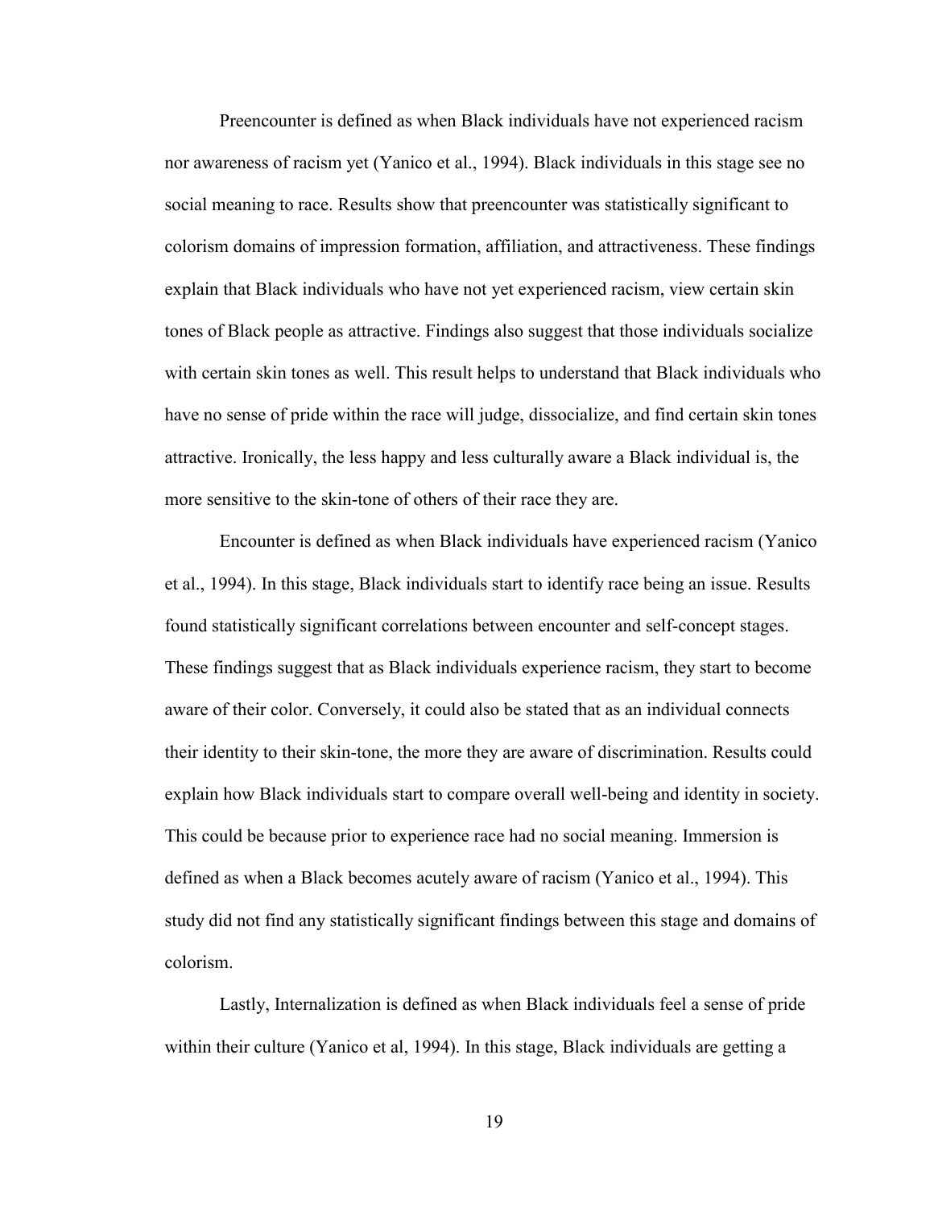Preencounter is defined as when Black individuals have not experienced racism nor awareness of racism yet (Yanico et al., 1994). Black individuals in this stage see no social meaning to race. Results show that preencounter was statistically significant to colorism domains of impression formation, affiliation, and attractiveness. These findings explain that Black individuals who have not yet experienced racism, view certain skin tones of Black people as attractive. Findings also suggest that those individuals socialize with certain skin tones as well. This result helps to understand that Black individuals who have no sense of pride within the race will judge, dissocialize, and find certain skin tones attractive. Ironically, the less happy and less culturally aware a Black individual is, the more sensitive to the skin-tone of others of their race they are.

Encounter is defined as when Black individuals have experienced racism (Yanico et al., 1994). In this stage, Black individuals start to identify race being an issue. Results found statistically significant correlations between encounter and self-concept stages. These findings suggest that as Black individuals experience racism, they start to become aware of their color. Conversely, it could also be stated that as an individual connects their identity to their skin-tone, the more they are aware of discrimination. Results could explain how Black individuals start to compare overall well-being and identity in society. This could be because prior to experience race had no social meaning. Immersion is defined as when a Black becomes acutely aware of racism (Yanico et al., 1994). This study did not find any statistically significant findings between this stage and domains of colorism.

Lastly, Internalization is defined as when Black individuals feel a sense of pride within their culture (Yanico et al, 1994). In this stage, Black individuals are getting a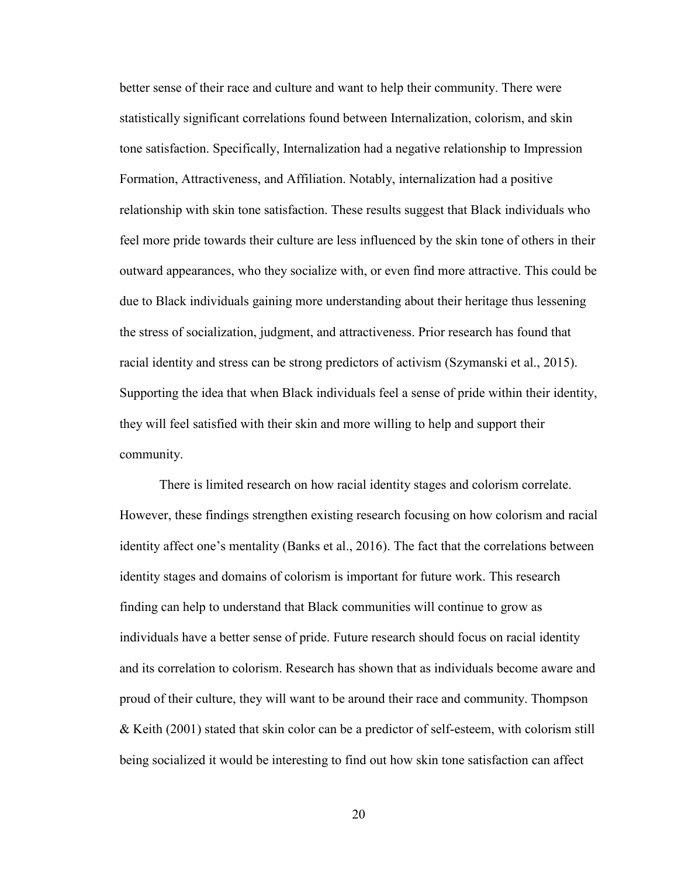better sense of their race and culture and want to help their community. There were statistically significant correlations found between Internalization, colorism, and skin tone satisfaction. Specifically, Internalization had a negative relationship to Impression Formation, Attractiveness, and Affiliation. Notably, internalization had a positive relationship with skin tone satisfaction. These results suggest that Black individuals who feel more pride towards their culture are less influenced by the skin tone of others in their outward appearances, who they socialize with, or even find more attractive. This could be due to Black individuals gaining more understanding about their heritage thus lessening the stress of socialization, judgment, and attractiveness. Prior research has found that racial identity and stress can be strong predictors of activism (Szymanski et al., 2015). Supporting the idea that when Black individuals feel a sense of pride within their identity, they will feel satisfied with their skin and more willing to help and support their community.

There is limited research on how racial identity stages and colorism correlate. However, these findings strengthen existing research focusing on how colorism and racial identity affect one's mentality (Banks et al., 2016). The fact that the correlations between identity stages and domains of colorism is important for future work. This research finding can help to understand that Black communities will continue to grow as individuals have a better sense of pride. Future research should focus on racial identity and its correlation to colorism. Research has shown that as individuals become aware and proud of their culture, they will want to be around their race and community. Thompson & Keith (2001) stated that skin color can be a predictor of self-esteem, with colorism still being socialized it would be interesting to find out how skin tone satisfaction can affect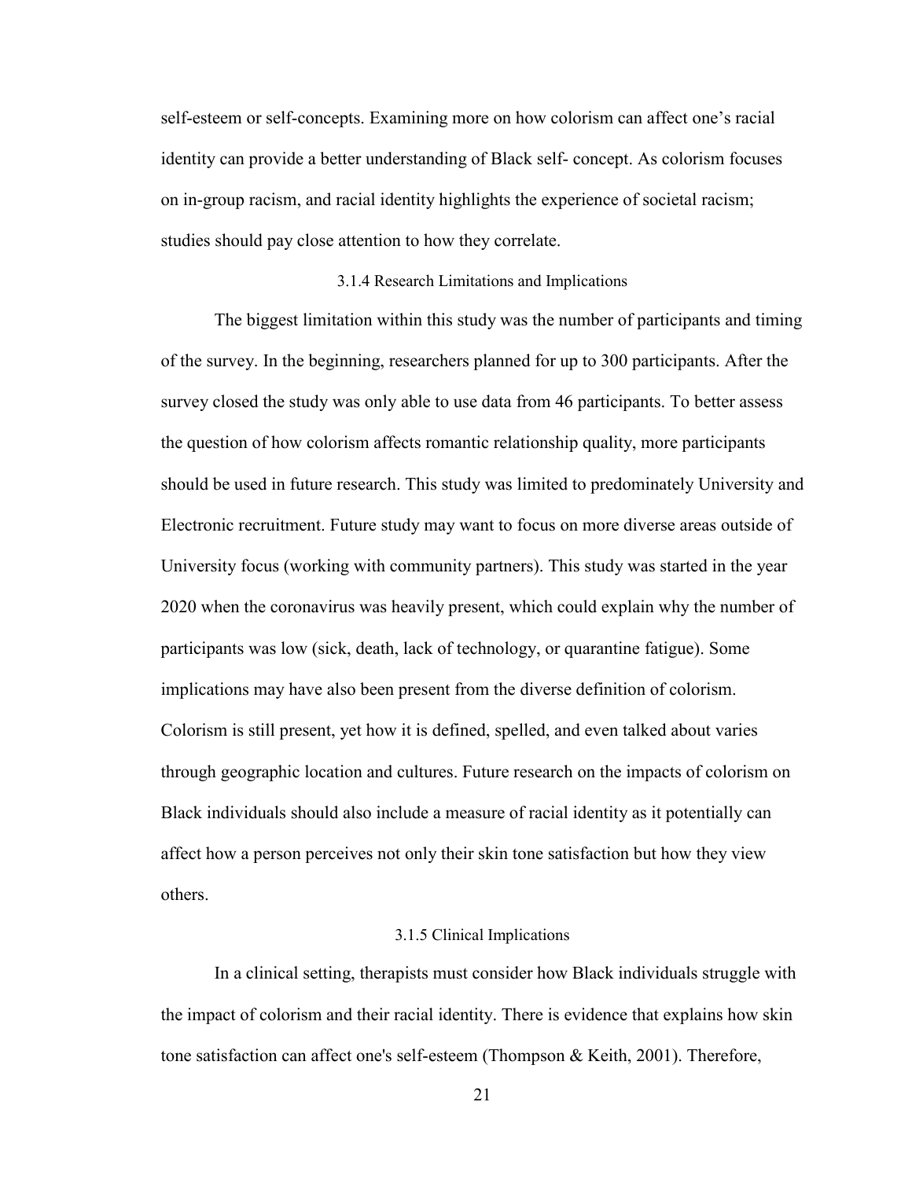self-esteem or self-concepts. Examining more on how colorism can affect one's racial identity can provide a better understanding of Black self- concept. As colorism focuses on in-group racism, and racial identity highlights the experience of societal racism; studies should pay close attention to how they correlate.

### 3.1.4 Research Limitations and Implications

The biggest limitation within this study was the number of participants and timing of the survey. In the beginning, researchers planned for up to 300 participants. After the survey closed the study was only able to use data from 46 participants. To better assess the question of how colorism affects romantic relationship quality, more participants should be used in future research. This study was limited to predominately University and Electronic recruitment. Future study may want to focus on more diverse areas outside of University focus (working with community partners). This study was started in the year 2020 when the coronavirus was heavily present, which could explain why the number of participants was low (sick, death, lack of technology, or quarantine fatigue). Some implications may have also been present from the diverse definition of colorism. Colorism is still present, yet how it is defined, spelled, and even talked about varies through geographic location and cultures. Future research on the impacts of colorism on Black individuals should also include a measure of racial identity as it potentially can affect how a person perceives not only their skin tone satisfaction but how they view others.

### 3.1.5 Clinical Implications

In a clinical setting, therapists must consider how Black individuals struggle with the impact of colorism and their racial identity. There is evidence that explains how skin tone satisfaction can affect one's self-esteem (Thompson & Keith, 2001). Therefore,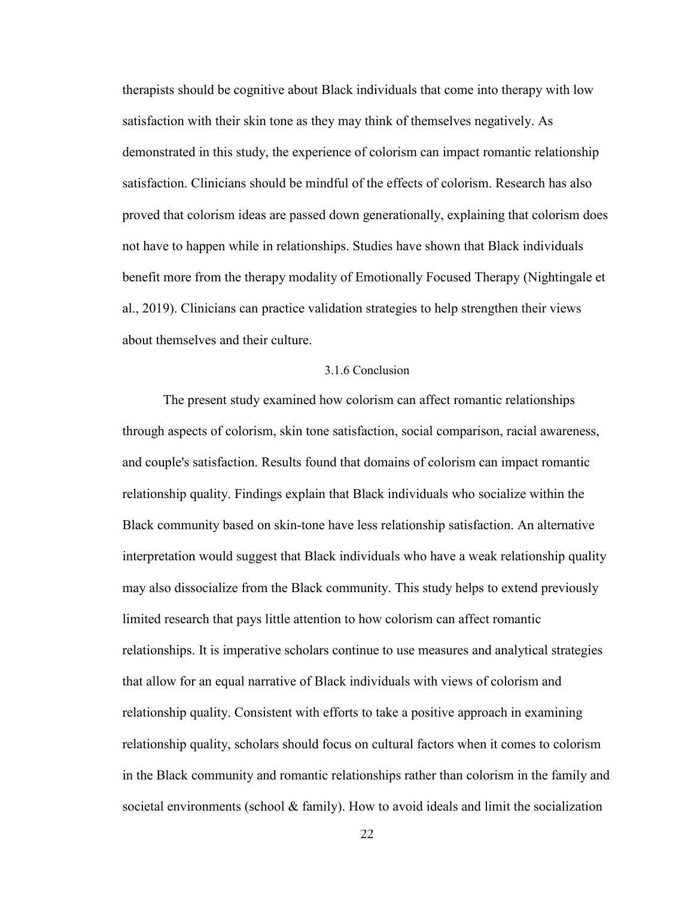therapists should be cognitive about Black individuals that come into therapy with low satisfaction with their skin tone as they may think of themselves negatively. As demonstrated in this study, the experience of colorism can impact romantic relationship satisfaction. Clinicians should be mindful of the effects of colorism. Research has also proved that colorism ideas are passed down generationally, explaining that colorism does not have to happen while in relationships. Studies have shown that Black individuals benefit more from the therapy modality of Emotionally Focused Therapy (Nightingale et al., 2019). Clinicians can practice validation strategies to help strengthen their views about themselves and their culture.

### 3.1.6 Conclusion

The present study examined how colorism can affect romantic relationships through aspects of colorism, skin tone satisfaction, social comparison, racial awareness, and couple's satisfaction. Results found that domains of colorism can impact romantic relationship quality. Findings explain that Black individuals who socialize within the Black community based on skin-tone have less relationship satisfaction. An alternative interpretation would suggest that Black individuals who have a weak relationship quality may also dissocialize from the Black community. This study helps to extend previously limited research that pays little attention to how colorism can affect romantic relationships. It is imperative scholars continue to use measures and analytical strategies that allow for an equal narrative of Black individuals with views of colorism and relationship quality. Consistent with efforts to take a positive approach in examining relationship quality, scholars should focus on cultural factors when it comes to colorism in the Black community and romantic relationships rather than colorism in the family and societal environments (school & family). How to avoid ideals and limit the socialization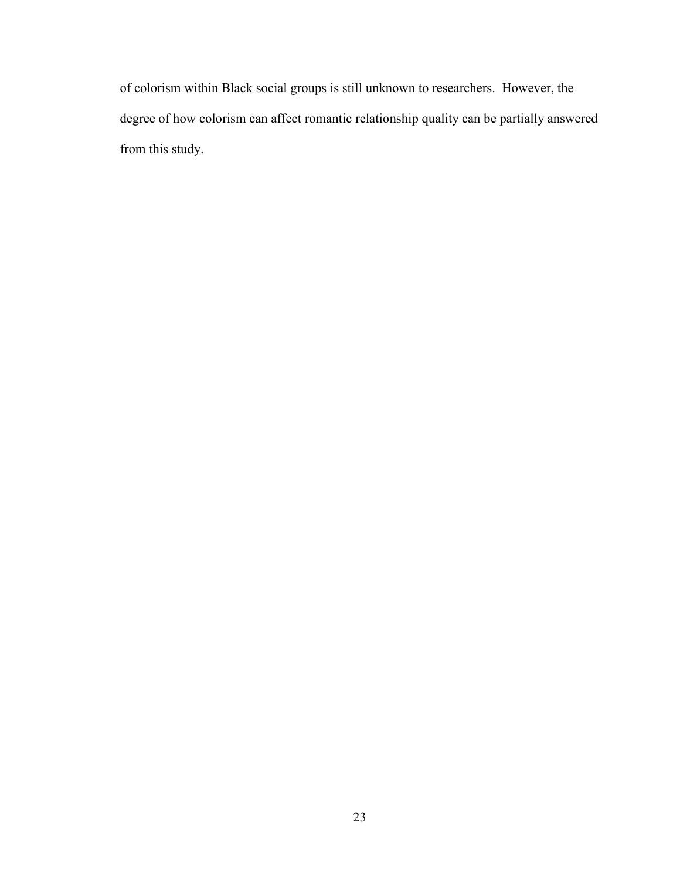of colorism within Black social groups is still unknown to researchers.  However, the degree of how colorism can affect romantic relationship quality can be partially answered from this study.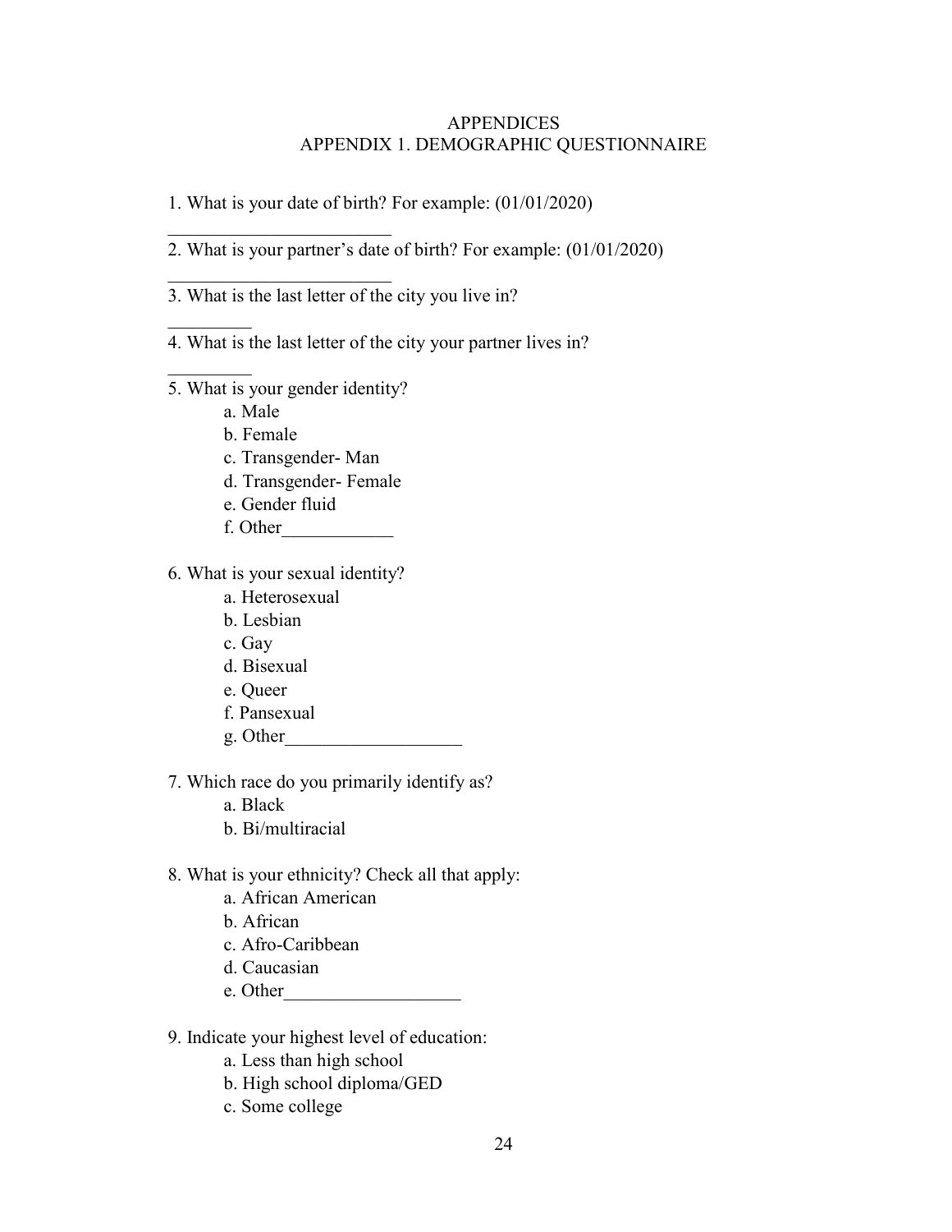# APPENDICES

## APPENDIX 1. DEMOGRAPHIC QUESTIONNAIRE

1. What is your date of birth? For example: (01/01/2020)

________________________

2. What is your partner's date of birth? For example: (01/01/2020)

________________________

3. What is the last letter of the city you live in?

_________

4. What is the last letter of the city your partner lives in?

_________

5. What is your gender identity?
    - a. Male
    - b. Female
    - c. Transgender- Man
    - d. Transgender- Female
    - e. Gender fluid
    - f. Other____________

6. What is your sexual identity?
    - a. Heterosexual
    - b. Lesbian
    - c. Gay
    - d. Bisexual
    - e. Queer
    - f. Pansexual
    - g. Other___________________

7. Which race do you primarily identify as?
    - a. Black
    - b. Bi/multiracial

8. What is your ethnicity? Check all that apply:
    - a. African American
    - b. African
    - c. Afro-Caribbean
    - d. Caucasian
    - e. Other___________________

9. Indicate your highest level of education:
    - a. Less than high school
    - b. High school diploma/GED
    - c. Some college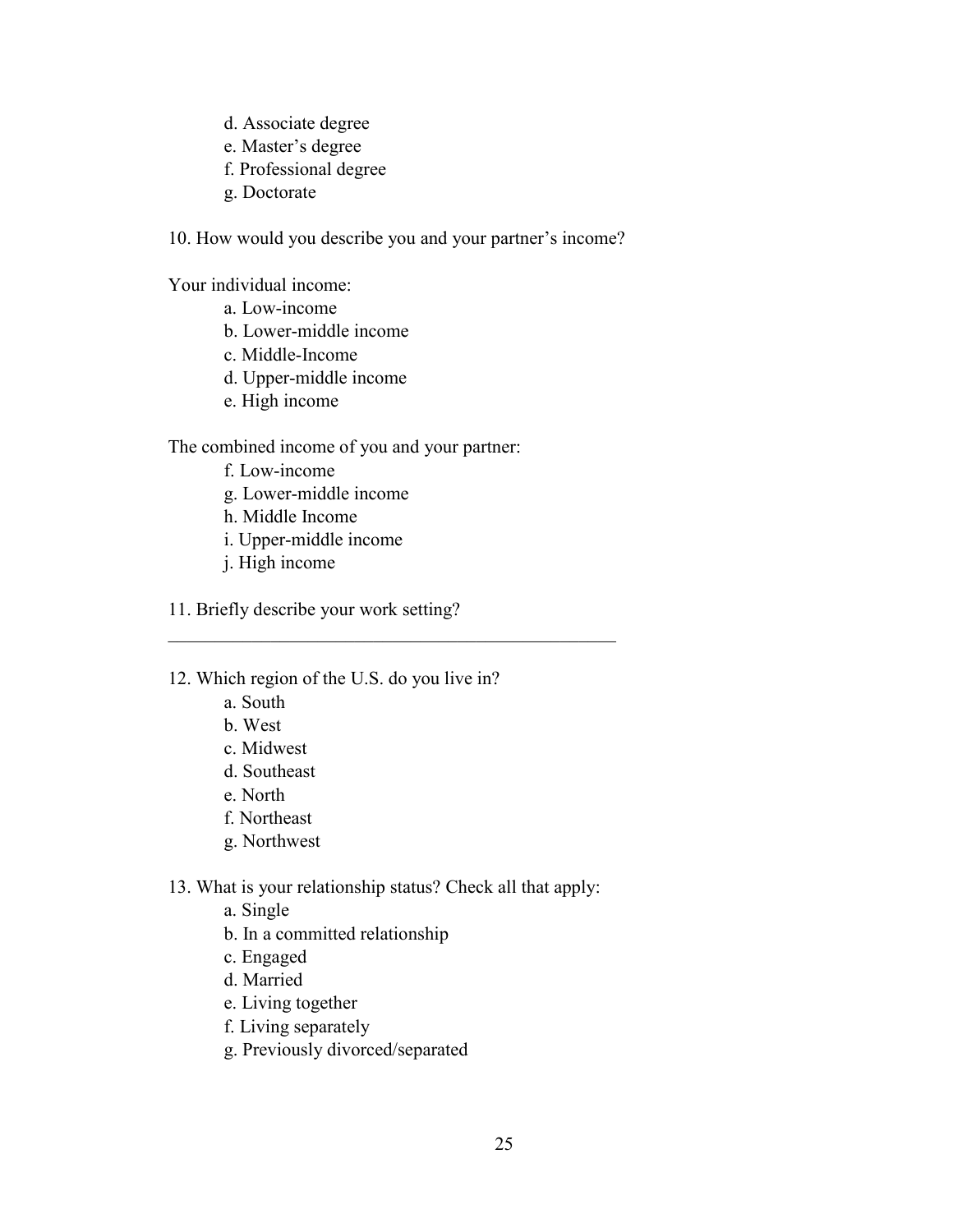d. Associate degree
e. Master's degree
f. Professional degree
g. Doctorate

10. How would you describe you and your partner's income?

Your individual income:

a. Low-income
b. Lower-middle income
c. Middle-Income
d. Upper-middle income
e. High income

The combined income of you and your partner:

f. Low-income
g. Lower-middle income
h. Middle Income
i. Upper-middle income
j. High income

11. Briefly describe your work setting?

__________________________________________________

12. Which region of the U.S. do you live in?

a. South
b. West
c. Midwest
d. Southeast
e. North
f. Northeast
g. Northwest

13. What is your relationship status? Check all that apply:

a. Single
b. In a committed relationship
c. Engaged
d. Married
e. Living together
f. Living separately
g. Previously divorced/separated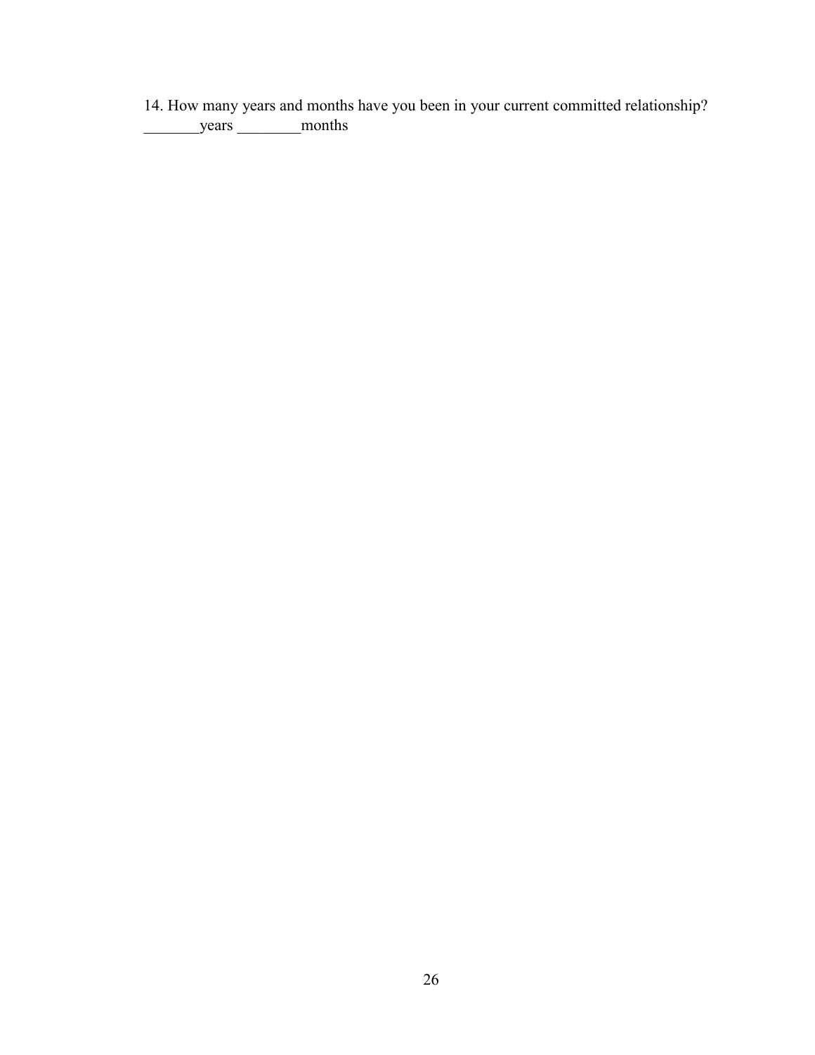14. How many years and months have you been in your current committed relationship?
_______years ________months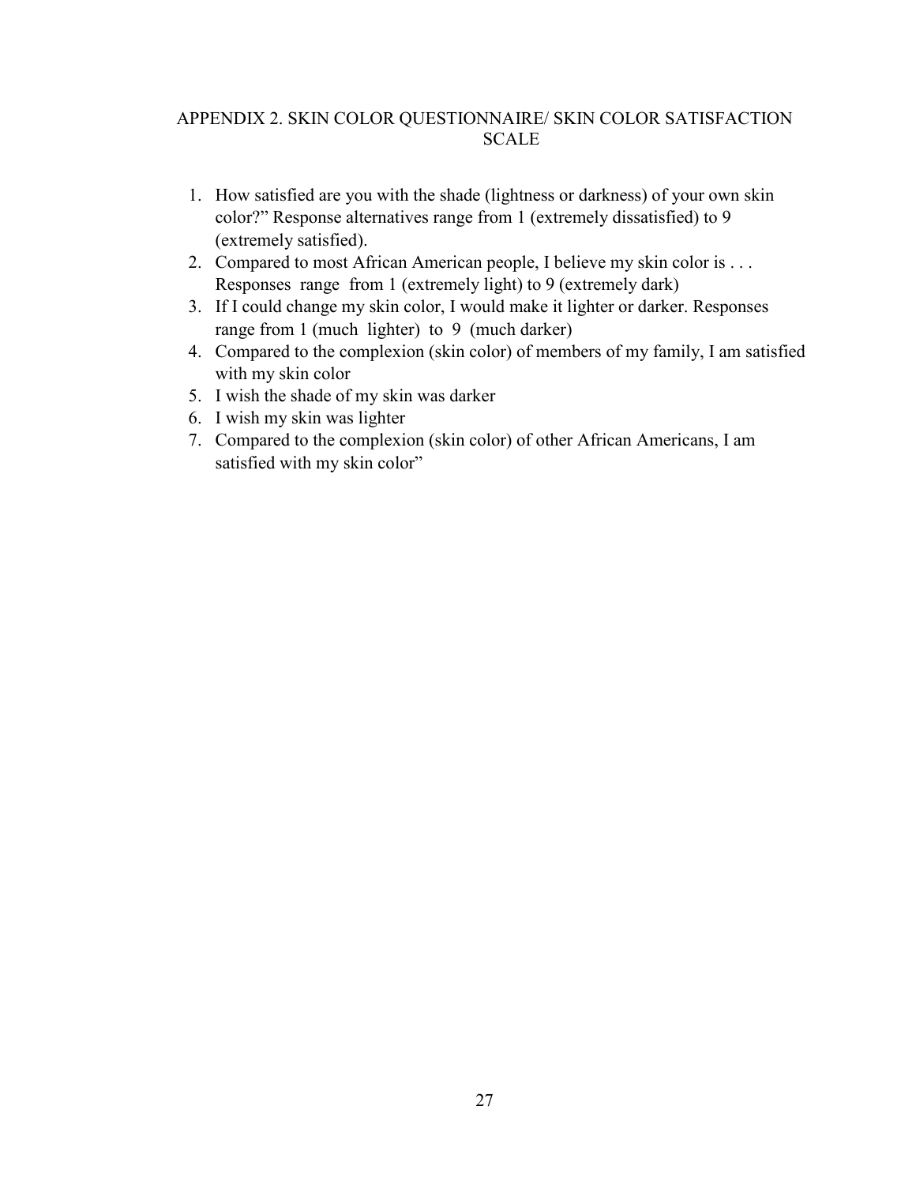## APPENDIX 2. SKIN COLOR QUESTIONNAIRE/ SKIN COLOR SATISFACTION SCALE

1. How satisfied are you with the shade (lightness or darkness) of your own skin color?" Response alternatives range from 1 (extremely dissatisfied) to 9 (extremely satisfied).
2. Compared to most African American people, I believe my skin color is . . . Responses range from 1 (extremely light) to 9 (extremely dark)
3. If I could change my skin color, I would make it lighter or darker. Responses range from 1 (much lighter) to 9 (much darker)
4. Compared to the complexion (skin color) of members of my family, I am satisfied with my skin color
5. I wish the shade of my skin was darker
6. I wish my skin was lighter
7. Compared to the complexion (skin color) of other African Americans, I am satisfied with my skin color"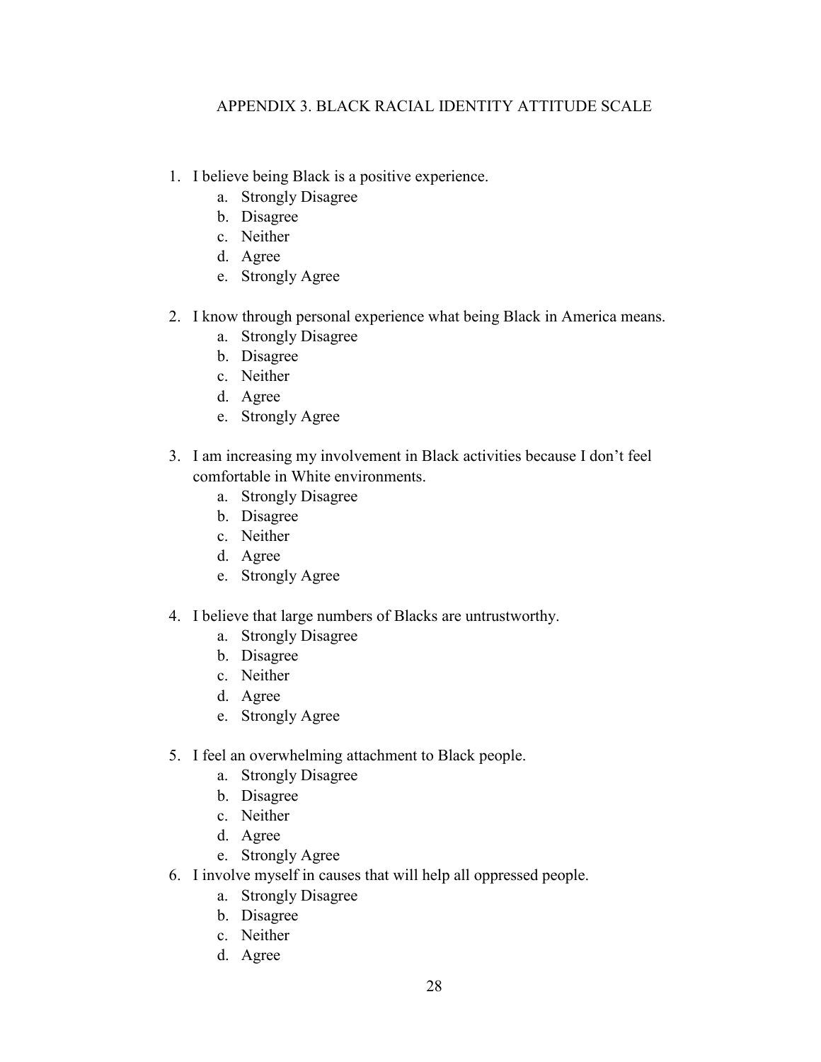# APPENDIX 3. BLACK RACIAL IDENTITY ATTITUDE SCALE

1. I believe being Black is a positive experience.
    a. Strongly Disagree
    b. Disagree
    c. Neither
    d. Agree
    e. Strongly Agree

2. I know through personal experience what being Black in America means.
    a. Strongly Disagree
    b. Disagree
    c. Neither
    d. Agree
    e. Strongly Agree

3. I am increasing my involvement in Black activities because I don't feel comfortable in White environments.
    a. Strongly Disagree
    b. Disagree
    c. Neither
    d. Agree
    e. Strongly Agree

4. I believe that large numbers of Blacks are untrustworthy.
    a. Strongly Disagree
    b. Disagree
    c. Neither
    d. Agree
    e. Strongly Agree

5. I feel an overwhelming attachment to Black people.
    a. Strongly Disagree
    b. Disagree
    c. Neither
    d. Agree
    e. Strongly Agree

6. I involve myself in causes that will help all oppressed people.
    a. Strongly Disagree
    b. Disagree
    c. Neither
    d. Agree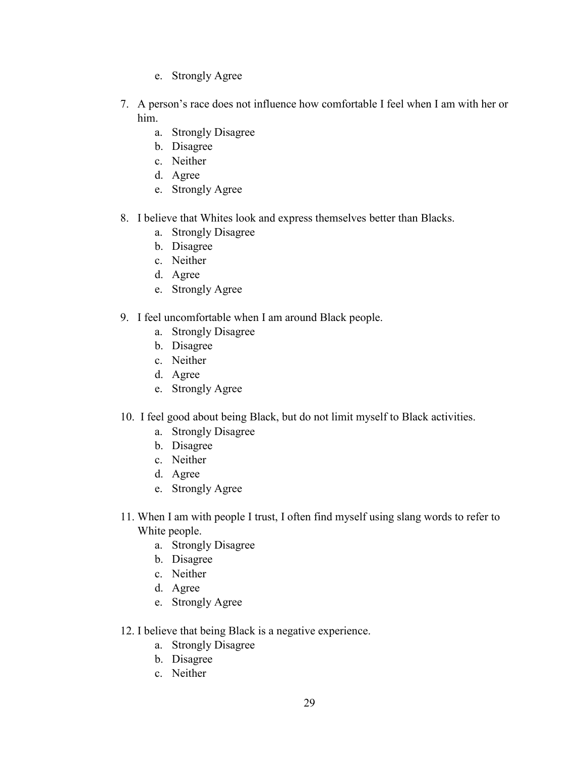e. Strongly Agree

7. A person's race does not influence how comfortable I feel when I am with her or him.
   a. Strongly Disagree
   b. Disagree
   c. Neither
   d. Agree
   e. Strongly Agree

8. I believe that Whites look and express themselves better than Blacks.
   a. Strongly Disagree
   b. Disagree
   c. Neither
   d. Agree
   e. Strongly Agree

9. I feel uncomfortable when I am around Black people.
   a. Strongly Disagree
   b. Disagree
   c. Neither
   d. Agree
   e. Strongly Agree

10. I feel good about being Black, but do not limit myself to Black activities.
    a. Strongly Disagree
    b. Disagree
    c. Neither
    d. Agree
    e. Strongly Agree

11. When I am with people I trust, I often find myself using slang words to refer to White people.
    a. Strongly Disagree
    b. Disagree
    c. Neither
    d. Agree
    e. Strongly Agree

12. I believe that being Black is a negative experience.
    a. Strongly Disagree
    b. Disagree
    c. Neither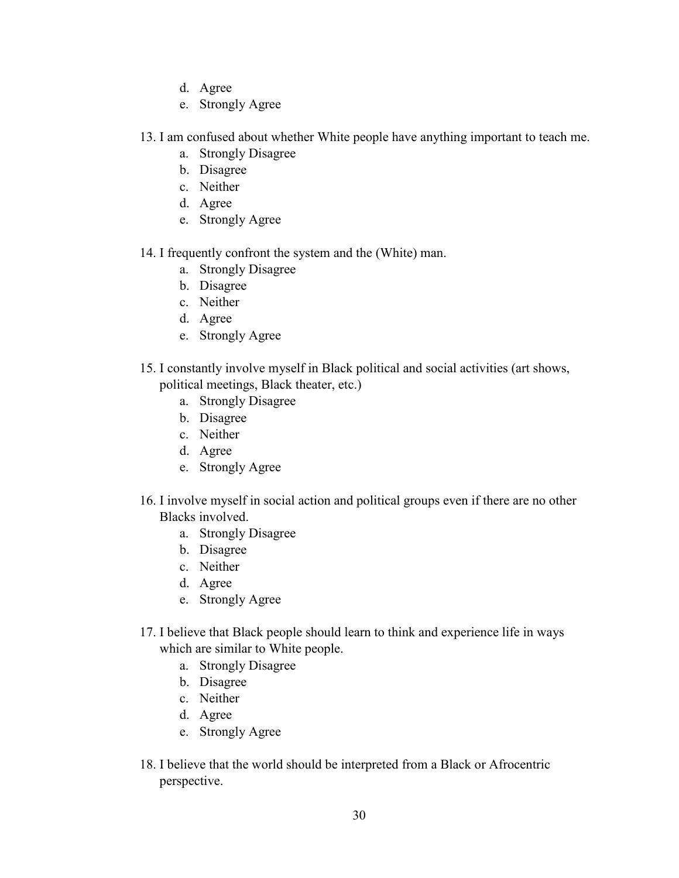d. Agree
   e. Strongly Agree

13. I am confused about whether White people have anything important to teach me.
    a. Strongly Disagree
    b. Disagree
    c. Neither
    d. Agree
    e. Strongly Agree

14. I frequently confront the system and the (White) man.
    a. Strongly Disagree
    b. Disagree
    c. Neither
    d. Agree
    e. Strongly Agree

15. I constantly involve myself in Black political and social activities (art shows, political meetings, Black theater, etc.)
    a. Strongly Disagree
    b. Disagree
    c. Neither
    d. Agree
    e. Strongly Agree

16. I involve myself in social action and political groups even if there are no other Blacks involved.
    a. Strongly Disagree
    b. Disagree
    c. Neither
    d. Agree
    e. Strongly Agree

17. I believe that Black people should learn to think and experience life in ways which are similar to White people.
    a. Strongly Disagree
    b. Disagree
    c. Neither
    d. Agree
    e. Strongly Agree

18. I believe that the world should be interpreted from a Black or Afrocentric perspective.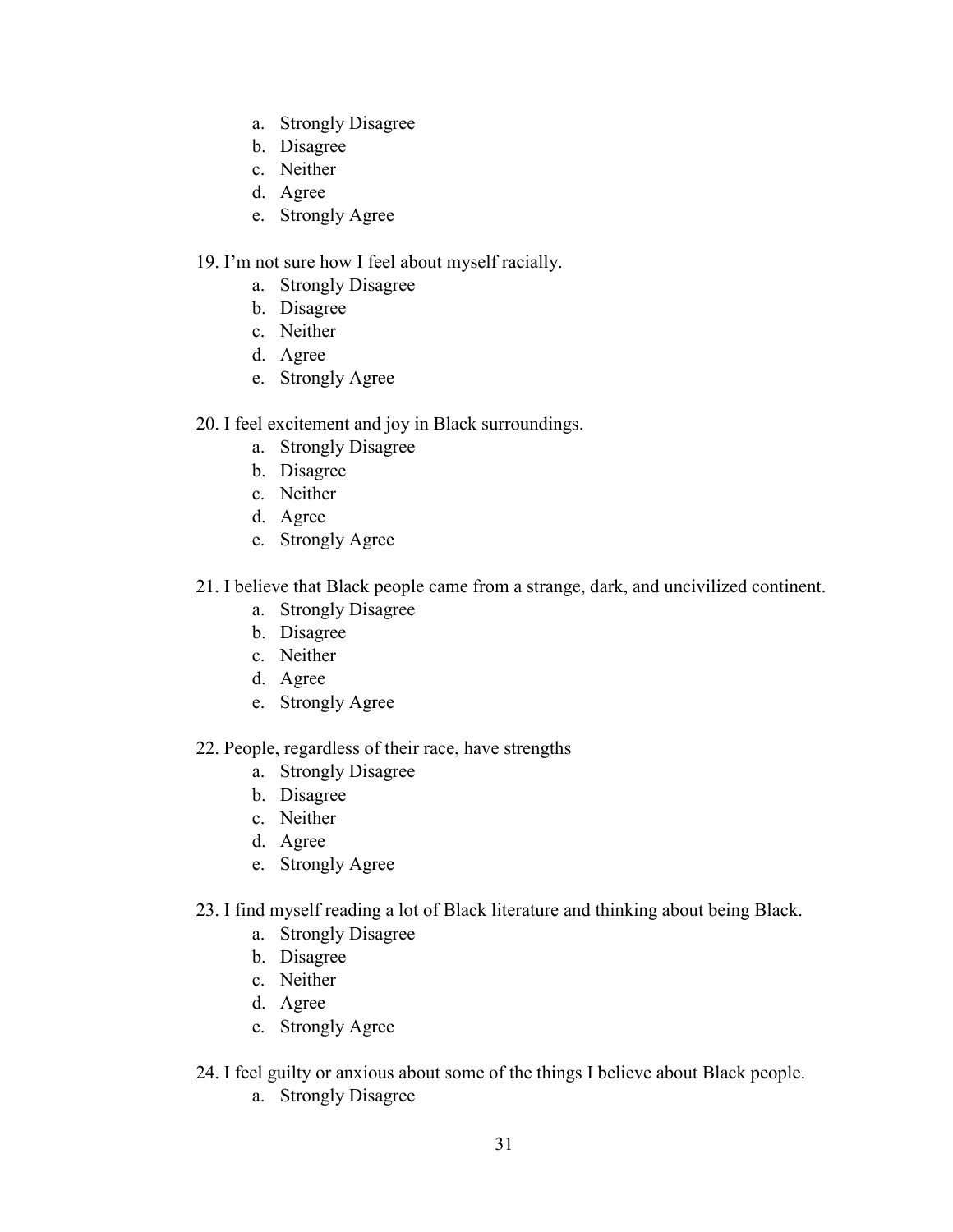a. Strongly Disagree
b. Disagree
c. Neither
d. Agree
e. Strongly Agree

19. I'm not sure how I feel about myself racially.
    a. Strongly Disagree
    b. Disagree
    c. Neither
    d. Agree
    e. Strongly Agree

20. I feel excitement and joy in Black surroundings.
    a. Strongly Disagree
    b. Disagree
    c. Neither
    d. Agree
    e. Strongly Agree

21. I believe that Black people came from a strange, dark, and uncivilized continent.
    a. Strongly Disagree
    b. Disagree
    c. Neither
    d. Agree
    e. Strongly Agree

22. People, regardless of their race, have strengths
    a. Strongly Disagree
    b. Disagree
    c. Neither
    d. Agree
    e. Strongly Agree

23. I find myself reading a lot of Black literature and thinking about being Black.
    a. Strongly Disagree
    b. Disagree
    c. Neither
    d. Agree
    e. Strongly Agree

24. I feel guilty or anxious about some of the things I believe about Black people.
    a. Strongly Disagree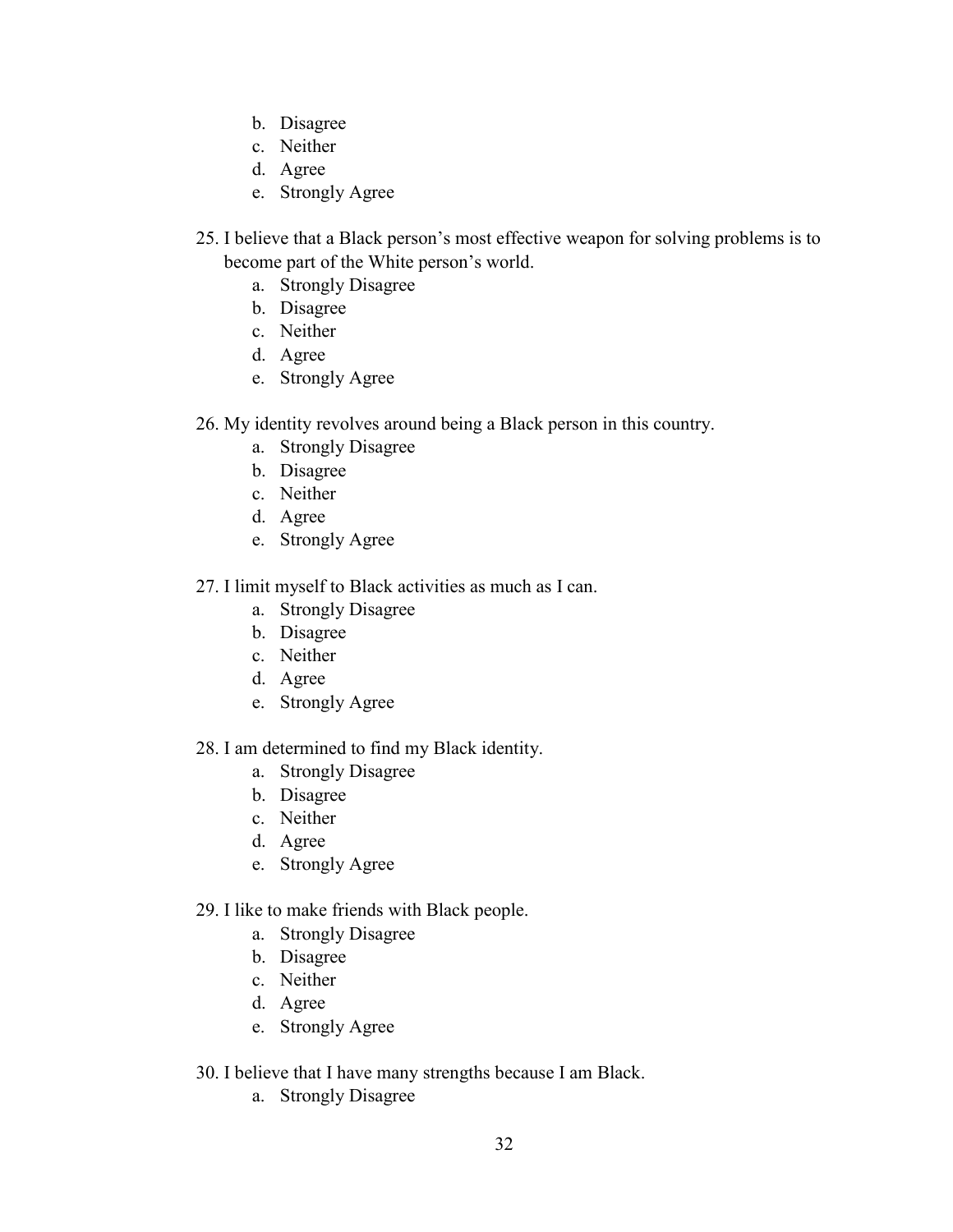b. Disagree
   c. Neither
   d. Agree
   e. Strongly Agree

25. I believe that a Black person's most effective weapon for solving problems is to become part of the White person's world.
   a. Strongly Disagree
   b. Disagree
   c. Neither
   d. Agree
   e. Strongly Agree

26. My identity revolves around being a Black person in this country.
   a. Strongly Disagree
   b. Disagree
   c. Neither
   d. Agree
   e. Strongly Agree

27. I limit myself to Black activities as much as I can.
   a. Strongly Disagree
   b. Disagree
   c. Neither
   d. Agree
   e. Strongly Agree

28. I am determined to find my Black identity.
   a. Strongly Disagree
   b. Disagree
   c. Neither
   d. Agree
   e. Strongly Agree

29. I like to make friends with Black people.
   a. Strongly Disagree
   b. Disagree
   c. Neither
   d. Agree
   e. Strongly Agree

30. I believe that I have many strengths because I am Black.
   a. Strongly Disagree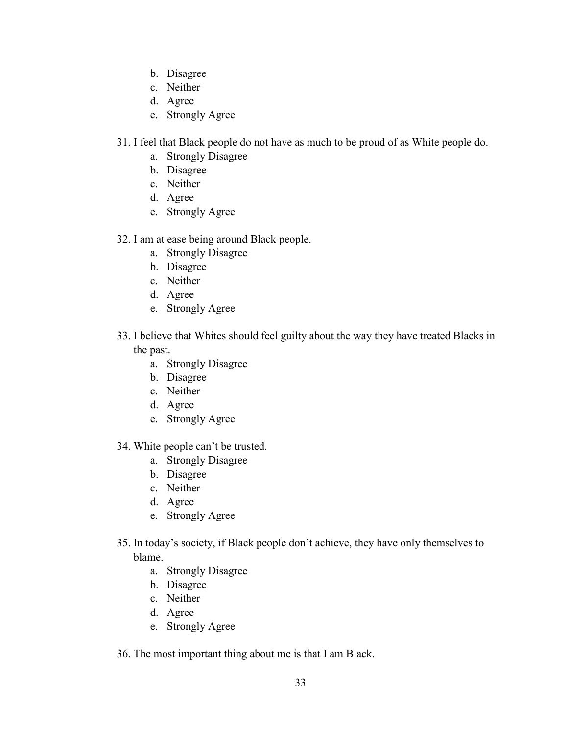b. Disagree
   c. Neither
   d. Agree
   e. Strongly Agree

31. I feel that Black people do not have as much to be proud of as White people do.
    a. Strongly Disagree
    b. Disagree
    c. Neither
    d. Agree
    e. Strongly Agree

32. I am at ease being around Black people.
    a. Strongly Disagree
    b. Disagree
    c. Neither
    d. Agree
    e. Strongly Agree

33. I believe that Whites should feel guilty about the way they have treated Blacks in the past.
    a. Strongly Disagree
    b. Disagree
    c. Neither
    d. Agree
    e. Strongly Agree

34. White people can't be trusted.
    a. Strongly Disagree
    b. Disagree
    c. Neither
    d. Agree
    e. Strongly Agree

35. In today's society, if Black people don't achieve, they have only themselves to blame.
    a. Strongly Disagree
    b. Disagree
    c. Neither
    d. Agree
    e. Strongly Agree

36. The most important thing about me is that I am Black.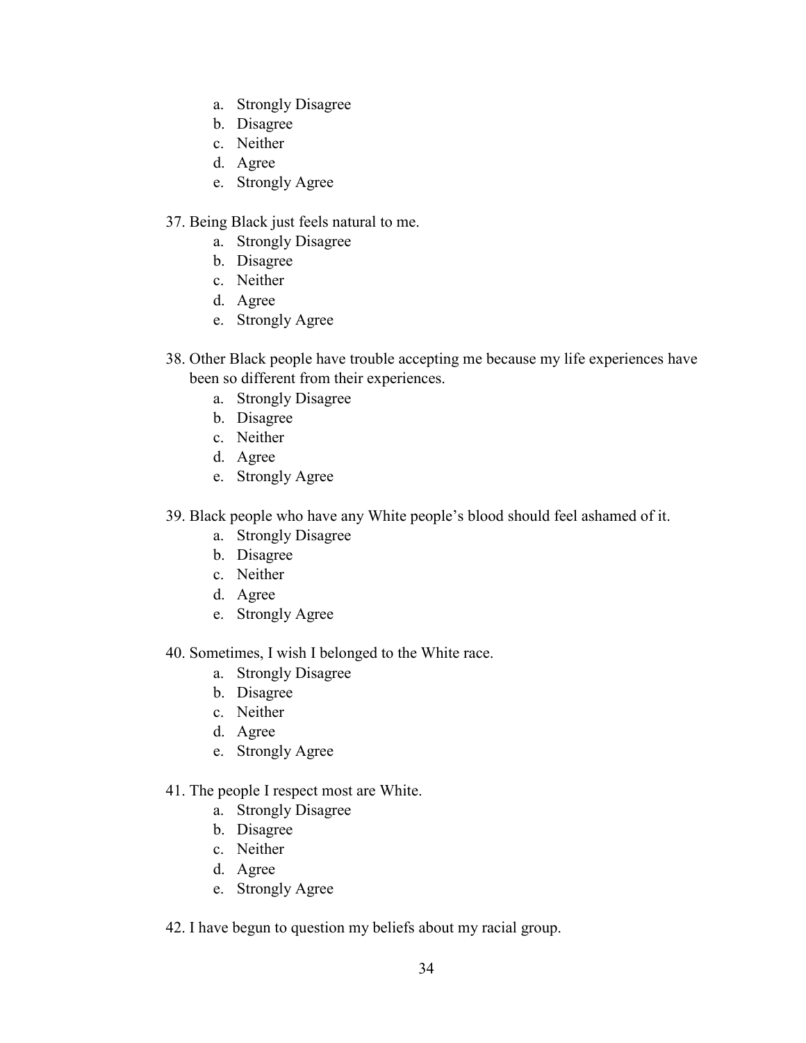a. Strongly Disagree
   b. Disagree
   c. Neither
   d. Agree
   e. Strongly Agree

37. Being Black just feels natural to me.
   a. Strongly Disagree
   b. Disagree
   c. Neither
   d. Agree
   e. Strongly Agree

38. Other Black people have trouble accepting me because my life experiences have been so different from their experiences.
   a. Strongly Disagree
   b. Disagree
   c. Neither
   d. Agree
   e. Strongly Agree

39. Black people who have any White people's blood should feel ashamed of it.
   a. Strongly Disagree
   b. Disagree
   c. Neither
   d. Agree
   e. Strongly Agree

40. Sometimes, I wish I belonged to the White race.
   a. Strongly Disagree
   b. Disagree
   c. Neither
   d. Agree
   e. Strongly Agree

41. The people I respect most are White.
   a. Strongly Disagree
   b. Disagree
   c. Neither
   d. Agree
   e. Strongly Agree

42. I have begun to question my beliefs about my racial group.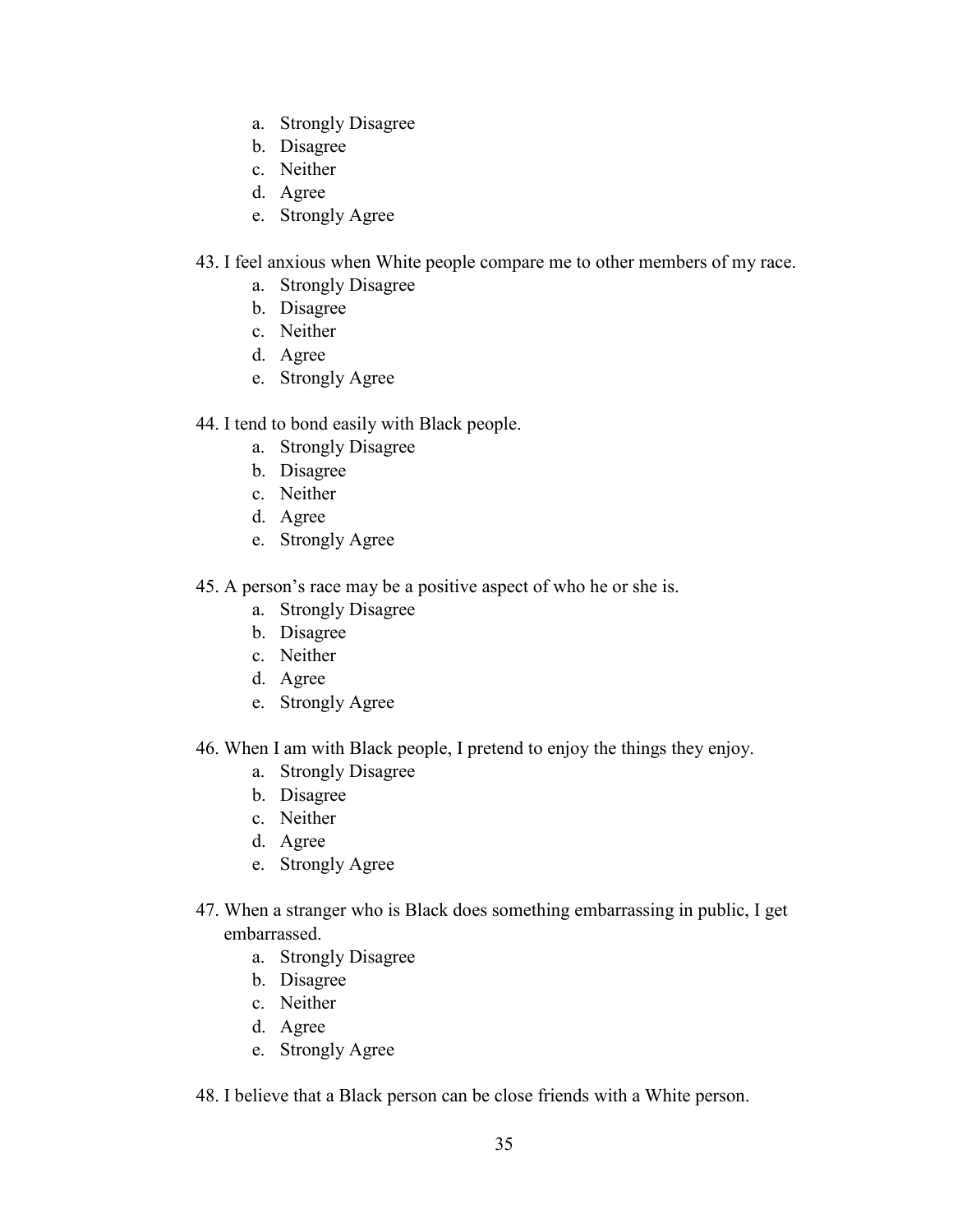a. Strongly Disagree
b. Disagree
c. Neither
d. Agree
e. Strongly Agree

43. I feel anxious when White people compare me to other members of my race.
    a. Strongly Disagree
    b. Disagree
    c. Neither
    d. Agree
    e. Strongly Agree

44. I tend to bond easily with Black people.
    a. Strongly Disagree
    b. Disagree
    c. Neither
    d. Agree
    e. Strongly Agree

45. A person's race may be a positive aspect of who he or she is.
    a. Strongly Disagree
    b. Disagree
    c. Neither
    d. Agree
    e. Strongly Agree

46. When I am with Black people, I pretend to enjoy the things they enjoy.
    a. Strongly Disagree
    b. Disagree
    c. Neither
    d. Agree
    e. Strongly Agree

47. When a stranger who is Black does something embarrassing in public, I get embarrassed.
    a. Strongly Disagree
    b. Disagree
    c. Neither
    d. Agree
    e. Strongly Agree

48. I believe that a Black person can be close friends with a White person.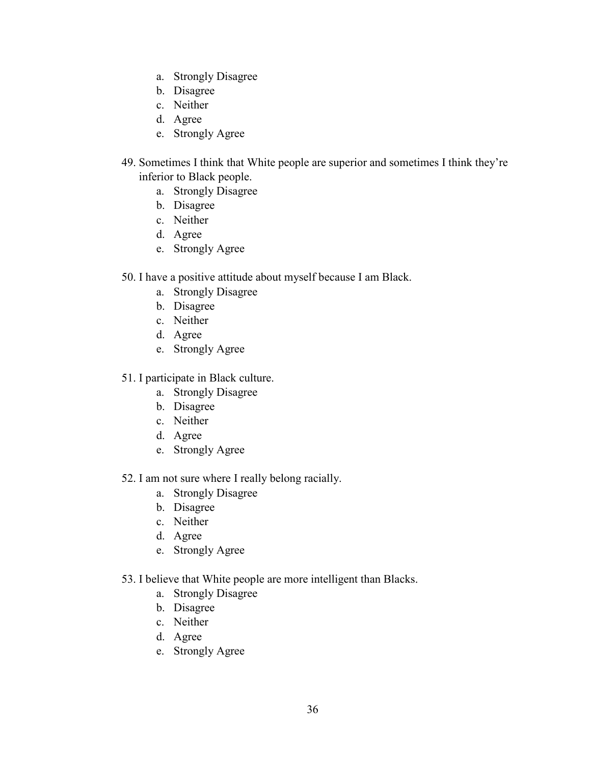a. Strongly Disagree
   b. Disagree
   c. Neither
   d. Agree
   e. Strongly Agree

49. Sometimes I think that White people are superior and sometimes I think they're inferior to Black people.
    a. Strongly Disagree
    b. Disagree
    c. Neither
    d. Agree
    e. Strongly Agree

50. I have a positive attitude about myself because I am Black.
    a. Strongly Disagree
    b. Disagree
    c. Neither
    d. Agree
    e. Strongly Agree

51. I participate in Black culture.
    a. Strongly Disagree
    b. Disagree
    c. Neither
    d. Agree
    e. Strongly Agree

52. I am not sure where I really belong racially.
    a. Strongly Disagree
    b. Disagree
    c. Neither
    d. Agree
    e. Strongly Agree

53. I believe that White people are more intelligent than Blacks.
    a. Strongly Disagree
    b. Disagree
    c. Neither
    d. Agree
    e. Strongly Agree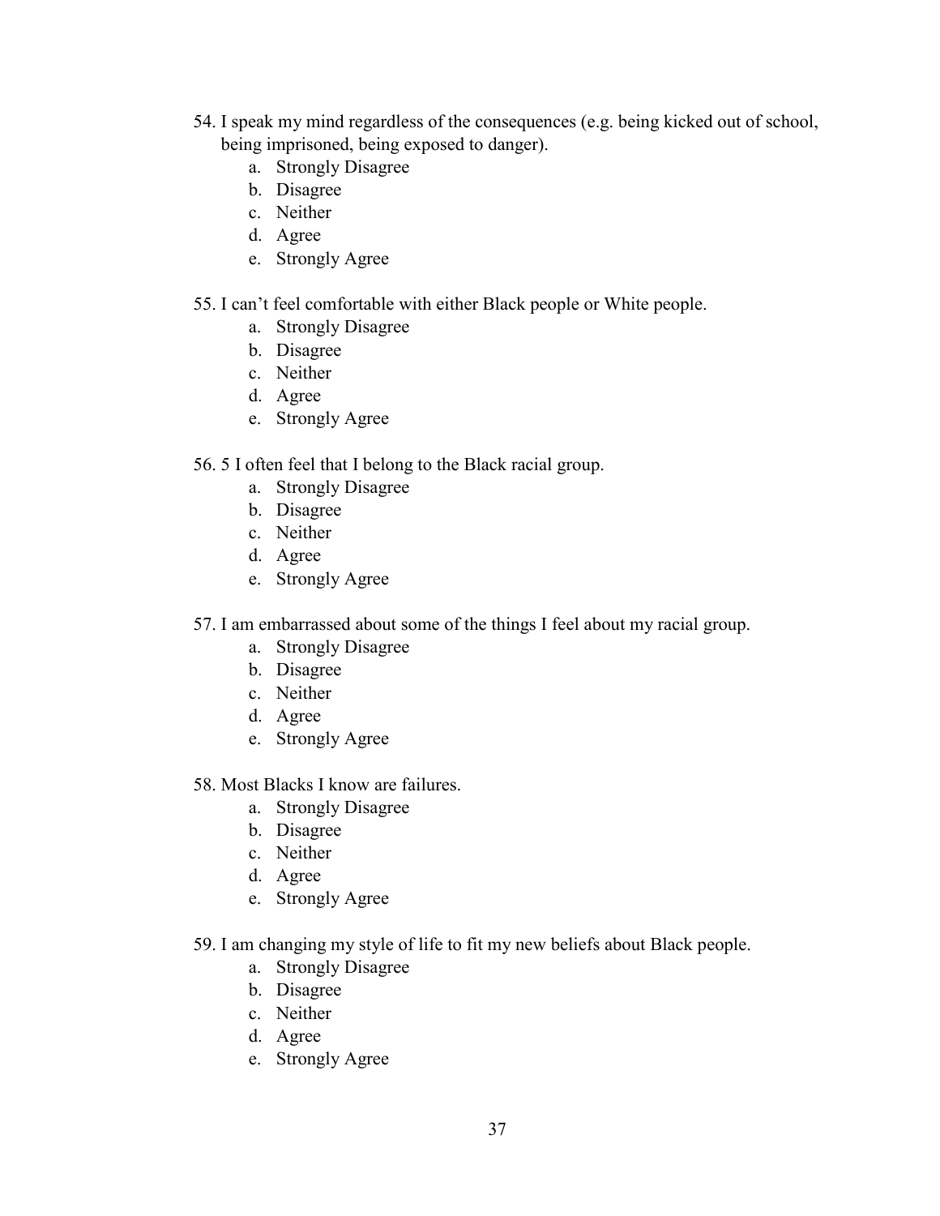54. I speak my mind regardless of the consequences (e.g. being kicked out of school, being imprisoned, being exposed to danger).
    a. Strongly Disagree
    b. Disagree
    c. Neither
    d. Agree
    e. Strongly Agree

55. I can't feel comfortable with either Black people or White people.
    a. Strongly Disagree
    b. Disagree
    c. Neither
    d. Agree
    e. Strongly Agree

56. 5 I often feel that I belong to the Black racial group.
    a. Strongly Disagree
    b. Disagree
    c. Neither
    d. Agree
    e. Strongly Agree

57. I am embarrassed about some of the things I feel about my racial group.
    a. Strongly Disagree
    b. Disagree
    c. Neither
    d. Agree
    e. Strongly Agree

58. Most Blacks I know are failures.
    a. Strongly Disagree
    b. Disagree
    c. Neither
    d. Agree
    e. Strongly Agree

59. I am changing my style of life to fit my new beliefs about Black people.
    a. Strongly Disagree
    b. Disagree
    c. Neither
    d. Agree
    e. Strongly Agree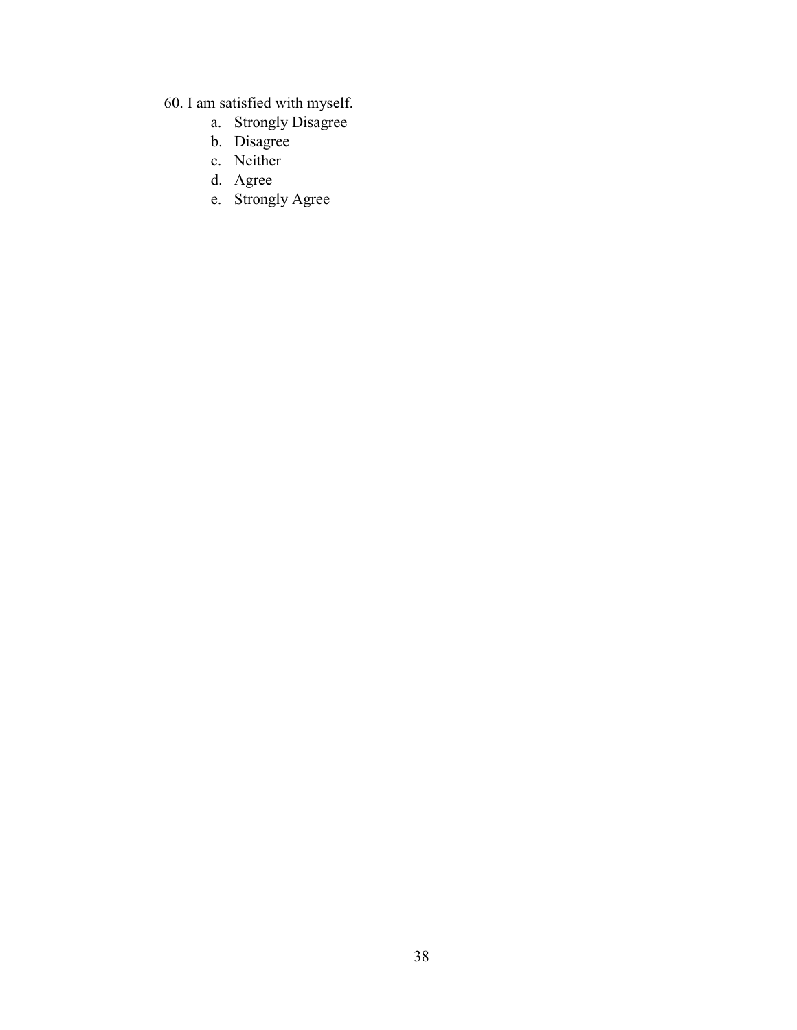60. I am satisfied with myself.
    a. Strongly Disagree
    b. Disagree
    c. Neither
    d. Agree
    e. Strongly Agree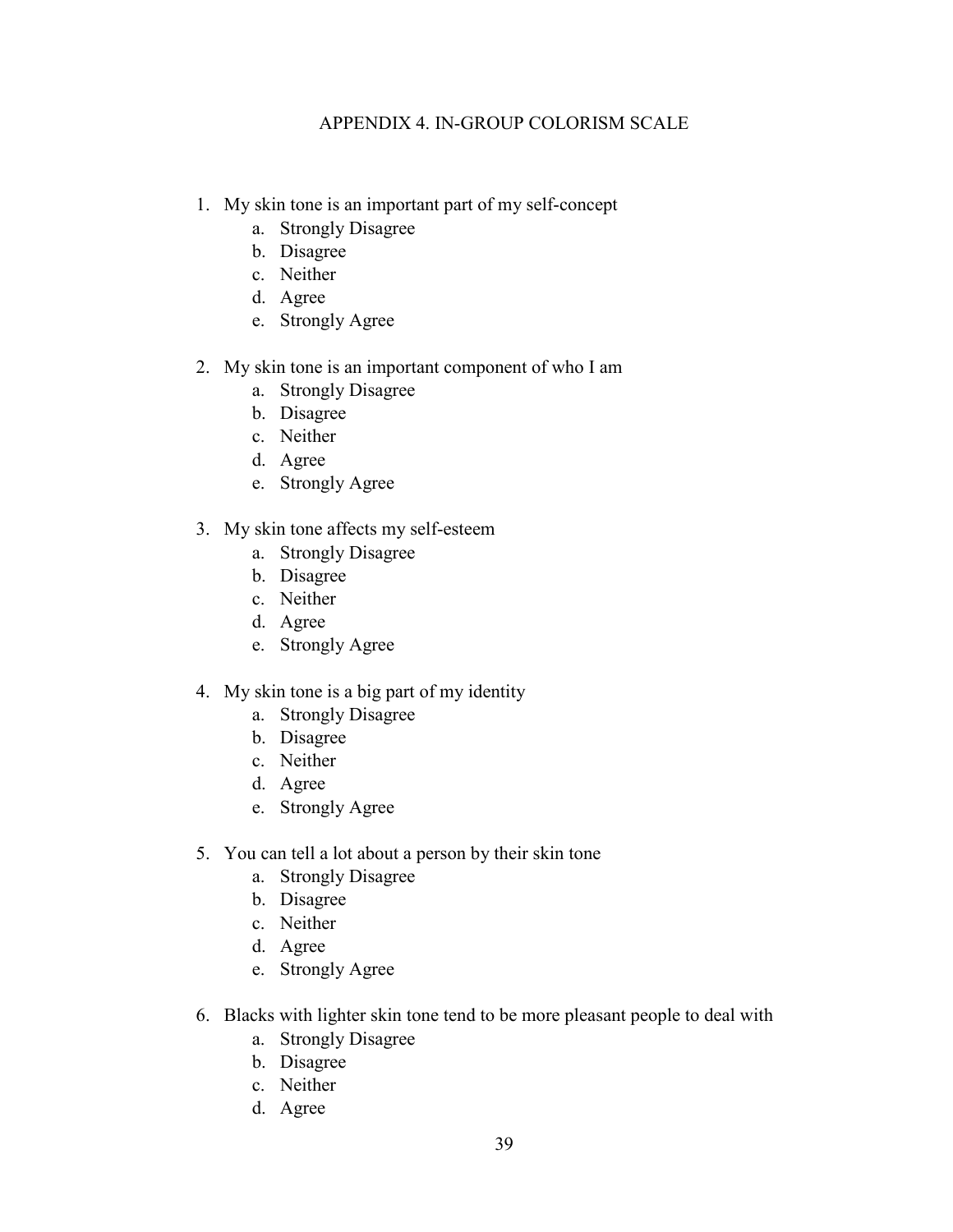## APPENDIX 4. IN-GROUP COLORISM SCALE

1. My skin tone is an important part of my self-concept
    a. Strongly Disagree
    b. Disagree
    c. Neither
    d. Agree
    e. Strongly Agree

2. My skin tone is an important component of who I am
    a. Strongly Disagree
    b. Disagree
    c. Neither
    d. Agree
    e. Strongly Agree

3. My skin tone affects my self-esteem
    a. Strongly Disagree
    b. Disagree
    c. Neither
    d. Agree
    e. Strongly Agree

4. My skin tone is a big part of my identity
    a. Strongly Disagree
    b. Disagree
    c. Neither
    d. Agree
    e. Strongly Agree

5. You can tell a lot about a person by their skin tone
    a. Strongly Disagree
    b. Disagree
    c. Neither
    d. Agree
    e. Strongly Agree

6. Blacks with lighter skin tone tend to be more pleasant people to deal with
    a. Strongly Disagree
    b. Disagree
    c. Neither
    d. Agree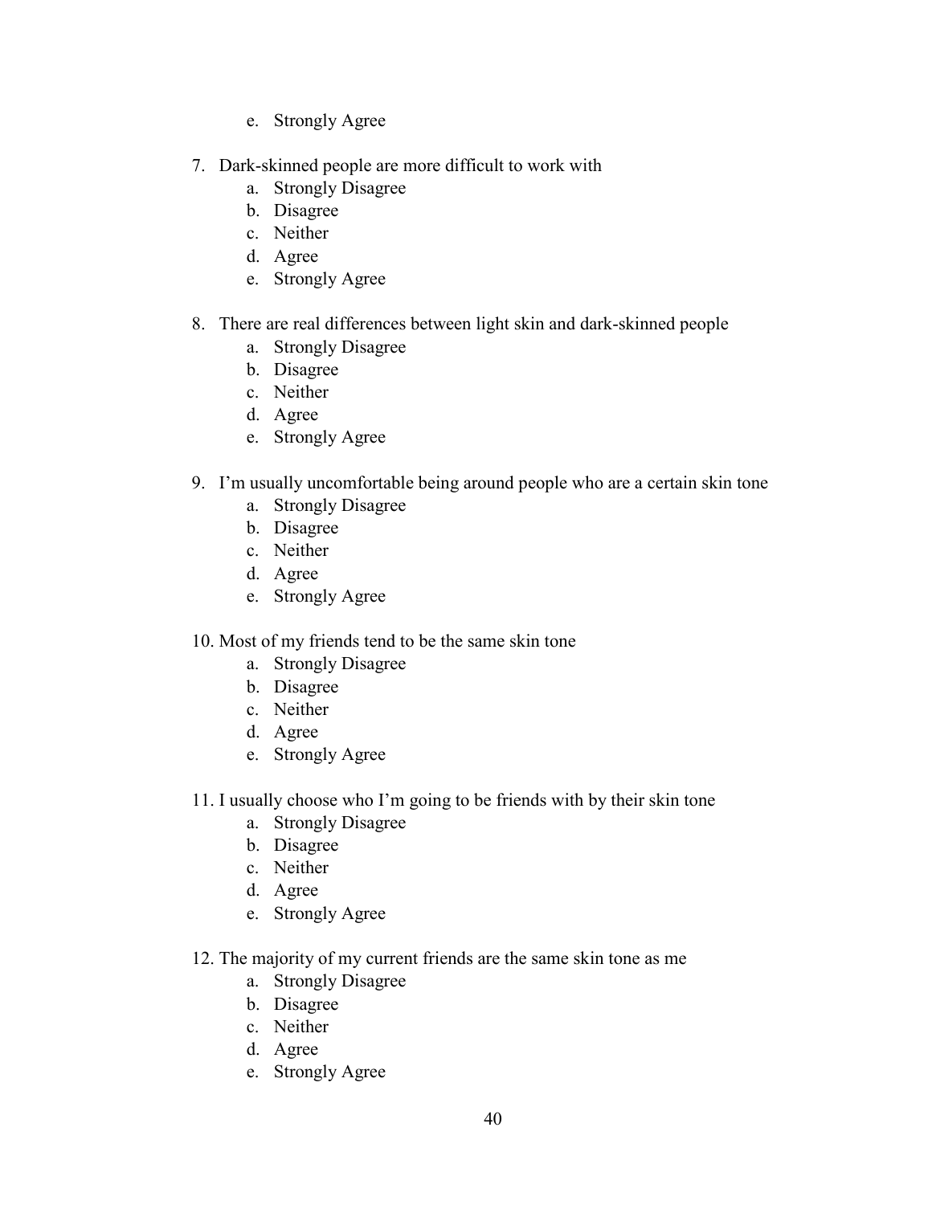e. Strongly Agree

7. Dark-skinned people are more difficult to work with
   a. Strongly Disagree
   b. Disagree
   c. Neither
   d. Agree
   e. Strongly Agree

8. There are real differences between light skin and dark-skinned people
   a. Strongly Disagree
   b. Disagree
   c. Neither
   d. Agree
   e. Strongly Agree

9. I'm usually uncomfortable being around people who are a certain skin tone
   a. Strongly Disagree
   b. Disagree
   c. Neither
   d. Agree
   e. Strongly Agree

10. Most of my friends tend to be the same skin tone
    a. Strongly Disagree
    b. Disagree
    c. Neither
    d. Agree
    e. Strongly Agree

11. I usually choose who I'm going to be friends with by their skin tone
    a. Strongly Disagree
    b. Disagree
    c. Neither
    d. Agree
    e. Strongly Agree

12. The majority of my current friends are the same skin tone as me
    a. Strongly Disagree
    b. Disagree
    c. Neither
    d. Agree
    e. Strongly Agree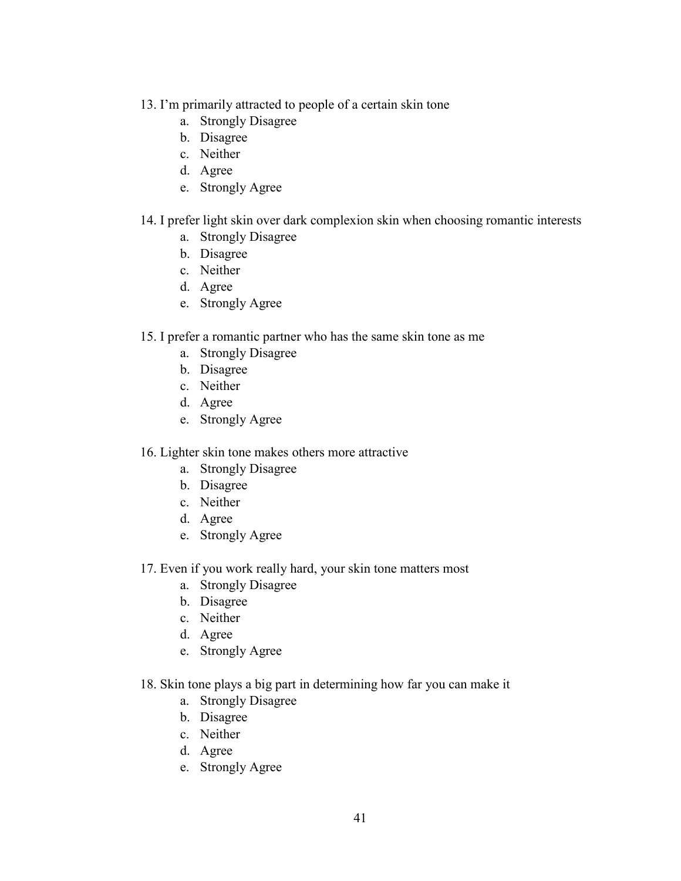13. I'm primarily attracted to people of a certain skin tone
    a. Strongly Disagree
    b. Disagree
    c. Neither
    d. Agree
    e. Strongly Agree

14. I prefer light skin over dark complexion skin when choosing romantic interests
    a. Strongly Disagree
    b. Disagree
    c. Neither
    d. Agree
    e. Strongly Agree

15. I prefer a romantic partner who has the same skin tone as me
    a. Strongly Disagree
    b. Disagree
    c. Neither
    d. Agree
    e. Strongly Agree

16. Lighter skin tone makes others more attractive
    a. Strongly Disagree
    b. Disagree
    c. Neither
    d. Agree
    e. Strongly Agree

17. Even if you work really hard, your skin tone matters most
    a. Strongly Disagree
    b. Disagree
    c. Neither
    d. Agree
    e. Strongly Agree

18. Skin tone plays a big part in determining how far you can make it
    a. Strongly Disagree
    b. Disagree
    c. Neither
    d. Agree
    e. Strongly Agree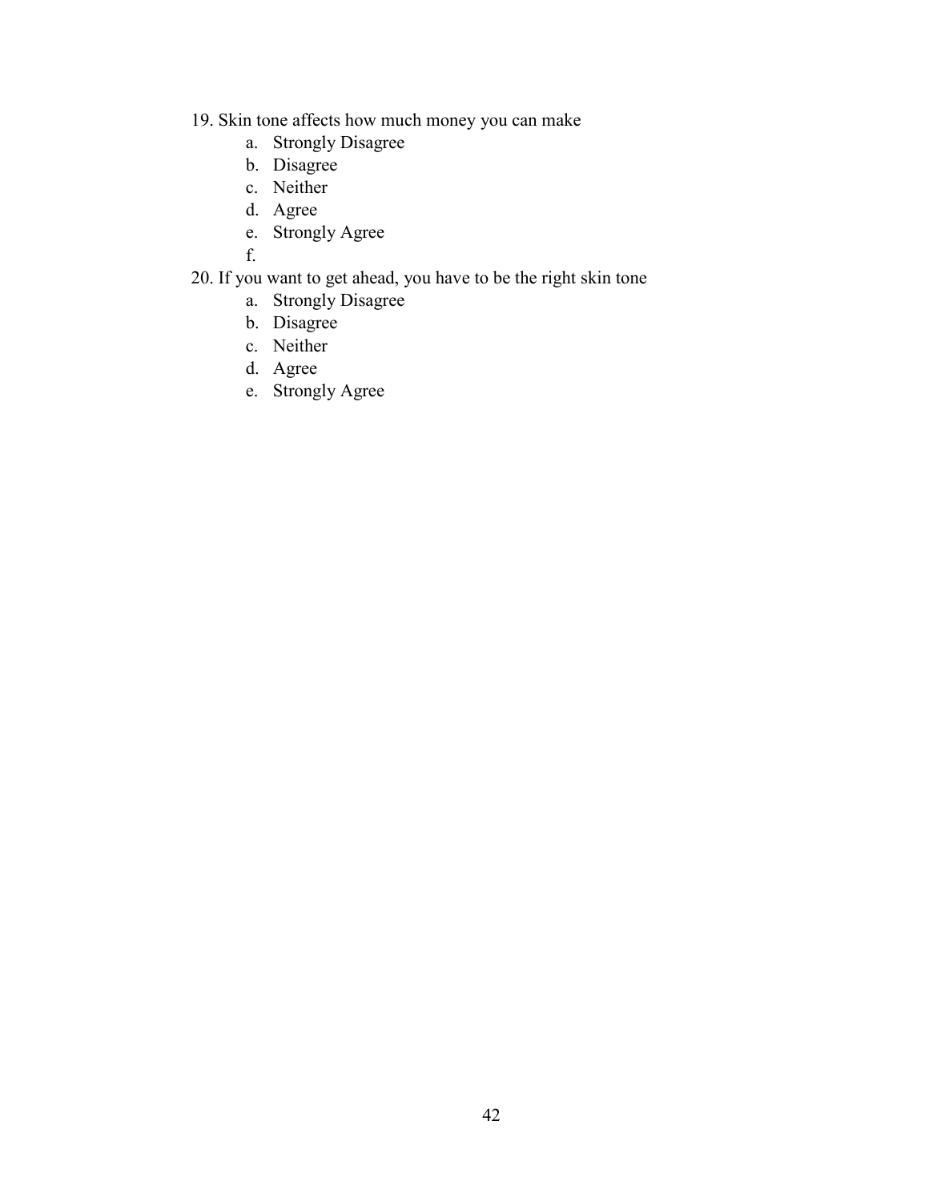19. Skin tone affects how much money you can make
    a. Strongly Disagree
    b. Disagree
    c. Neither
    d. Agree
    e. Strongly Agree
    f.
20. If you want to get ahead, you have to be the right skin tone
    a. Strongly Disagree
    b. Disagree
    c. Neither
    d. Agree
    e. Strongly Agree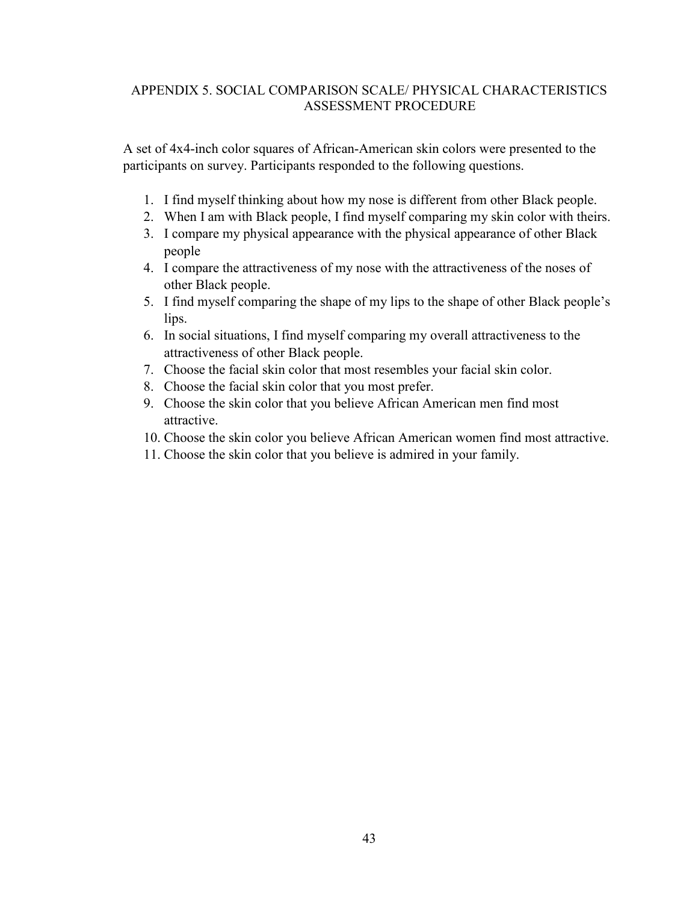# APPENDIX 5. SOCIAL COMPARISON SCALE/ PHYSICAL CHARACTERISTICS ASSESSMENT PROCEDURE

A set of 4x4-inch color squares of African-American skin colors were presented to the participants on survey. Participants responded to the following questions.

1. I find myself thinking about how my nose is different from other Black people.
2. When I am with Black people, I find myself comparing my skin color with theirs.
3. I compare my physical appearance with the physical appearance of other Black people
4. I compare the attractiveness of my nose with the attractiveness of the noses of other Black people.
5. I find myself comparing the shape of my lips to the shape of other Black people's lips.
6. In social situations, I find myself comparing my overall attractiveness to the attractiveness of other Black people.
7. Choose the facial skin color that most resembles your facial skin color.
8. Choose the facial skin color that you most prefer.
9. Choose the skin color that you believe African American men find most attractive.
10. Choose the skin color you believe African American women find most attractive.
11. Choose the skin color that you believe is admired in your family.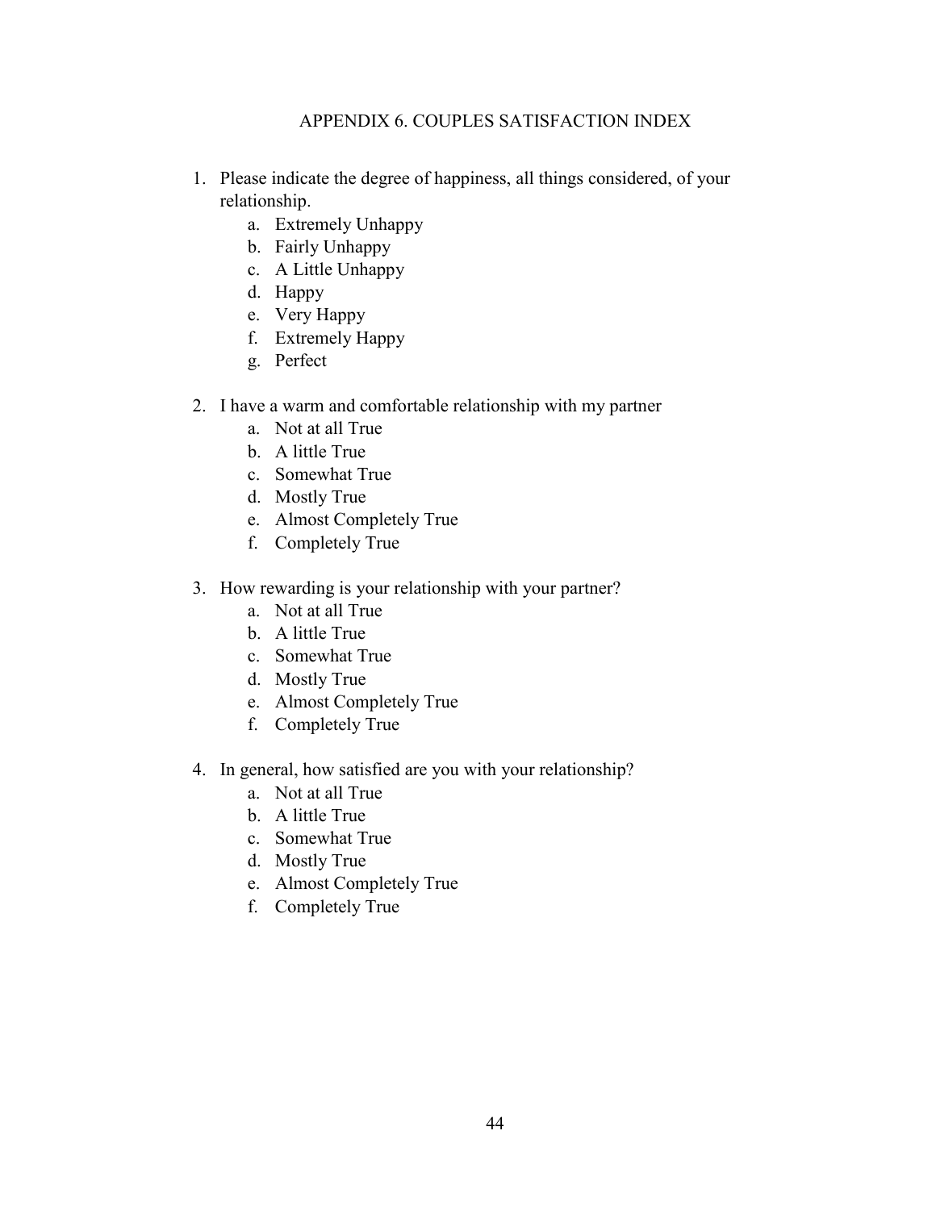## APPENDIX 6. COUPLES SATISFACTION INDEX

1. Please indicate the degree of happiness, all things considered, of your relationship.
   a. Extremely Unhappy
   b. Fairly Unhappy
   c. A Little Unhappy
   d. Happy
   e. Very Happy
   f. Extremely Happy
   g. Perfect

2. I have a warm and comfortable relationship with my partner
   a. Not at all True
   b. A little True
   c. Somewhat True
   d. Mostly True
   e. Almost Completely True
   f. Completely True

3. How rewarding is your relationship with your partner?
   a. Not at all True
   b. A little True
   c. Somewhat True
   d. Mostly True
   e. Almost Completely True
   f. Completely True

4. In general, how satisfied are you with your relationship?
   a. Not at all True
   b. A little True
   c. Somewhat True
   d. Mostly True
   e. Almost Completely True
   f. Completely True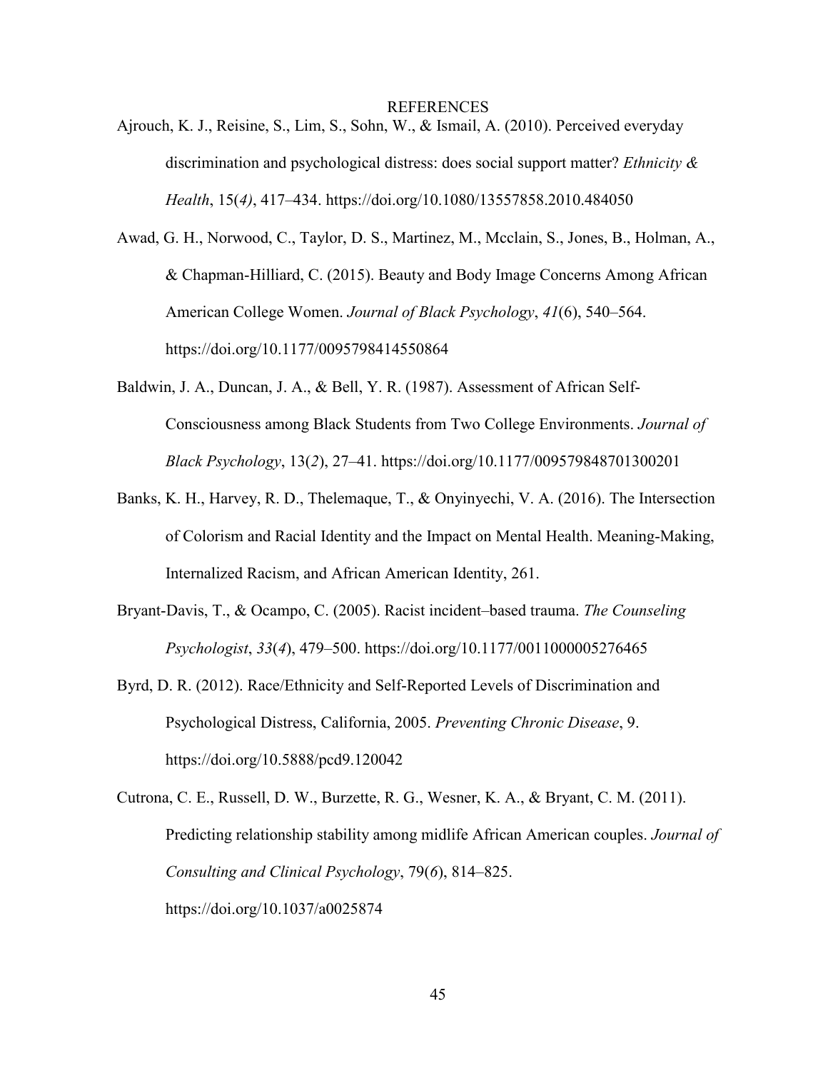# REFERENCES

Ajrouch, K. J., Reisine, S., Lim, S., Sohn, W., & Ismail, A. (2010). Perceived everyday discrimination and psychological distress: does social support matter? *Ethnicity & Health*, 15(*4)*, 417–434. https://doi.org/10.1080/13557858.2010.484050

Awad, G. H., Norwood, C., Taylor, D. S., Martinez, M., Mcclain, S., Jones, B., Holman, A., & Chapman-Hilliard, C. (2015). Beauty and Body Image Concerns Among African American College Women. *Journal of Black Psychology*, *41*(6), 540–564. https://doi.org/10.1177/0095798414550864

Baldwin, J. A., Duncan, J. A., & Bell, Y. R. (1987). Assessment of African Self-Consciousness among Black Students from Two College Environments. *Journal of Black Psychology*, 13(*2*), 27–41. https://doi.org/10.1177/009579848701300201

Banks, K. H., Harvey, R. D., Thelemaque, T., & Onyinyechi, V. A. (2016). The Intersection of Colorism and Racial Identity and the Impact on Mental Health. Meaning-Making, Internalized Racism, and African American Identity, 261.

Bryant-Davis, T., & Ocampo, C. (2005). Racist incident–based trauma. *The Counseling Psychologist*, *33*(*4*), 479–500. https://doi.org/10.1177/0011000005276465

Byrd, D. R. (2012). Race/Ethnicity and Self-Reported Levels of Discrimination and Psychological Distress, California, 2005. *Preventing Chronic Disease*, 9. https://doi.org/10.5888/pcd9.120042

Cutrona, C. E., Russell, D. W., Burzette, R. G., Wesner, K. A., & Bryant, C. M. (2011). Predicting relationship stability among midlife African American couples. *Journal of Consulting and Clinical Psychology*, 79(*6*), 814–825. https://doi.org/10.1037/a0025874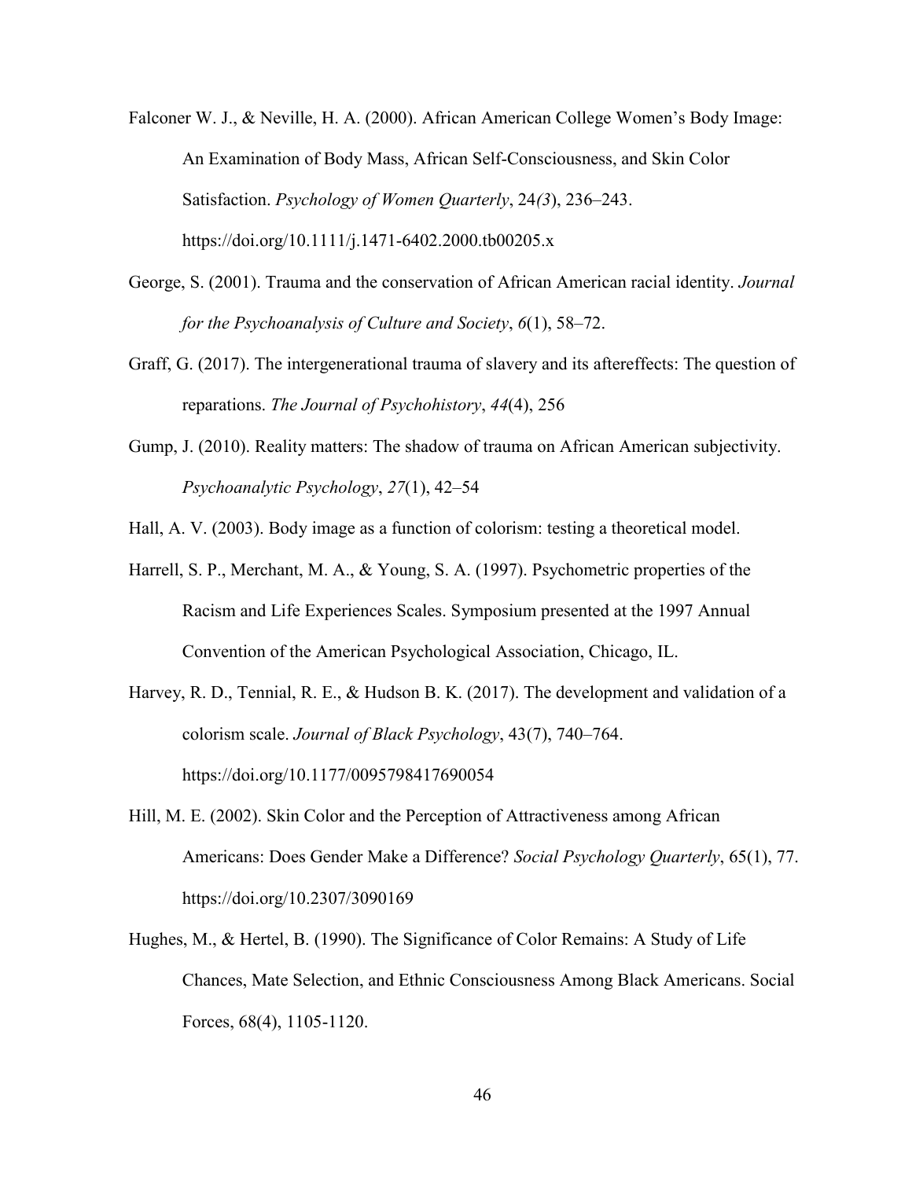Falconer W. J., & Neville, H. A. (2000). African American College Women's Body Image: An Examination of Body Mass, African Self-Consciousness, and Skin Color Satisfaction. *Psychology of Women Quarterly*, 24*(3*), 236–243. https://doi.org/10.1111/j.1471-6402.2000.tb00205.x

George, S. (2001). Trauma and the conservation of African American racial identity. *Journal for the Psychoanalysis of Culture and Society*, *6*(1), 58–72.

Graff, G. (2017). The intergenerational trauma of slavery and its aftereffects: The question of reparations. *The Journal of Psychohistory*, *44*(4), 256

Gump, J. (2010). Reality matters: The shadow of trauma on African American subjectivity. *Psychoanalytic Psychology*, *27*(1), 42–54

Hall, A. V. (2003). Body image as a function of colorism: testing a theoretical model.

Harrell, S. P., Merchant, M. A., & Young, S. A. (1997). Psychometric properties of the Racism and Life Experiences Scales. Symposium presented at the 1997 Annual Convention of the American Psychological Association, Chicago, IL.

Harvey, R. D., Tennial, R. E., & Hudson B. K. (2017). The development and validation of a colorism scale. *Journal of Black Psychology*, 43(7), 740–764. https://doi.org/10.1177/0095798417690054

Hill, M. E. (2002). Skin Color and the Perception of Attractiveness among African Americans: Does Gender Make a Difference? *Social Psychology Quarterly*, 65(1), 77. https://doi.org/10.2307/3090169

Hughes, M., & Hertel, B. (1990). The Significance of Color Remains: A Study of Life Chances, Mate Selection, and Ethnic Consciousness Among Black Americans. Social Forces, 68(4), 1105-1120.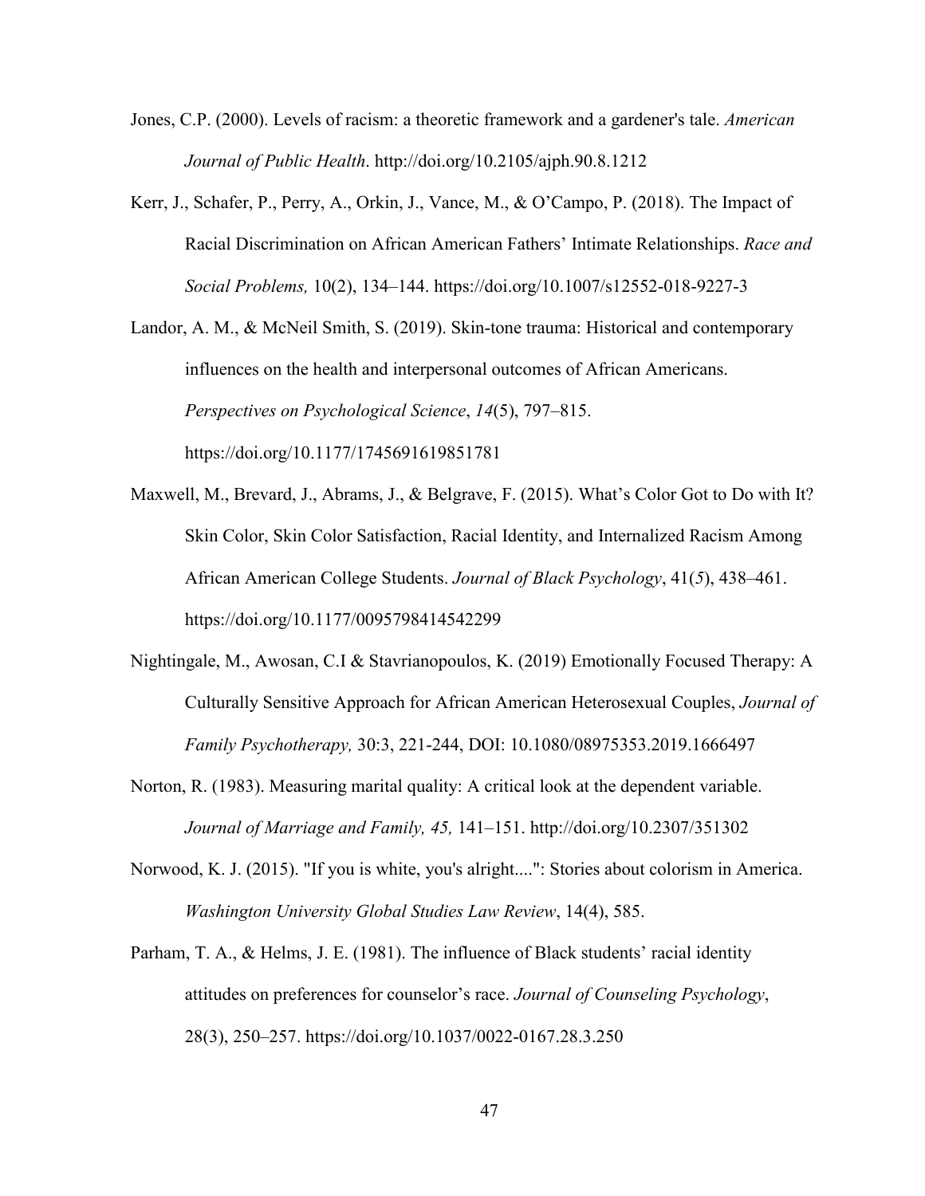Jones, C.P. (2000). Levels of racism: a theoretic framework and a gardener's tale. *American Journal of Public Health*. http://doi.org/10.2105/ajph.90.8.1212

Kerr, J., Schafer, P., Perry, A., Orkin, J., Vance, M., & O'Campo, P. (2018). The Impact of Racial Discrimination on African American Fathers' Intimate Relationships. *Race and Social Problems,* 10(2), 134–144. https://doi.org/10.1007/s12552-018-9227-3

Landor, A. M., & McNeil Smith, S. (2019). Skin-tone trauma: Historical and contemporary influences on the health and interpersonal outcomes of African Americans. *Perspectives on Psychological Science*, *14*(5), 797–815. https://doi.org/10.1177/1745691619851781

Maxwell, M., Brevard, J., Abrams, J., & Belgrave, F. (2015). What's Color Got to Do with It? Skin Color, Skin Color Satisfaction, Racial Identity, and Internalized Racism Among African American College Students. *Journal of Black Psychology*, 41(*5*), 438–461. https://doi.org/10.1177/0095798414542299

Nightingale, M., Awosan, C.I & Stavrianopoulos, K. (2019) Emotionally Focused Therapy: A Culturally Sensitive Approach for African American Heterosexual Couples, *Journal of Family Psychotherapy,* 30:3, 221-244, DOI: 10.1080/08975353.2019.1666497

Norton, R. (1983). Measuring marital quality: A critical look at the dependent variable. *Journal of Marriage and Family, 45,* 141–151. http://doi.org/10.2307/351302

Norwood, K. J. (2015). "If you is white, you's alright....": Stories about colorism in America. *Washington University Global Studies Law Review*, 14(4), 585.

Parham, T. A., & Helms, J. E. (1981). The influence of Black students' racial identity attitudes on preferences for counselor's race. *Journal of Counseling Psychology*, 28(3), 250–257. https://doi.org/10.1037/0022-0167.28.3.250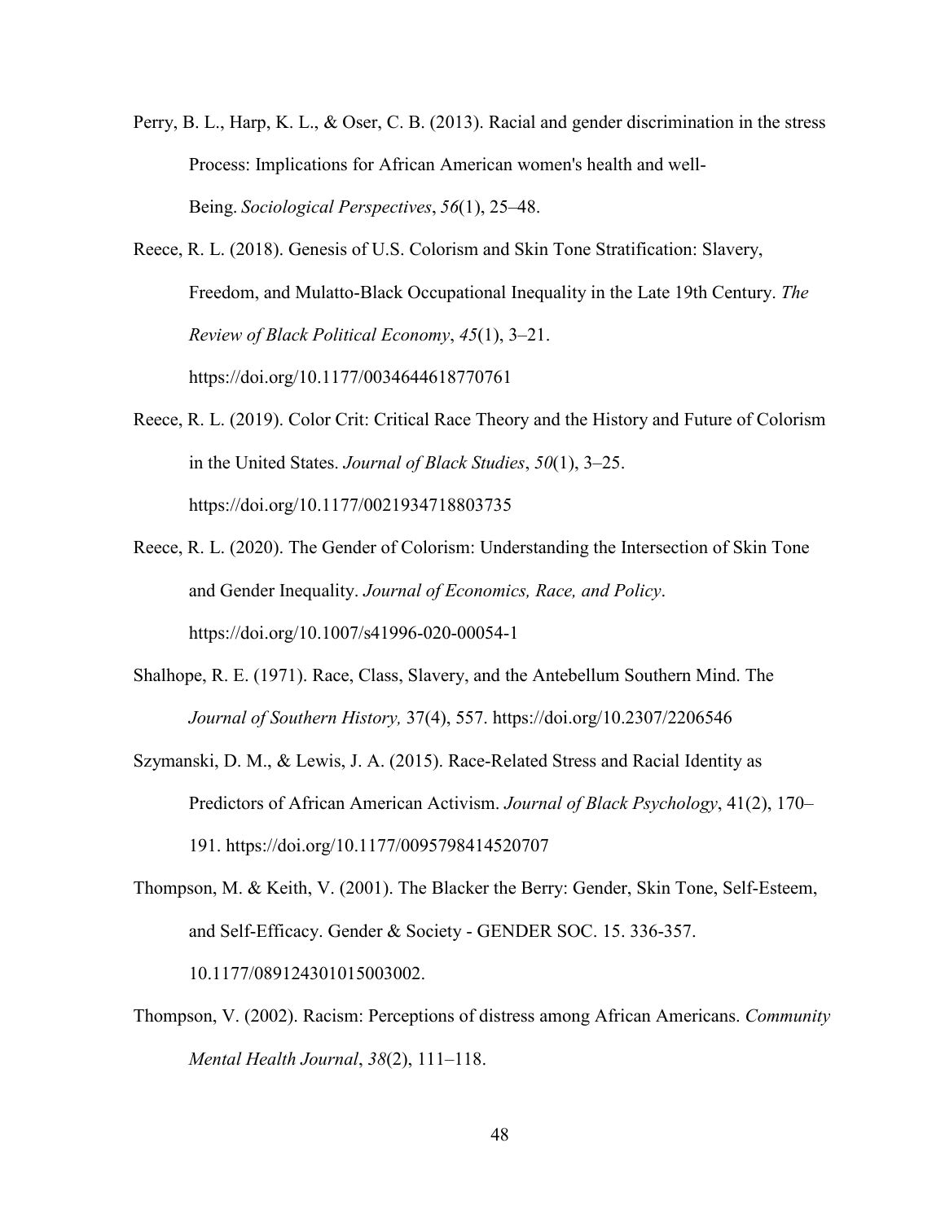Perry, B. L., Harp, K. L., & Oser, C. B. (2013). Racial and gender discrimination in the stress Process: Implications for African American women's health and well-Being. *Sociological Perspectives*, *56*(1), 25–48.

Reece, R. L. (2018). Genesis of U.S. Colorism and Skin Tone Stratification: Slavery, Freedom, and Mulatto-Black Occupational Inequality in the Late 19th Century. *The Review of Black Political Economy*, *45*(1), 3–21. https://doi.org/10.1177/0034644618770761

Reece, R. L. (2019). Color Crit: Critical Race Theory and the History and Future of Colorism in the United States. *Journal of Black Studies*, *50*(1), 3–25. https://doi.org/10.1177/0021934718803735

Reece, R. L. (2020). The Gender of Colorism: Understanding the Intersection of Skin Tone and Gender Inequality. *Journal of Economics, Race, and Policy*. https://doi.org/10.1007/s41996-020-00054-1

Shalhope, R. E. (1971). Race, Class, Slavery, and the Antebellum Southern Mind. The *Journal of Southern History,* 37(4), 557. https://doi.org/10.2307/2206546

Szymanski, D. M., & Lewis, J. A. (2015). Race-Related Stress and Racial Identity as Predictors of African American Activism. *Journal of Black Psychology*, 41(2), 170–191. https://doi.org/10.1177/0095798414520707

Thompson, M. & Keith, V. (2001). The Blacker the Berry: Gender, Skin Tone, Self-Esteem, and Self-Efficacy. Gender & Society - GENDER SOC. 15. 336-357. 10.1177/089124301015003002.

Thompson, V. (2002). Racism: Perceptions of distress among African Americans. *Community Mental Health Journal*, *38*(2), 111–118.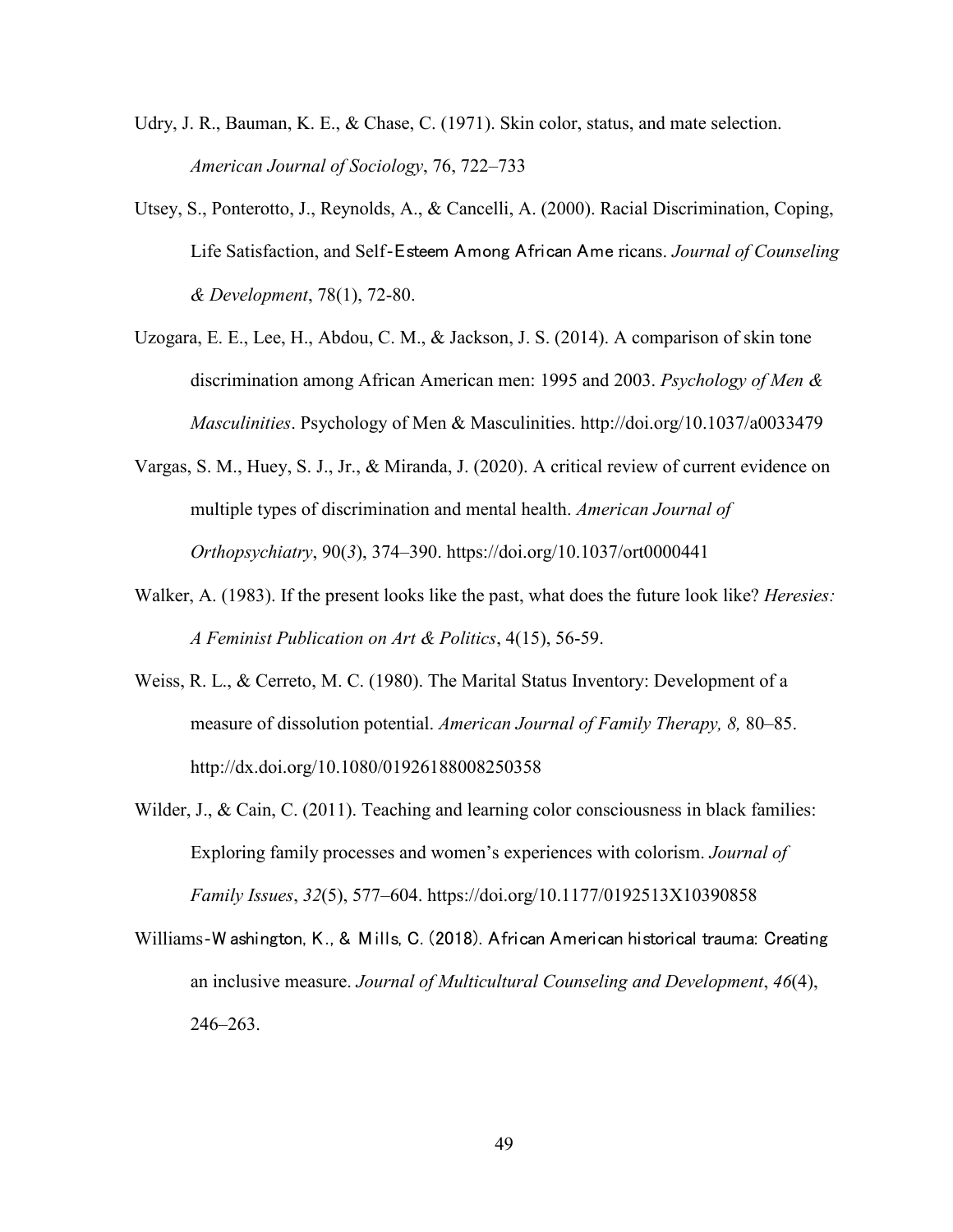Udry, J. R., Bauman, K. E., & Chase, C. (1971). Skin color, status, and mate selection. *American Journal of Sociology*, 76, 722–733

Utsey, S., Ponterotto, J., Reynolds, A., & Cancelli, A. (2000). Racial Discrimination, Coping, Life Satisfaction, and Self-Esteem Among African Ame ricans. *Journal of Counseling & Development*, 78(1), 72-80.

Uzogara, E. E., Lee, H., Abdou, C. M., & Jackson, J. S. (2014). A comparison of skin tone discrimination among African American men: 1995 and 2003. *Psychology of Men & Masculinities*. Psychology of Men & Masculinities. http://doi.org/10.1037/a0033479

Vargas, S. M., Huey, S. J., Jr., & Miranda, J. (2020). A critical review of current evidence on multiple types of discrimination and mental health. *American Journal of Orthopsychiatry*, 90(*3*), 374–390. https://doi.org/10.1037/ort0000441

Walker, A. (1983). If the present looks like the past, what does the future look like? *Heresies: A Feminist Publication on Art & Politics*, 4(15), 56-59.

Weiss, R. L., & Cerreto, M. C. (1980). The Marital Status Inventory: Development of a measure of dissolution potential. *American Journal of Family Therapy, 8,* 80–85. http://dx.doi.org/10.1080/01926188008250358

Wilder, J., & Cain, C. (2011). Teaching and learning color consciousness in black families: Exploring family processes and women's experiences with colorism. *Journal of Family Issues*, *32*(5), 577–604. https://doi.org/10.1177/0192513X10390858

Williams-Washington, K., & Mills, C. (2018). African American historical trauma: Creating an inclusive measure. *Journal of Multicultural Counseling and Development*, *46*(4), 246–263.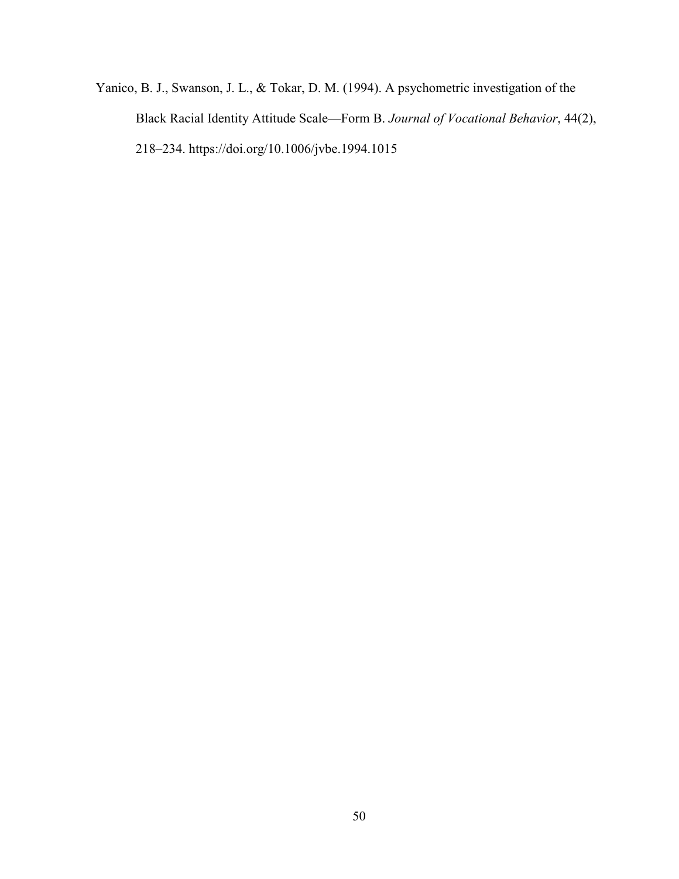Yanico, B. J., Swanson, J. L., & Tokar, D. M. (1994). A psychometric investigation of the Black Racial Identity Attitude Scale—Form B. *Journal of Vocational Behavior*, 44(2), 218–234. https://doi.org/10.1006/jvbe.1994.1015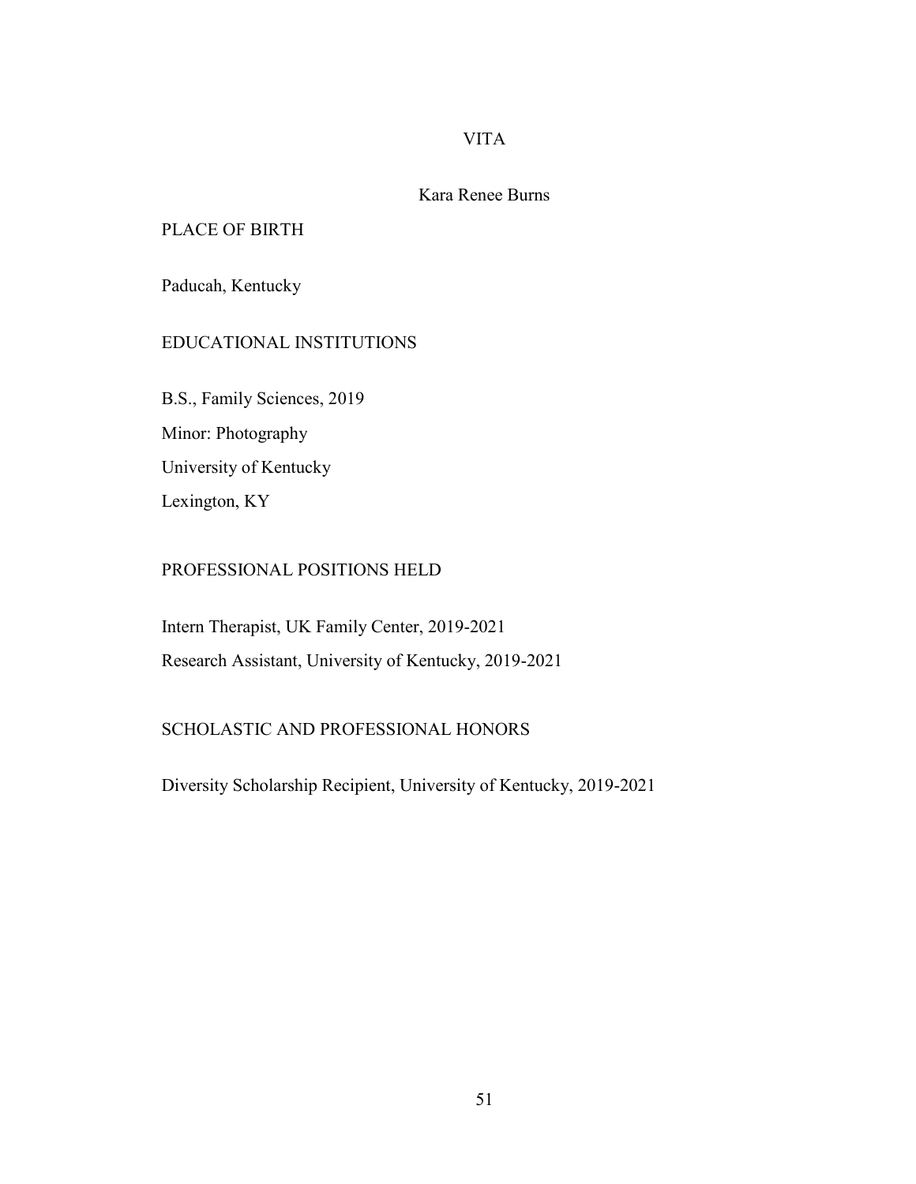# VITA

Kara Renee Burns

## PLACE OF BIRTH

Paducah, Kentucky

## EDUCATIONAL INSTITUTIONS

B.S., Family Sciences, 2019

Minor: Photography

University of Kentucky

Lexington, KY

## PROFESSIONAL POSITIONS HELD

Intern Therapist, UK Family Center, 2019-2021

Research Assistant, University of Kentucky, 2019-2021

## SCHOLASTIC AND PROFESSIONAL HONORS

Diversity Scholarship Recipient, University of Kentucky, 2019-2021